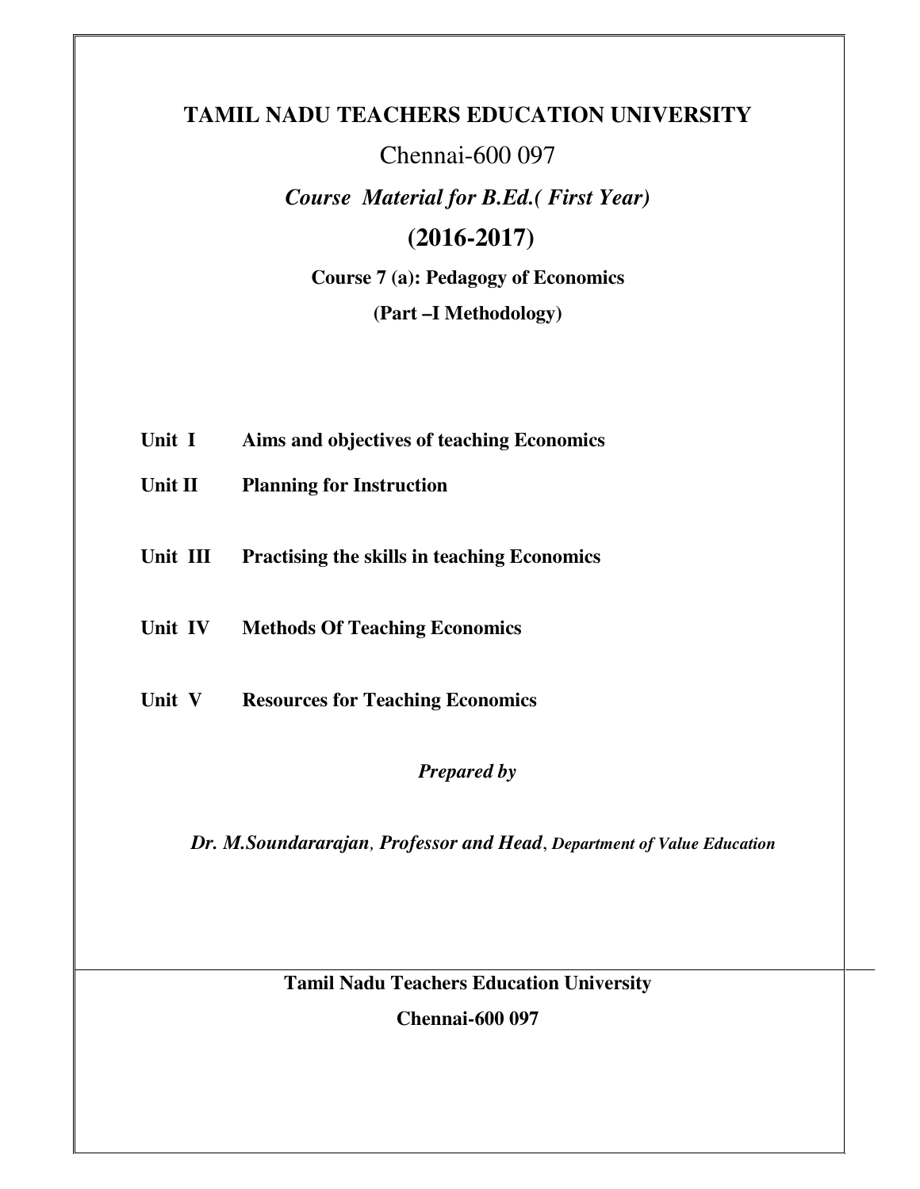# TAMIL NADU TEACHERS EDUCATION UNIVERSITY

Chennai-600 097

***Course Material for B.Ed.( First Year)***

## (2016-2017)

**Course 7 (a): Pedagogy of Economics**

**(Part –I Methodology)**

**Unit I** **Aims and objectives of teaching Economics**

**Unit II** **Planning for Instruction**

**Unit III** **Practising the skills in teaching Economics**

**Unit IV** **Methods Of Teaching Economics**

**Unit V** **Resources for Teaching Economics**

***Prepared by***

***Dr. M.Soundararajan, Professor and Head, Department of Value Education***

**Tamil Nadu Teachers Education University**

**Chennai-600 097**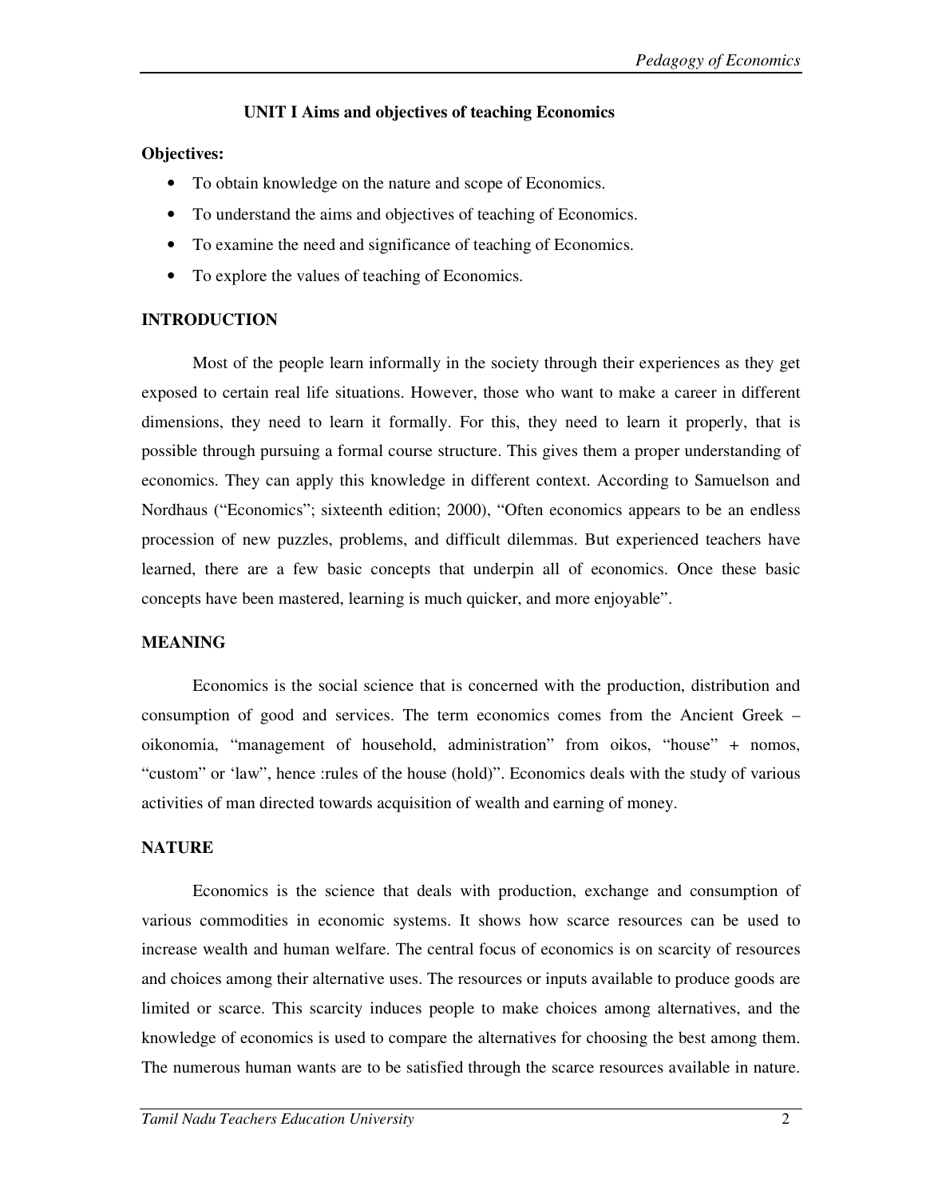## UNIT I Aims and objectives of teaching Economics

**Objectives:**

- To obtain knowledge on the nature and scope of Economics.
- To understand the aims and objectives of teaching of Economics.
- To examine the need and significance of teaching of Economics.
- To explore the values of teaching of Economics.

### INTRODUCTION

Most of the people learn informally in the society through their experiences as they get exposed to certain real life situations. However, those who want to make a career in different dimensions, they need to learn it formally. For this, they need to learn it properly, that is possible through pursuing a formal course structure. This gives them a proper understanding of economics. They can apply this knowledge in different context. According to Samuelson and Nordhaus ("Economics"; sixteenth edition; 2000), "Often economics appears to be an endless procession of new puzzles, problems, and difficult dilemmas. But experienced teachers have learned, there are a few basic concepts that underpin all of economics. Once these basic concepts have been mastered, learning is much quicker, and more enjoyable".

### MEANING

Economics is the social science that is concerned with the production, distribution and consumption of good and services. The term economics comes from the Ancient Greek – oikonomia, "management of household, administration" from oikos, "house" + nomos, "custom" or 'law", hence :rules of the house (hold)". Economics deals with the study of various activities of man directed towards acquisition of wealth and earning of money.

### NATURE

Economics is the science that deals with production, exchange and consumption of various commodities in economic systems. It shows how scarce resources can be used to increase wealth and human welfare. The central focus of economics is on scarcity of resources and choices among their alternative uses. The resources or inputs available to produce goods are limited or scarce. This scarcity induces people to make choices among alternatives, and the knowledge of economics is used to compare the alternatives for choosing the best among them. The numerous human wants are to be satisfied through the scarce resources available in nature.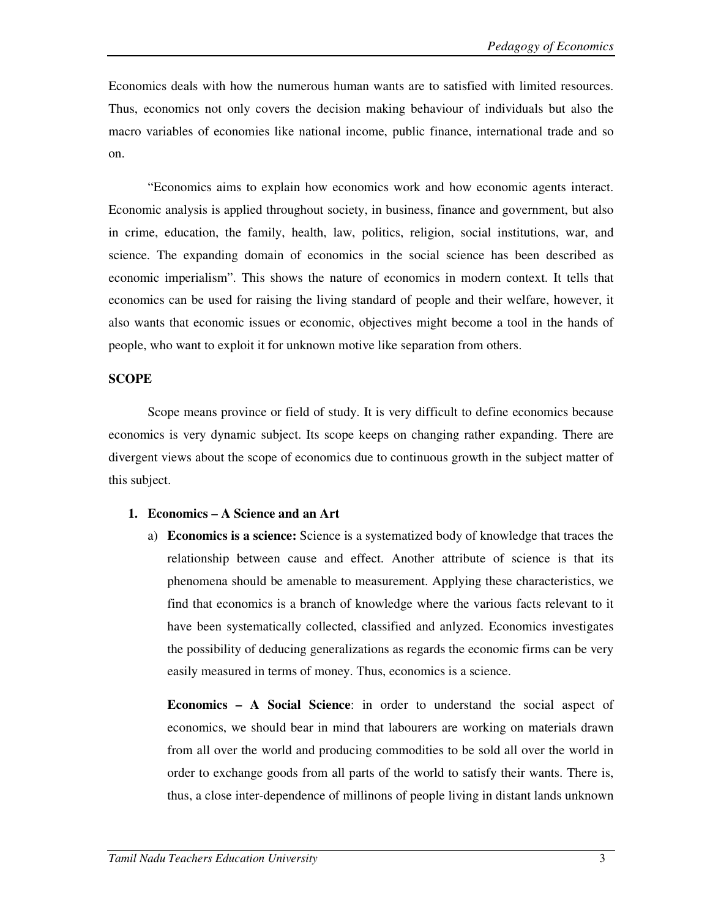Economics deals with how the numerous human wants are to satisfied with limited resources. Thus, economics not only covers the decision making behaviour of individuals but also the macro variables of economies like national income, public finance, international trade and so on.

"Economics aims to explain how economics work and how economic agents interact. Economic analysis is applied throughout society, in business, finance and government, but also in crime, education, the family, health, law, politics, religion, social institutions, war, and science. The expanding domain of economics in the social science has been described as economic imperialism". This shows the nature of economics in modern context. It tells that economics can be used for raising the living standard of people and their welfare, however, it also wants that economic issues or economic, objectives might become a tool in the hands of people, who want to exploit it for unknown motive like separation from others.

**SCOPE**

Scope means province or field of study. It is very difficult to define economics because economics is very dynamic subject. Its scope keeps on changing rather expanding. There are divergent views about the scope of economics due to continuous growth in the subject matter of this subject.

1. **Economics – A Science and an Art**

   a) **Economics is a science:** Science is a systematized body of knowledge that traces the relationship between cause and effect. Another attribute of science is that its phenomena should be amenable to measurement. Applying these characteristics, we find that economics is a branch of knowledge where the various facts relevant to it have been systematically collected, classified and anlyzed. Economics investigates the possibility of deducing generalizations as regards the economic firms can be very easily measured in terms of money. Thus, economics is a science.

   **Economics – A Social Science**: in order to understand the social aspect of economics, we should bear in mind that labourers are working on materials drawn from all over the world and producing commodities to be sold all over the world in order to exchange goods from all parts of the world to satisfy their wants. There is, thus, a close inter-dependence of millinons of people living in distant lands unknown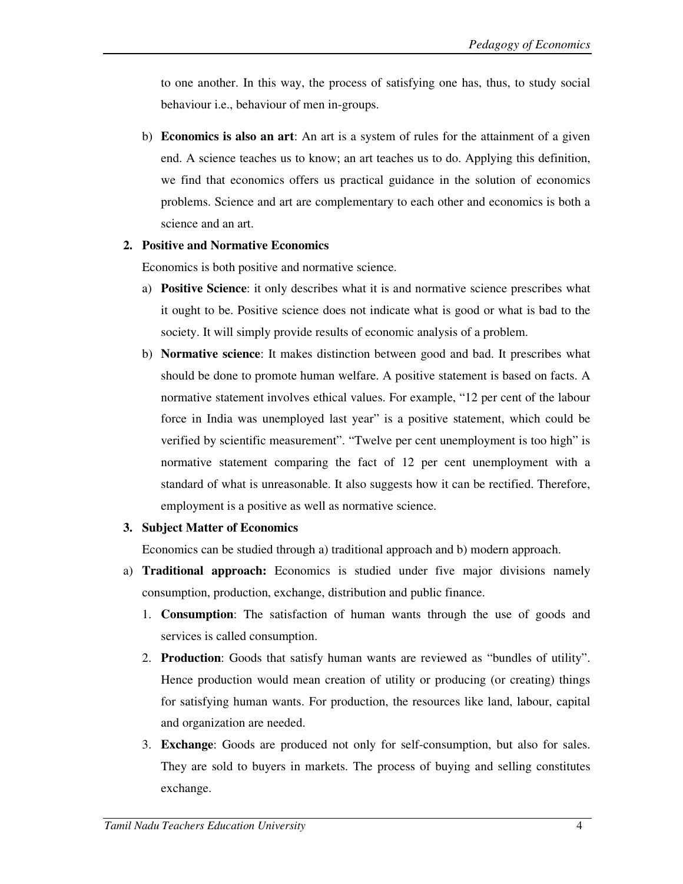to one another. In this way, the process of satisfying one has, thus, to study social behaviour i.e., behaviour of men in-groups.

b) **Economics is also an art**: An art is a system of rules for the attainment of a given end. A science teaches us to know; an art teaches us to do. Applying this definition, we find that economics offers us practical guidance in the solution of economics problems. Science and art are complementary to each other and economics is both a science and an art.

**2. Positive and Normative Economics**

Economics is both positive and normative science.

a) **Positive Science**: it only describes what it is and normative science prescribes what it ought to be. Positive science does not indicate what is good or what is bad to the society. It will simply provide results of economic analysis of a problem.

b) **Normative science**: It makes distinction between good and bad. It prescribes what should be done to promote human welfare. A positive statement is based on facts. A normative statement involves ethical values. For example, "12 per cent of the labour force in India was unemployed last year" is a positive statement, which could be verified by scientific measurement". "Twelve per cent unemployment is too high" is normative statement comparing the fact of 12 per cent unemployment with a standard of what is unreasonable. It also suggests how it can be rectified. Therefore, employment is a positive as well as normative science.

**3. Subject Matter of Economics**

Economics can be studied through a) traditional approach and b) modern approach.

a) **Traditional approach:** Economics is studied under five major divisions namely consumption, production, exchange, distribution and public finance.

1. **Consumption**: The satisfaction of human wants through the use of goods and services is called consumption.
2. **Production**: Goods that satisfy human wants are reviewed as "bundles of utility". Hence production would mean creation of utility or producing (or creating) things for satisfying human wants. For production, the resources like land, labour, capital and organization are needed.
3. **Exchange**: Goods are produced not only for self-consumption, but also for sales. They are sold to buyers in markets. The process of buying and selling constitutes exchange.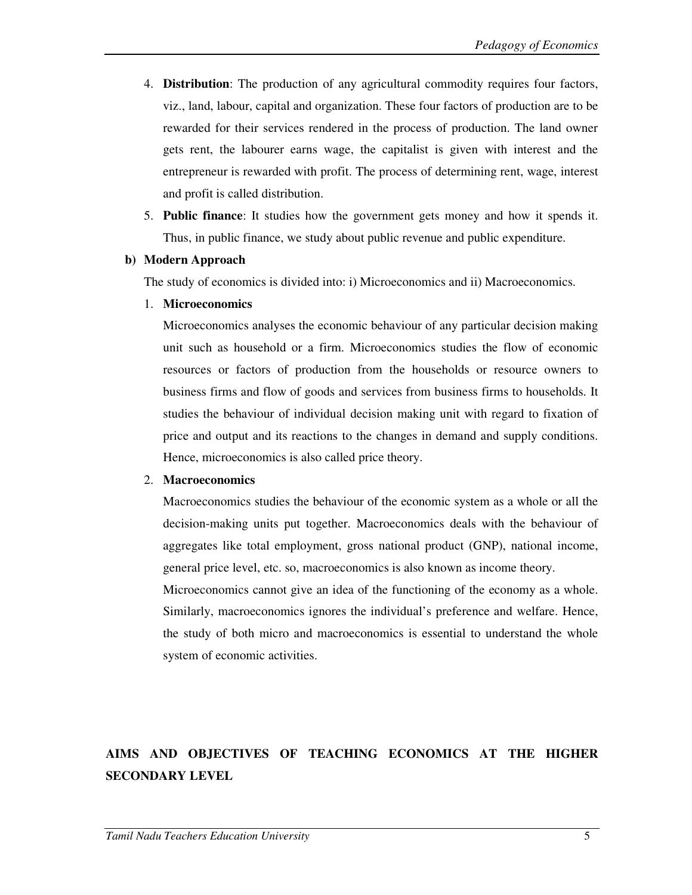4. **Distribution**: The production of any agricultural commodity requires four factors, viz., land, labour, capital and organization. These four factors of production are to be rewarded for their services rendered in the process of production. The land owner gets rent, the labourer earns wage, the capitalist is given with interest and the entrepreneur is rewarded with profit. The process of determining rent, wage, interest and profit is called distribution.
5. **Public finance**: It studies how the government gets money and how it spends it. Thus, in public finance, we study about public revenue and public expenditure.

**b) Modern Approach**

The study of economics is divided into: i) Microeconomics and ii) Macroeconomics.

1. **Microeconomics**

   Microeconomics analyses the economic behaviour of any particular decision making unit such as household or a firm. Microeconomics studies the flow of economic resources or factors of production from the households or resource owners to business firms and flow of goods and services from business firms to households. It studies the behaviour of individual decision making unit with regard to fixation of price and output and its reactions to the changes in demand and supply conditions. Hence, microeconomics is also called price theory.

2. **Macroeconomics**

   Macroeconomics studies the behaviour of the economic system as a whole or all the decision-making units put together. Macroeconomics deals with the behaviour of aggregates like total employment, gross national product (GNP), national income, general price level, etc. so, macroeconomics is also known as income theory.

   Microeconomics cannot give an idea of the functioning of the economy as a whole. Similarly, macroeconomics ignores the individual's preference and welfare. Hence, the study of both micro and macroeconomics is essential to understand the whole system of economic activities.

## AIMS AND OBJECTIVES OF TEACHING ECONOMICS AT THE HIGHER SECONDARY LEVEL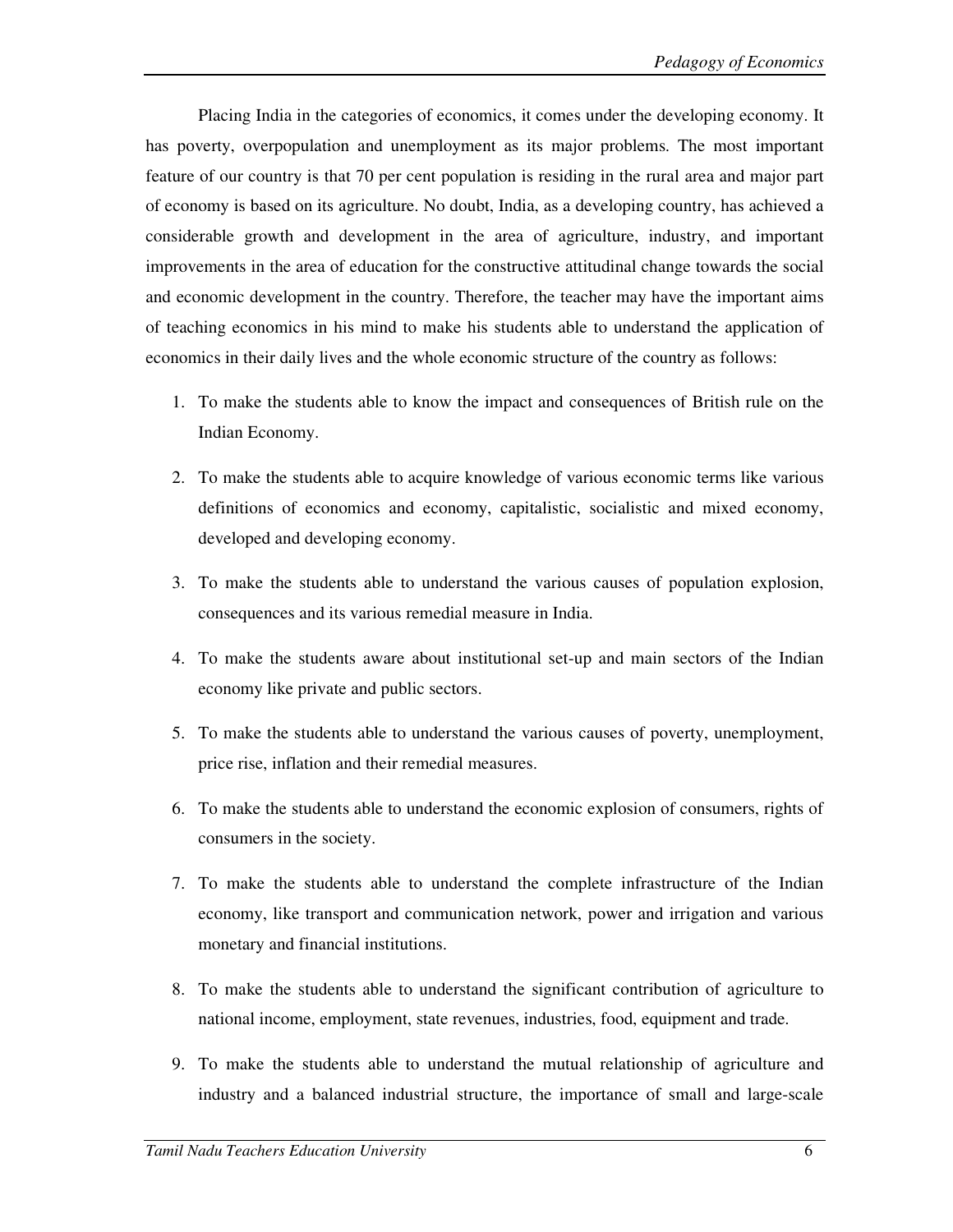Placing India in the categories of economics, it comes under the developing economy. It has poverty, overpopulation and unemployment as its major problems. The most important feature of our country is that 70 per cent population is residing in the rural area and major part of economy is based on its agriculture. No doubt, India, as a developing country, has achieved a considerable growth and development in the area of agriculture, industry, and important improvements in the area of education for the constructive attitudinal change towards the social and economic development in the country. Therefore, the teacher may have the important aims of teaching economics in his mind to make his students able to understand the application of economics in their daily lives and the whole economic structure of the country as follows:

1. To make the students able to know the impact and consequences of British rule on the Indian Economy.
2. To make the students able to acquire knowledge of various economic terms like various definitions of economics and economy, capitalistic, socialistic and mixed economy, developed and developing economy.
3. To make the students able to understand the various causes of population explosion, consequences and its various remedial measure in India.
4. To make the students aware about institutional set-up and main sectors of the Indian economy like private and public sectors.
5. To make the students able to understand the various causes of poverty, unemployment, price rise, inflation and their remedial measures.
6. To make the students able to understand the economic explosion of consumers, rights of consumers in the society.
7. To make the students able to understand the complete infrastructure of the Indian economy, like transport and communication network, power and irrigation and various monetary and financial institutions.
8. To make the students able to understand the significant contribution of agriculture to national income, employment, state revenues, industries, food, equipment and trade.
9. To make the students able to understand the mutual relationship of agriculture and industry and a balanced industrial structure, the importance of small and large-scale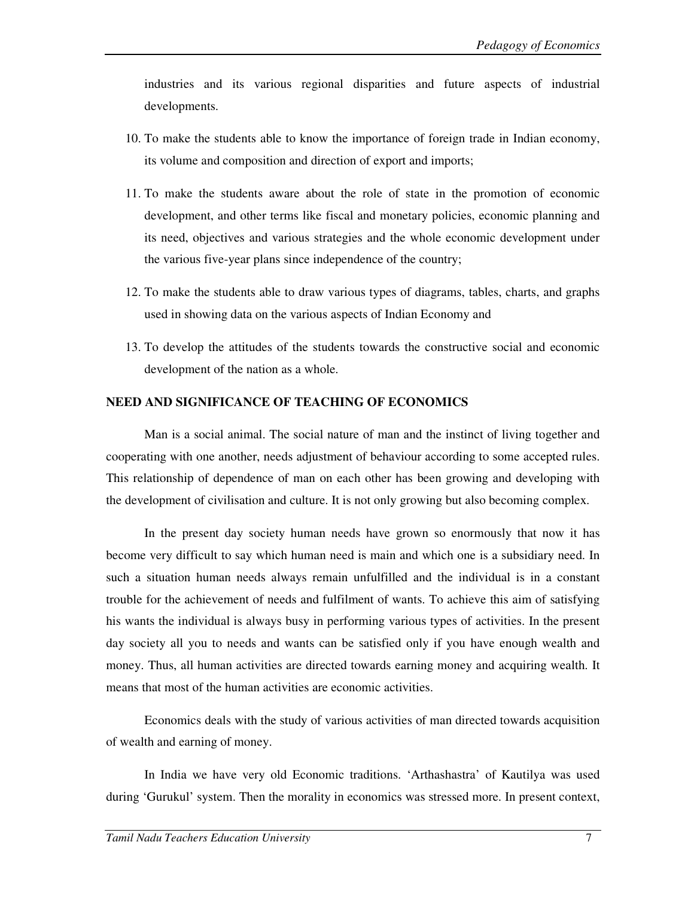industries and its various regional disparities and future aspects of industrial developments.

10. To make the students able to know the importance of foreign trade in Indian economy, its volume and composition and direction of export and imports;
11. To make the students aware about the role of state in the promotion of economic development, and other terms like fiscal and monetary policies, economic planning and its need, objectives and various strategies and the whole economic development under the various five-year plans since independence of the country;
12. To make the students able to draw various types of diagrams, tables, charts, and graphs used in showing data on the various aspects of Indian Economy and
13. To develop the attitudes of the students towards the constructive social and economic development of the nation as a whole.

**NEED AND SIGNIFICANCE OF TEACHING OF ECONOMICS**

Man is a social animal. The social nature of man and the instinct of living together and cooperating with one another, needs adjustment of behaviour according to some accepted rules. This relationship of dependence of man on each other has been growing and developing with the development of civilisation and culture. It is not only growing but also becoming complex.

In the present day society human needs have grown so enormously that now it has become very difficult to say which human need is main and which one is a subsidiary need. In such a situation human needs always remain unfulfilled and the individual is in a constant trouble for the achievement of needs and fulfilment of wants. To achieve this aim of satisfying his wants the individual is always busy in performing various types of activities. In the present day society all you to needs and wants can be satisfied only if you have enough wealth and money. Thus, all human activities are directed towards earning money and acquiring wealth. It means that most of the human activities are economic activities.

Economics deals with the study of various activities of man directed towards acquisition of wealth and earning of money.

In India we have very old Economic traditions. 'Arthashastra' of Kautilya was used during 'Gurukul' system. Then the morality in economics was stressed more. In present context,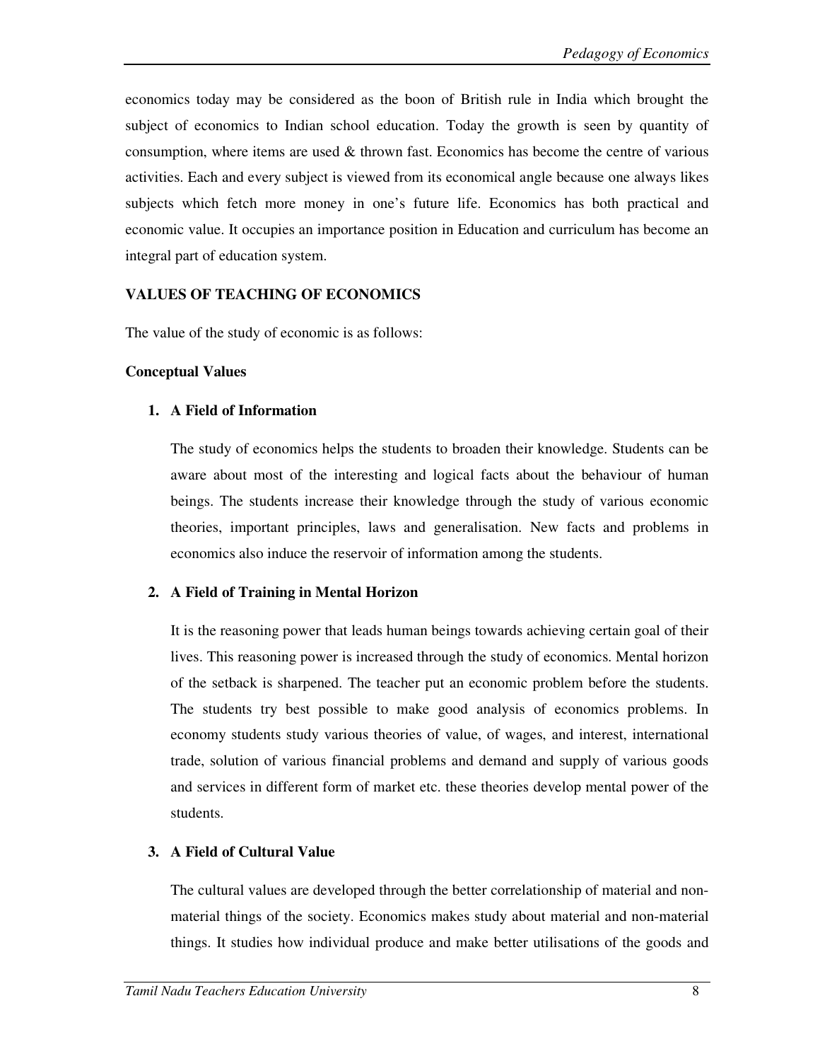economics today may be considered as the boon of British rule in India which brought the subject of economics to Indian school education. Today the growth is seen by quantity of consumption, where items are used & thrown fast. Economics has become the centre of various activities. Each and every subject is viewed from its economical angle because one always likes subjects which fetch more money in one's future life. Economics has both practical and economic value. It occupies an importance position in Education and curriculum has become an integral part of education system.

## VALUES OF TEACHING OF ECONOMICS

The value of the study of economic is as follows:

### Conceptual Values

1. **A Field of Information**

   The study of economics helps the students to broaden their knowledge. Students can be aware about most of the interesting and logical facts about the behaviour of human beings. The students increase their knowledge through the study of various economic theories, important principles, laws and generalisation. New facts and problems in economics also induce the reservoir of information among the students.

2. **A Field of Training in Mental Horizon**

   It is the reasoning power that leads human beings towards achieving certain goal of their lives. This reasoning power is increased through the study of economics. Mental horizon of the setback is sharpened. The teacher put an economic problem before the students. The students try best possible to make good analysis of economics problems. In economy students study various theories of value, of wages, and interest, international trade, solution of various financial problems and demand and supply of various goods and services in different form of market etc. these theories develop mental power of the students.

3. **A Field of Cultural Value**

   The cultural values are developed through the better correlationship of material and non-material things of the society. Economics makes study about material and non-material things. It studies how individual produce and make better utilisations of the goods and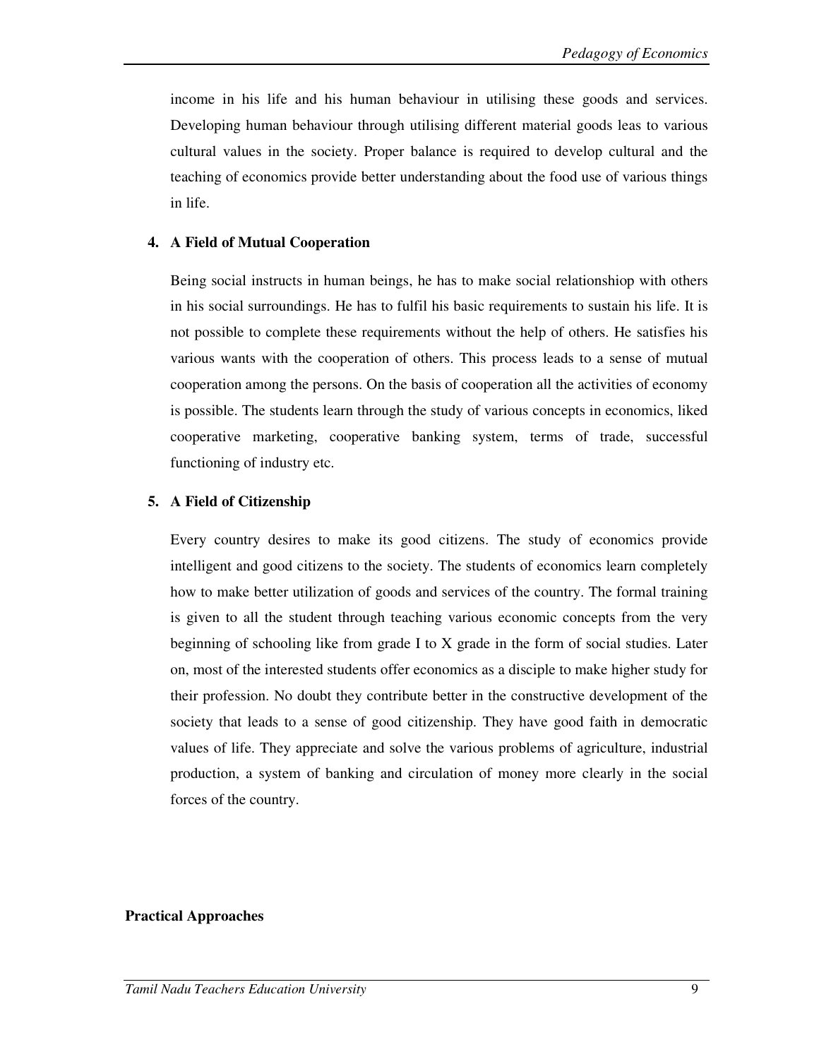income in his life and his human behaviour in utilising these goods and services. Developing human behaviour through utilising different material goods leas to various cultural values in the society. Proper balance is required to develop cultural and the teaching of economics provide better understanding about the food use of various things in life.

**4. A Field of Mutual Cooperation**

Being social instructs in human beings, he has to make social relationshiop with others in his social surroundings. He has to fulfil his basic requirements to sustain his life. It is not possible to complete these requirements without the help of others. He satisfies his various wants with the cooperation of others. This process leads to a sense of mutual cooperation among the persons. On the basis of cooperation all the activities of economy is possible. The students learn through the study of various concepts in economics, liked cooperative marketing, cooperative banking system, terms of trade, successful functioning of industry etc.

**5. A Field of Citizenship**

Every country desires to make its good citizens. The study of economics provide intelligent and good citizens to the society. The students of economics learn completely how to make better utilization of goods and services of the country. The formal training is given to all the student through teaching various economic concepts from the very beginning of schooling like from grade I to X grade in the form of social studies. Later on, most of the interested students offer economics as a disciple to make higher study for their profession. No doubt they contribute better in the constructive development of the society that leads to a sense of good citizenship. They have good faith in democratic values of life. They appreciate and solve the various problems of agriculture, industrial production, a system of banking and circulation of money more clearly in the social forces of the country.

**Practical Approaches**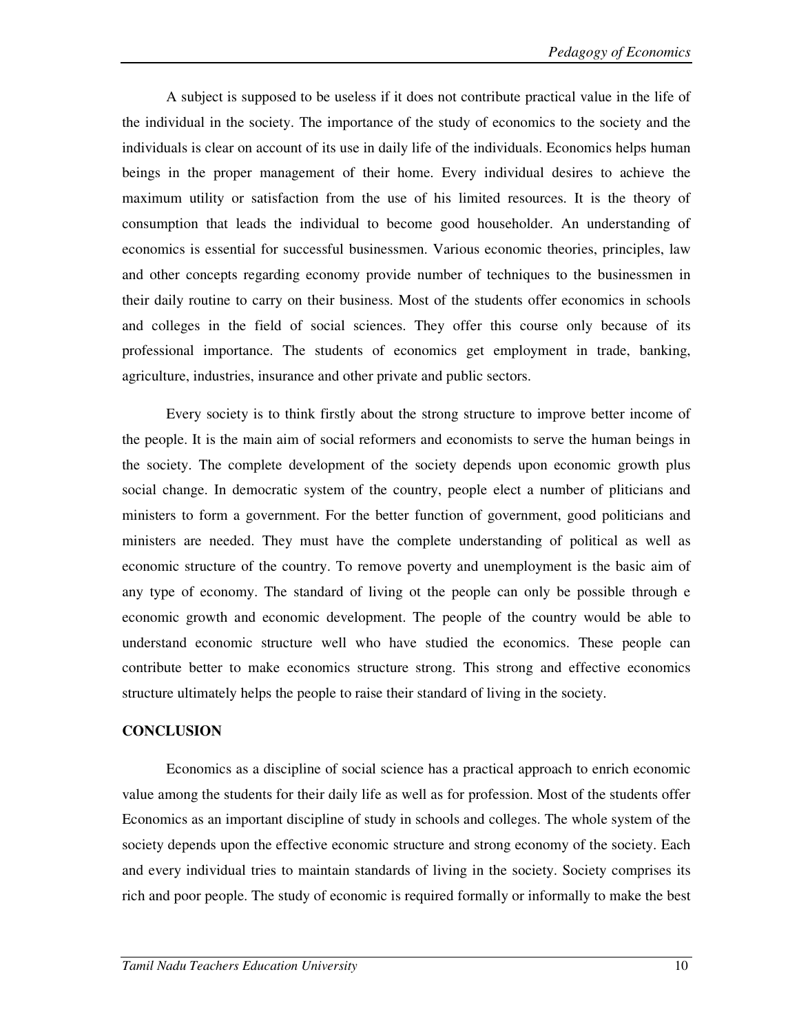A subject is supposed to be useless if it does not contribute practical value in the life of the individual in the society. The importance of the study of economics to the society and the individuals is clear on account of its use in daily life of the individuals. Economics helps human beings in the proper management of their home. Every individual desires to achieve the maximum utility or satisfaction from the use of his limited resources. It is the theory of consumption that leads the individual to become good householder. An understanding of economics is essential for successful businessmen. Various economic theories, principles, law and other concepts regarding economy provide number of techniques to the businessmen in their daily routine to carry on their business. Most of the students offer economics in schools and colleges in the field of social sciences. They offer this course only because of its professional importance. The students of economics get employment in trade, banking, agriculture, industries, insurance and other private and public sectors.

Every society is to think firstly about the strong structure to improve better income of the people. It is the main aim of social reformers and economists to serve the human beings in the society. The complete development of the society depends upon economic growth plus social change. In democratic system of the country, people elect a number of pliticians and ministers to form a government. For the better function of government, good politicians and ministers are needed. They must have the complete understanding of political as well as economic structure of the country. To remove poverty and unemployment is the basic aim of any type of economy. The standard of living ot the people can only be possible through e economic growth and economic development. The people of the country would be able to understand economic structure well who have studied the economics. These people can contribute better to make economics structure strong. This strong and effective economics structure ultimately helps the people to raise their standard of living in the society.

## CONCLUSION

Economics as a discipline of social science has a practical approach to enrich economic value among the students for their daily life as well as for profession. Most of the students offer Economics as an important discipline of study in schools and colleges. The whole system of the society depends upon the effective economic structure and strong economy of the society. Each and every individual tries to maintain standards of living in the society. Society comprises its rich and poor people. The study of economic is required formally or informally to make the best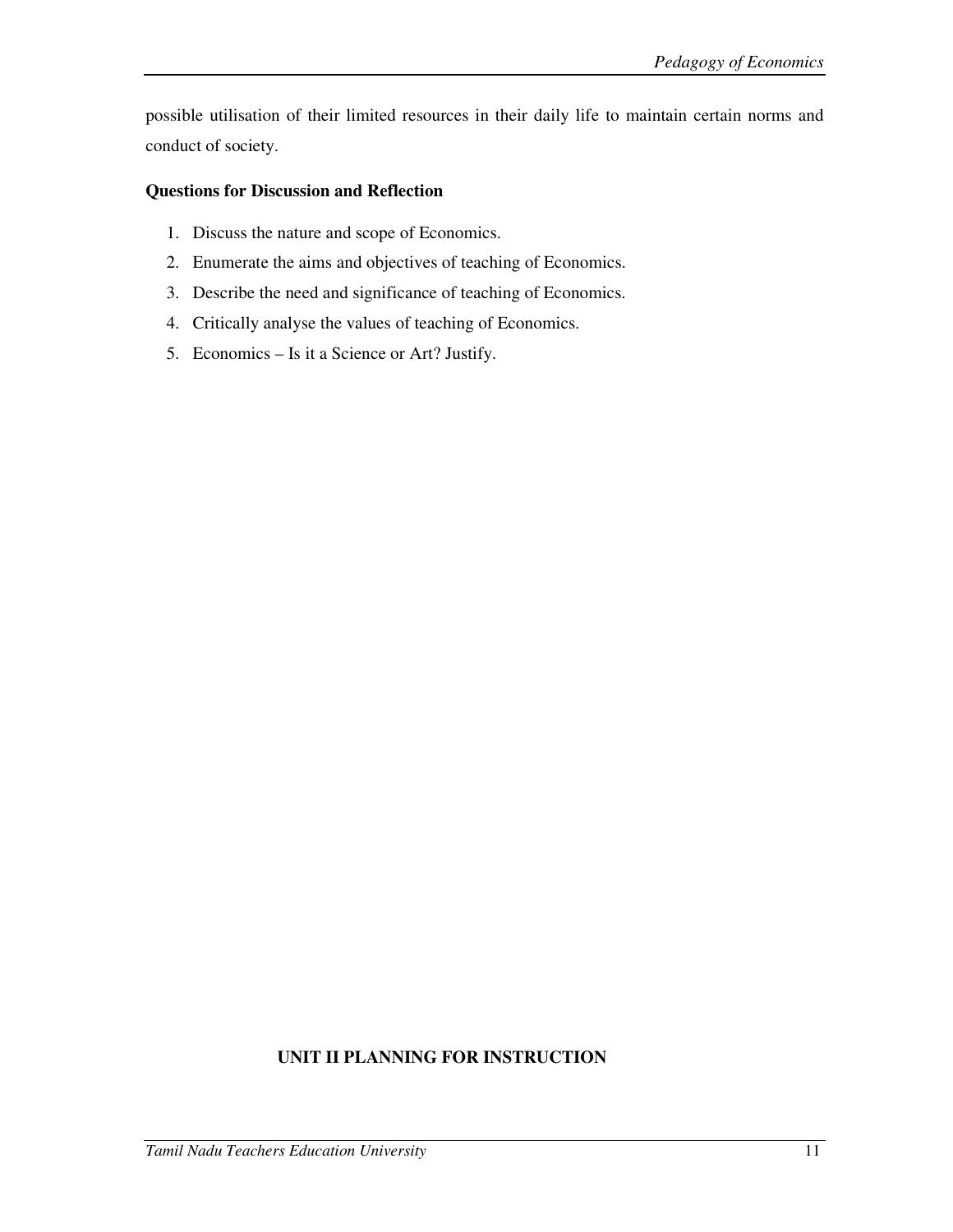possible utilisation of their limited resources in their daily life to maintain certain norms and conduct of society.

**Questions for Discussion and Reflection**

1. Discuss the nature and scope of Economics.
2. Enumerate the aims and objectives of teaching of Economics.
3. Describe the need and significance of teaching of Economics.
4. Critically analyse the values of teaching of Economics.
5. Economics – Is it a Science or Art? Justify.

## UNIT II PLANNING FOR INSTRUCTION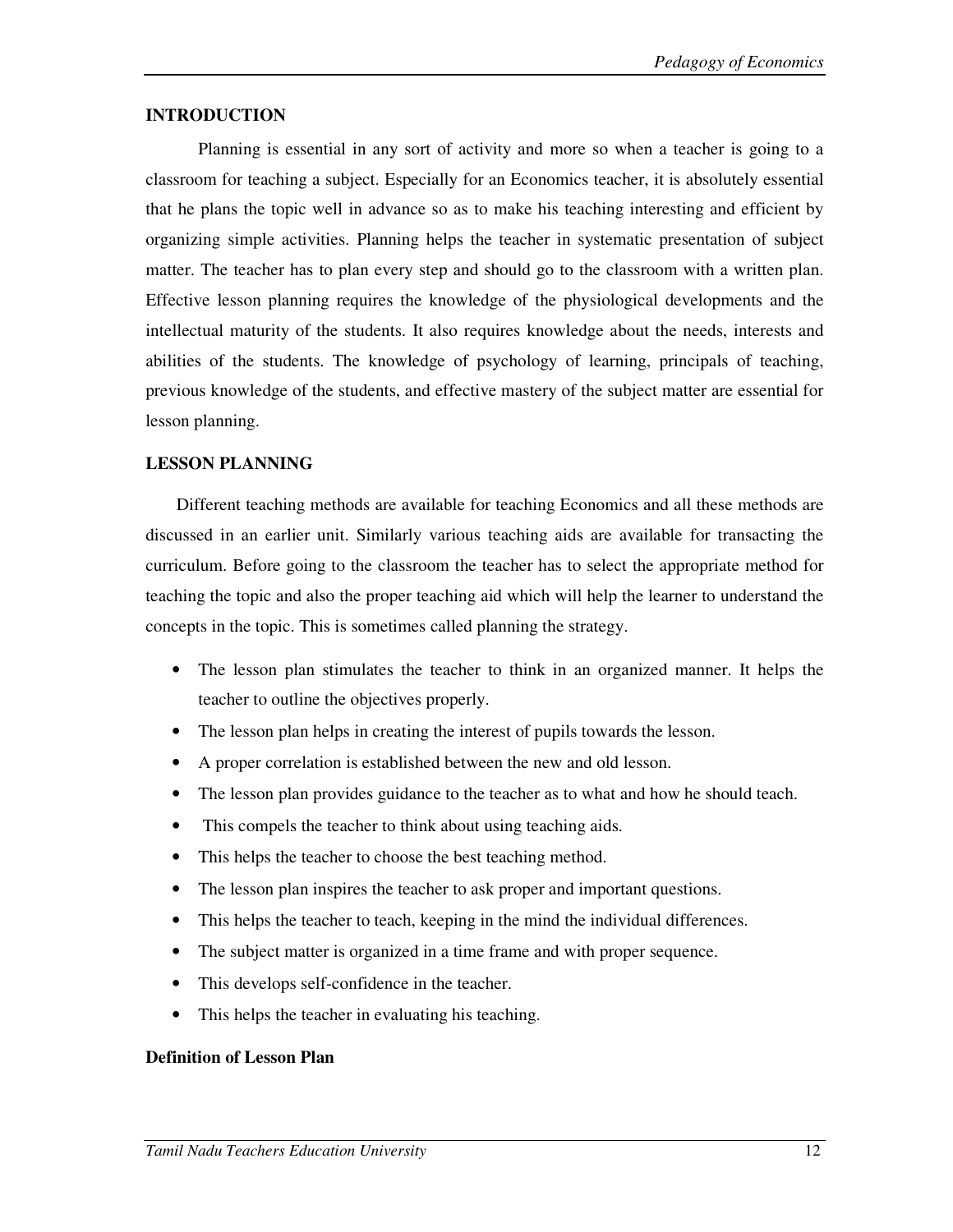## INTRODUCTION

Planning is essential in any sort of activity and more so when a teacher is going to a classroom for teaching a subject. Especially for an Economics teacher, it is absolutely essential that he plans the topic well in advance so as to make his teaching interesting and efficient by organizing simple activities. Planning helps the teacher in systematic presentation of subject matter. The teacher has to plan every step and should go to the classroom with a written plan. Effective lesson planning requires the knowledge of the physiological developments and the intellectual maturity of the students. It also requires knowledge about the needs, interests and abilities of the students. The knowledge of psychology of learning, principals of teaching, previous knowledge of the students, and effective mastery of the subject matter are essential for lesson planning.

## LESSON PLANNING

Different teaching methods are available for teaching Economics and all these methods are discussed in an earlier unit. Similarly various teaching aids are available for transacting the curriculum. Before going to the classroom the teacher has to select the appropriate method for teaching the topic and also the proper teaching aid which will help the learner to understand the concepts in the topic. This is sometimes called planning the strategy.

- The lesson plan stimulates the teacher to think in an organized manner. It helps the teacher to outline the objectives properly.
- The lesson plan helps in creating the interest of pupils towards the lesson.
- A proper correlation is established between the new and old lesson.
- The lesson plan provides guidance to the teacher as to what and how he should teach.
- This compels the teacher to think about using teaching aids.
- This helps the teacher to choose the best teaching method.
- The lesson plan inspires the teacher to ask proper and important questions.
- This helps the teacher to teach, keeping in the mind the individual differences.
- The subject matter is organized in a time frame and with proper sequence.
- This develops self-confidence in the teacher.
- This helps the teacher in evaluating his teaching.

### Definition of Lesson Plan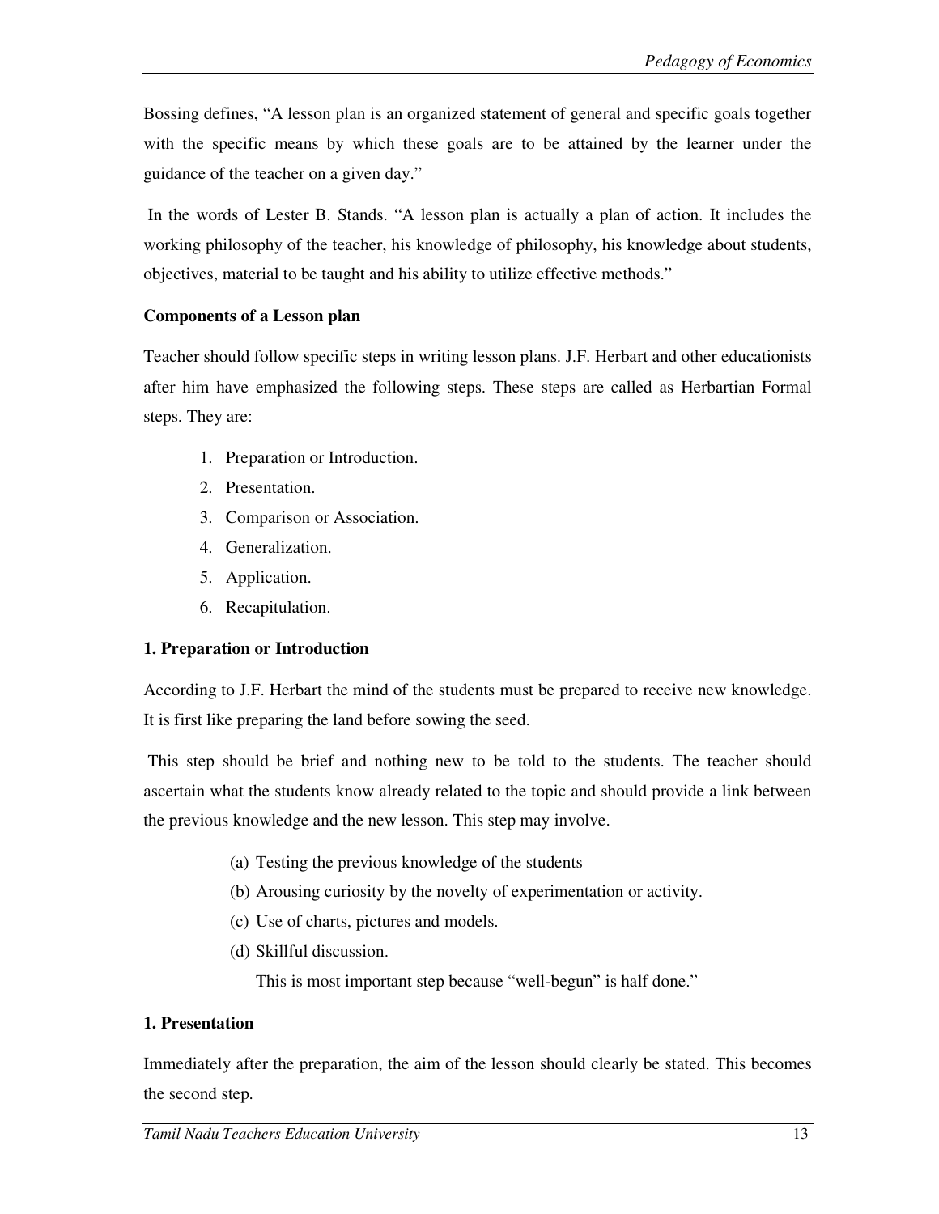Bossing defines, "A lesson plan is an organized statement of general and specific goals together with the specific means by which these goals are to be attained by the learner under the guidance of the teacher on a given day."

In the words of Lester B. Stands. "A lesson plan is actually a plan of action. It includes the working philosophy of the teacher, his knowledge of philosophy, his knowledge about students, objectives, material to be taught and his ability to utilize effective methods."

**Components of a Lesson plan**

Teacher should follow specific steps in writing lesson plans. J.F. Herbart and other educationists after him have emphasized the following steps. These steps are called as Herbartian Formal steps. They are:

1. Preparation or Introduction.
2. Presentation.
3. Comparison or Association.
4. Generalization.
5. Application.
6. Recapitulation.

**1. Preparation or Introduction**

According to J.F. Herbart the mind of the students must be prepared to receive new knowledge. It is first like preparing the land before sowing the seed.

This step should be brief and nothing new to be told to the students. The teacher should ascertain what the students know already related to the topic and should provide a link between the previous knowledge and the new lesson. This step may involve.

(a) Testing the previous knowledge of the students
(b) Arousing curiosity by the novelty of experimentation or activity.
(c) Use of charts, pictures and models.
(d) Skillful discussion.

This is most important step because "well-begun" is half done."

**1. Presentation**

Immediately after the preparation, the aim of the lesson should clearly be stated. This becomes the second step.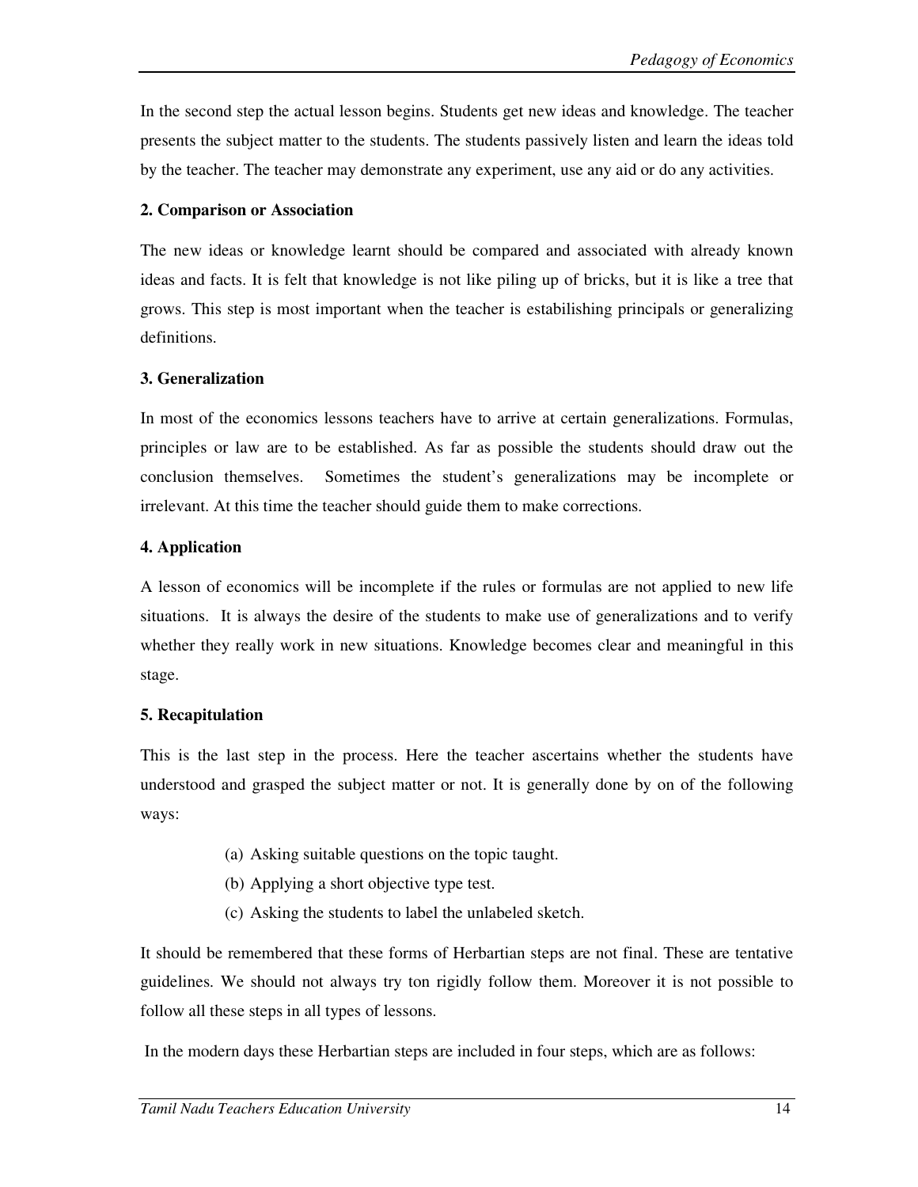In the second step the actual lesson begins. Students get new ideas and knowledge. The teacher presents the subject matter to the students. The students passively listen and learn the ideas told by the teacher. The teacher may demonstrate any experiment, use any aid or do any activities.

**2. Comparison or Association**

The new ideas or knowledge learnt should be compared and associated with already known ideas and facts. It is felt that knowledge is not like piling up of bricks, but it is like a tree that grows. This step is most important when the teacher is estabilishing principals or generalizing definitions.

**3. Generalization**

In most of the economics lessons teachers have to arrive at certain generalizations. Formulas, principles or law are to be established. As far as possible the students should draw out the conclusion themselves. Sometimes the student's generalizations may be incomplete or irrelevant. At this time the teacher should guide them to make corrections.

**4. Application**

A lesson of economics will be incomplete if the rules or formulas are not applied to new life situations. It is always the desire of the students to make use of generalizations and to verify whether they really work in new situations. Knowledge becomes clear and meaningful in this stage.

**5. Recapitulation**

This is the last step in the process. Here the teacher ascertains whether the students have understood and grasped the subject matter or not. It is generally done by on of the following ways:

(a) Asking suitable questions on the topic taught.
(b) Applying a short objective type test.
(c) Asking the students to label the unlabeled sketch.

It should be remembered that these forms of Herbartian steps are not final. These are tentative guidelines. We should not always try ton rigidly follow them. Moreover it is not possible to follow all these steps in all types of lessons.

In the modern days these Herbartian steps are included in four steps, which are as follows: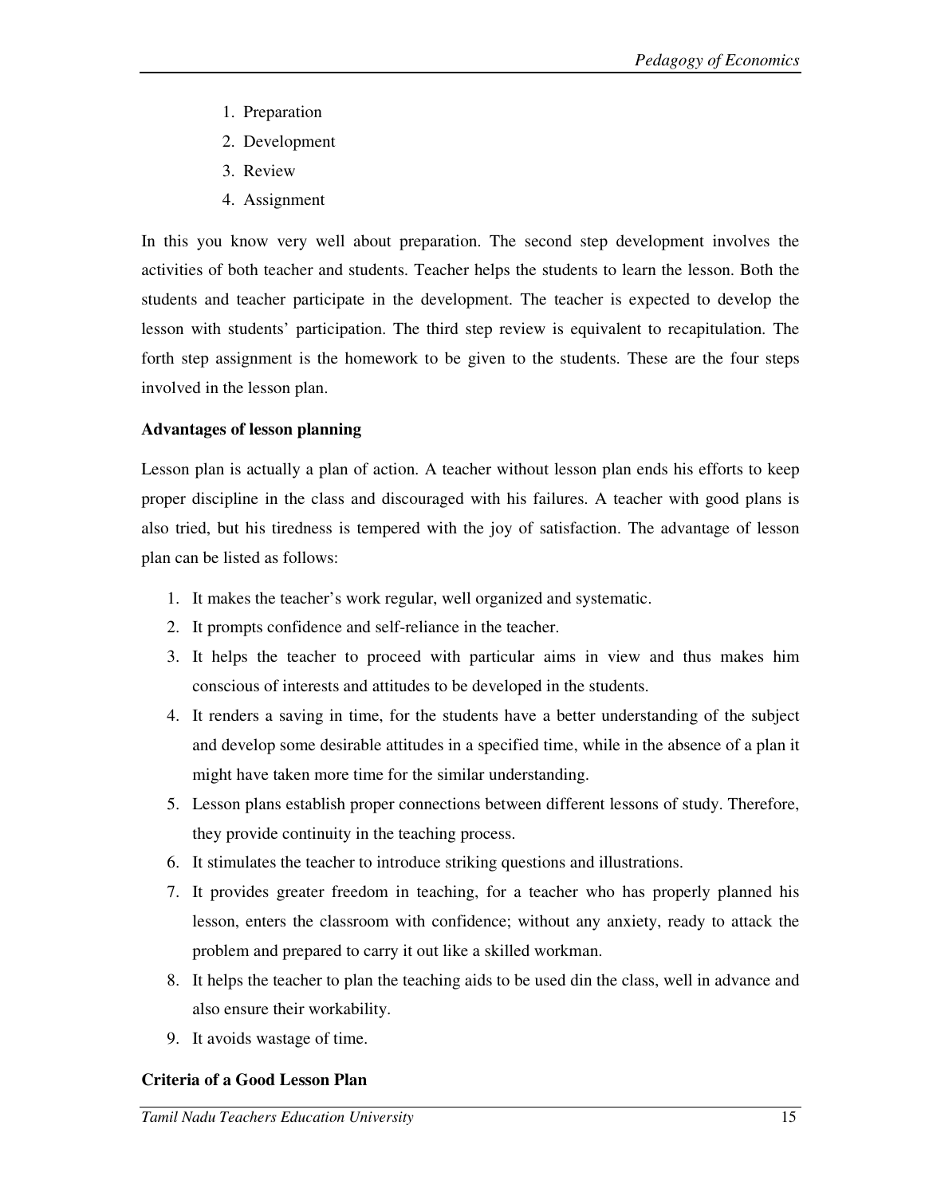1. Preparation
2. Development
3. Review
4. Assignment

In this you know very well about preparation. The second step development involves the activities of both teacher and students. Teacher helps the students to learn the lesson. Both the students and teacher participate in the development. The teacher is expected to develop the lesson with students' participation. The third step review is equivalent to recapitulation. The forth step assignment is the homework to be given to the students. These are the four steps involved in the lesson plan.

**Advantages of lesson planning**

Lesson plan is actually a plan of action. A teacher without lesson plan ends his efforts to keep proper discipline in the class and discouraged with his failures. A teacher with good plans is also tried, but his tiredness is tempered with the joy of satisfaction. The advantage of lesson plan can be listed as follows:

1. It makes the teacher's work regular, well organized and systematic.
2. It prompts confidence and self-reliance in the teacher.
3. It helps the teacher to proceed with particular aims in view and thus makes him conscious of interests and attitudes to be developed in the students.
4. It renders a saving in time, for the students have a better understanding of the subject and develop some desirable attitudes in a specified time, while in the absence of a plan it might have taken more time for the similar understanding.
5. Lesson plans establish proper connections between different lessons of study. Therefore, they provide continuity in the teaching process.
6. It stimulates the teacher to introduce striking questions and illustrations.
7. It provides greater freedom in teaching, for a teacher who has properly planned his lesson, enters the classroom with confidence; without any anxiety, ready to attack the problem and prepared to carry it out like a skilled workman.
8. It helps the teacher to plan the teaching aids to be used din the class, well in advance and also ensure their workability.
9. It avoids wastage of time.

**Criteria of a Good Lesson Plan**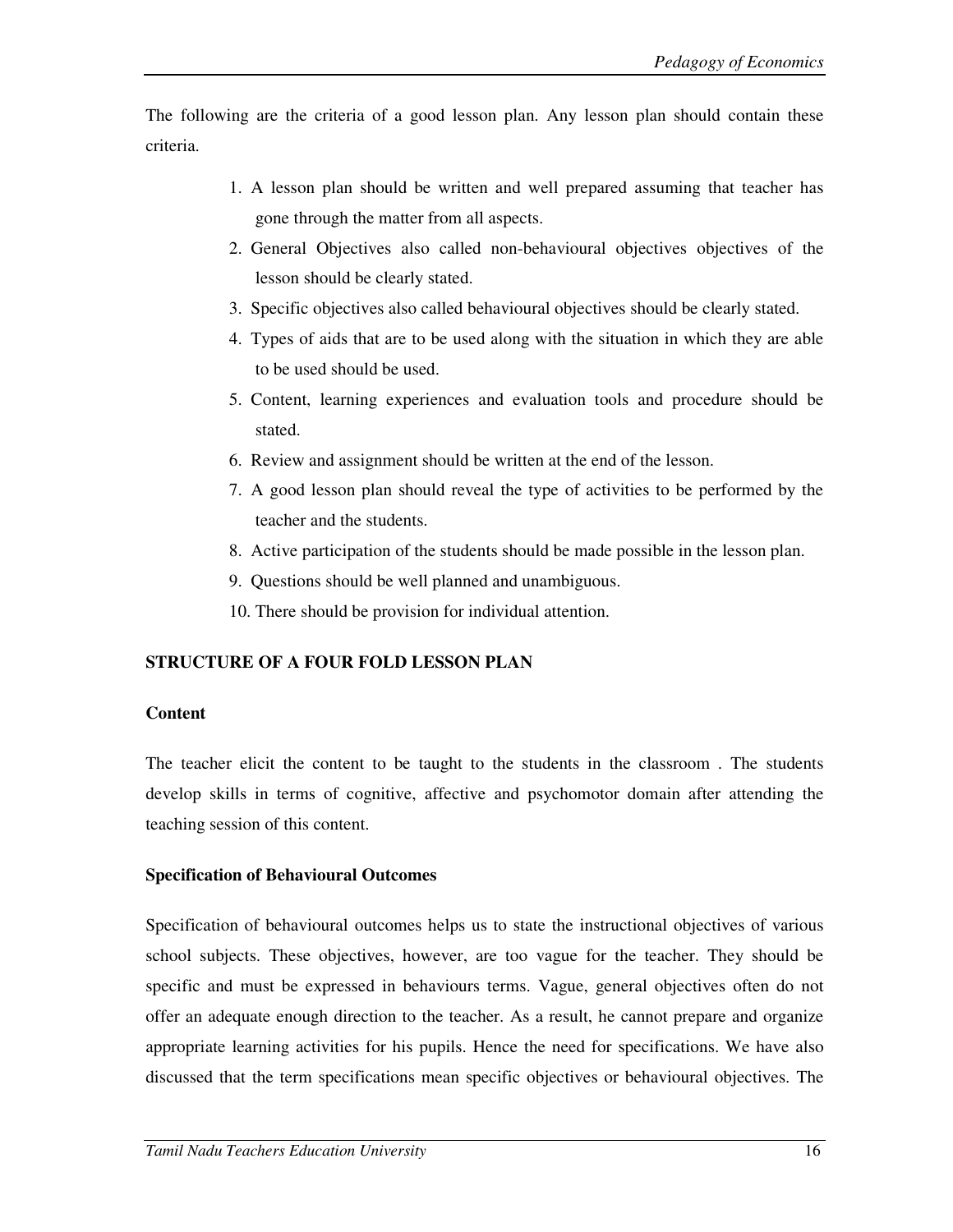The following are the criteria of a good lesson plan. Any lesson plan should contain these criteria.

1. A lesson plan should be written and well prepared assuming that teacher has gone through the matter from all aspects.
2. General Objectives also called non-behavioural objectives objectives of the lesson should be clearly stated.
3. Specific objectives also called behavioural objectives should be clearly stated.
4. Types of aids that are to be used along with the situation in which they are able to be used should be used.
5. Content, learning experiences and evaluation tools and procedure should be stated.
6. Review and assignment should be written at the end of the lesson.
7. A good lesson plan should reveal the type of activities to be performed by the teacher and the students.
8. Active participation of the students should be made possible in the lesson plan.
9. Questions should be well planned and unambiguous.
10. There should be provision for individual attention.

## STRUCTURE OF A FOUR FOLD LESSON PLAN

### Content

The teacher elicit the content to be taught to the students in the classroom . The students develop skills in terms of cognitive, affective and psychomotor domain after attending the teaching session of this content.

### Specification of Behavioural Outcomes

Specification of behavioural outcomes helps us to state the instructional objectives of various school subjects. These objectives, however, are too vague for the teacher. They should be specific and must be expressed in behaviours terms. Vague, general objectives often do not offer an adequate enough direction to the teacher. As a result, he cannot prepare and organize appropriate learning activities for his pupils. Hence the need for specifications. We have also discussed that the term specifications mean specific objectives or behavioural objectives. The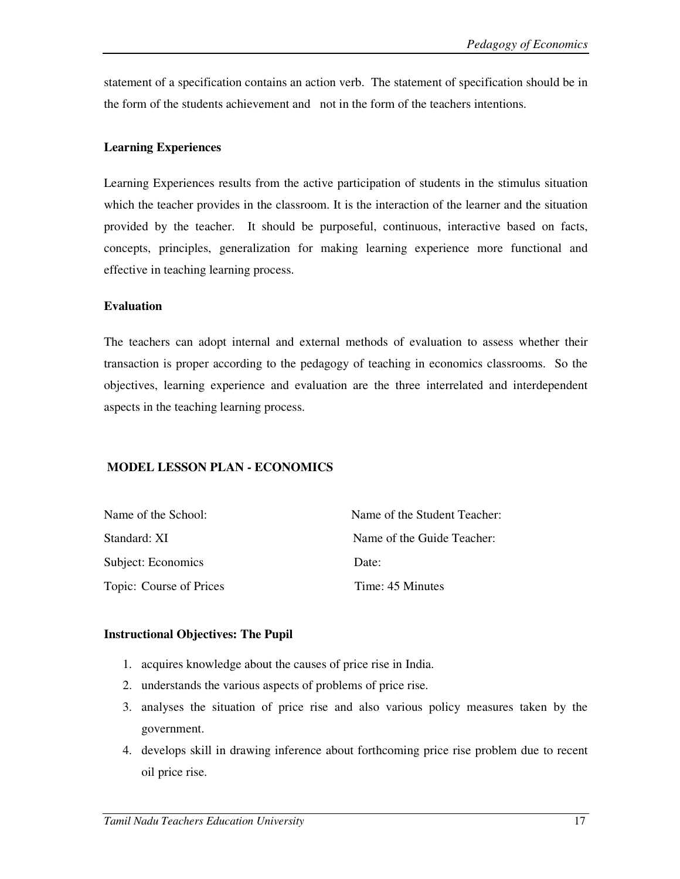statement of a specification contains an action verb. The statement of specification should be in the form of the students achievement and not in the form of the teachers intentions.

**Learning Experiences**

Learning Experiences results from the active participation of students in the stimulus situation which the teacher provides in the classroom. It is the interaction of the learner and the situation provided by the teacher. It should be purposeful, continuous, interactive based on facts, concepts, principles, generalization for making learning experience more functional and effective in teaching learning process.

**Evaluation**

The teachers can adopt internal and external methods of evaluation to assess whether their transaction is proper according to the pedagogy of teaching in economics classrooms. So the objectives, learning experience and evaluation are the three interrelated and interdependent aspects in the teaching learning process.

**MODEL LESSON PLAN - ECONOMICS**

Name of the School: Name of the Student Teacher:

Standard: XI Name of the Guide Teacher:

Subject: Economics Date:

Topic: Course of Prices Time: 45 Minutes

**Instructional Objectives: The Pupil**

1. acquires knowledge about the causes of price rise in India.
2. understands the various aspects of problems of price rise.
3. analyses the situation of price rise and also various policy measures taken by the government.
4. develops skill in drawing inference about forthcoming price rise problem due to recent oil price rise.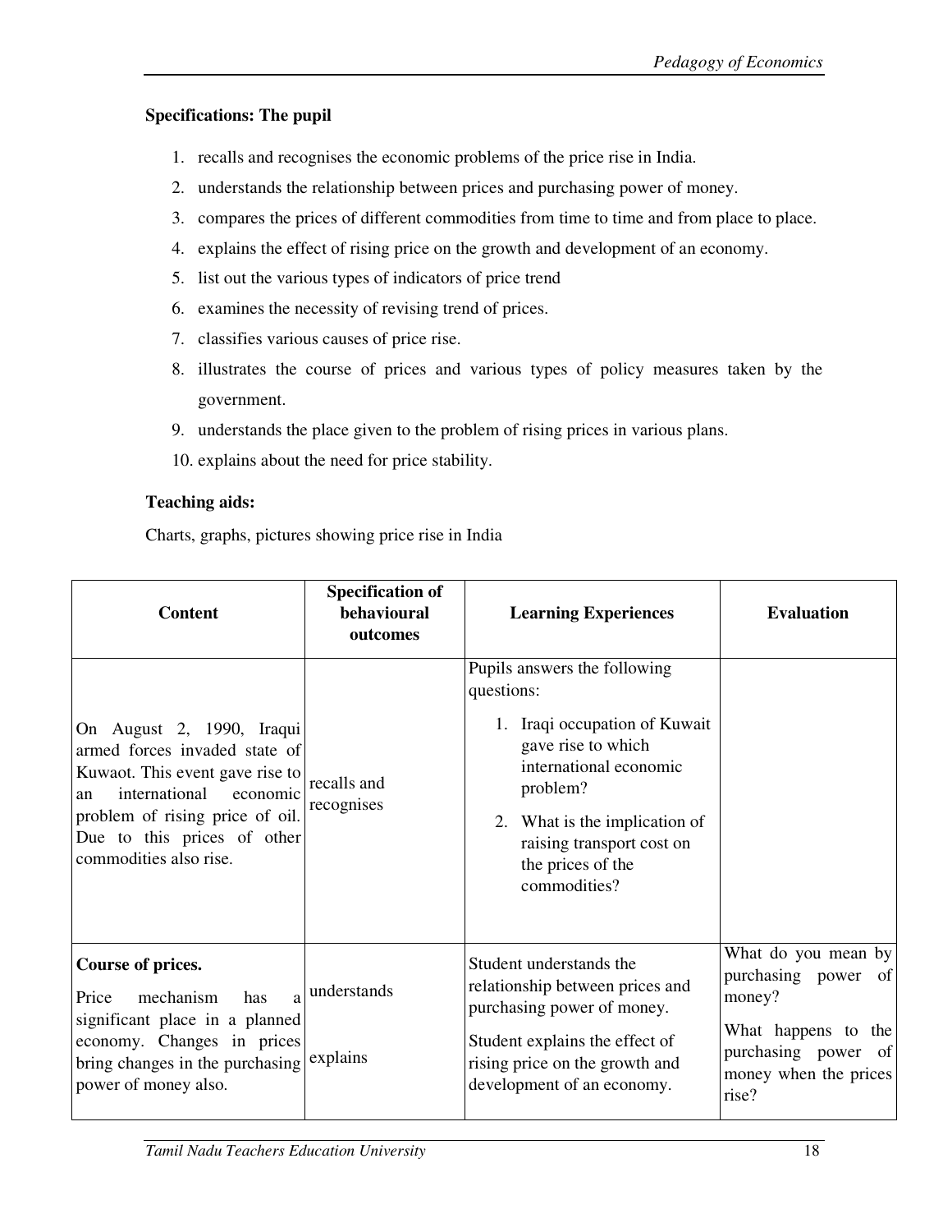**Specifications: The pupil**

1. recalls and recognises the economic problems of the price rise in India.
2. understands the relationship between prices and purchasing power of money.
3. compares the prices of different commodities from time to time and from place to place.
4. explains the effect of rising price on the growth and development of an economy.
5. list out the various types of indicators of price trend
6. examines the necessity of revising trend of prices.
7. classifies various causes of price rise.
8. illustrates the course of prices and various types of policy measures taken by the government.
9. understands the place given to the problem of rising prices in various plans.
10. explains about the need for price stability.

**Teaching aids:**

Charts, graphs, pictures showing price rise in India

| Content | Specification of behavioural outcomes | Learning Experiences | Evaluation |
|---|---|---|---|
| On August 2, 1990, Iraqui armed forces invaded state of Kuwaot. This event gave rise to an international economic problem of rising price of oil. Due to this prices of other commodities also rise. | recalls and recognises | Pupils answers the following questions:<br>1. Iraqi occupation of Kuwait gave rise to which international economic problem?<br>2. What is the implication of raising transport cost on the prices of the commodities? | |
| **Course of prices.**<br>Price mechanism has a significant place in a planned economy. Changes in prices bring changes in the purchasing power of money also. | understands<br><br>explains | Student understands the relationship between prices and purchasing power of money.<br>Student explains the effect of rising price on the growth and development of an economy. | What do you mean by purchasing power of money?<br>What happens to the purchasing power of money when the prices rise? |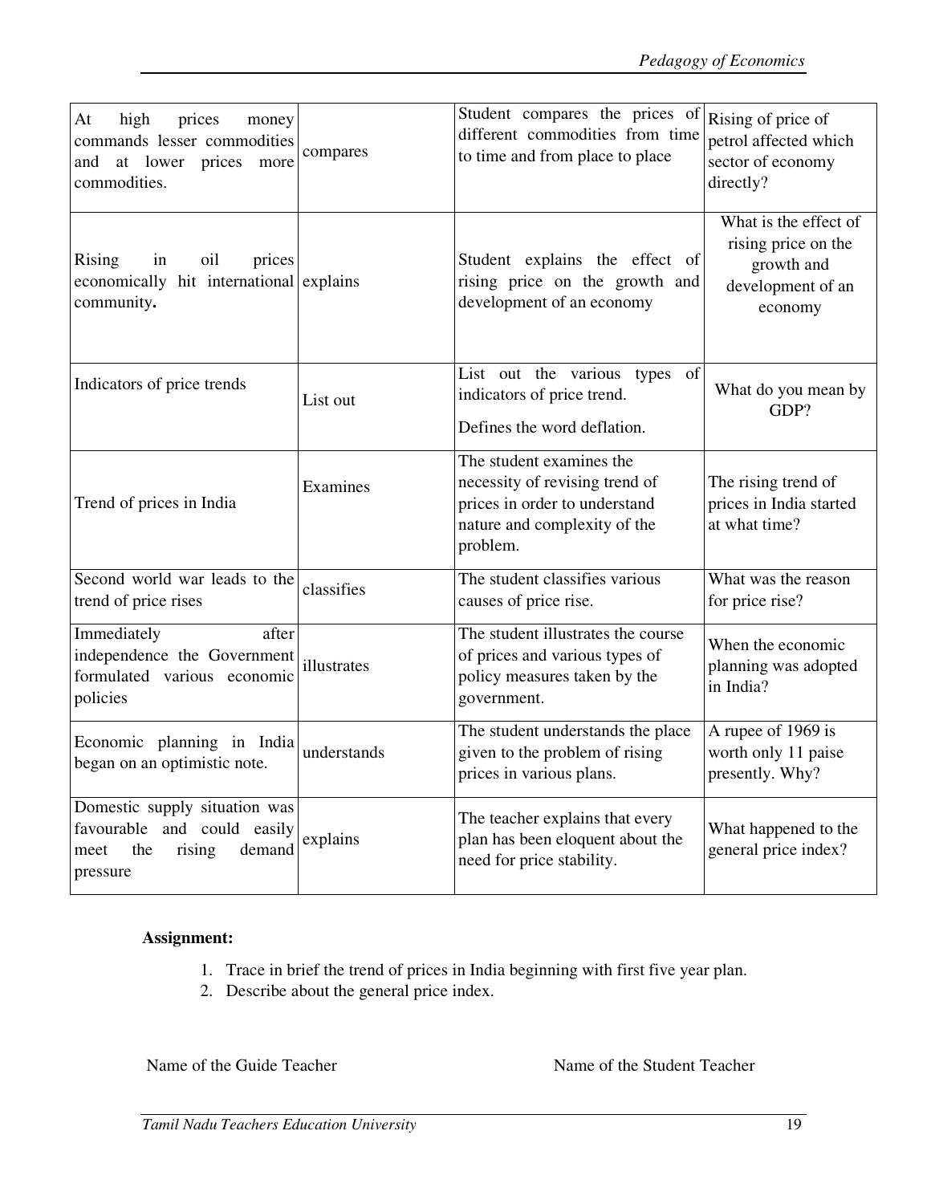| | | | |
|---|---|---|---|
| At high prices money commands lesser commodities and at lower prices more commodities. | compares | Student compares the prices of different commodities from time to time and from place to place | Rising of price of petrol affected which sector of economy directly? |
| Rising in oil prices economically hit international community**.** | explains | Student explains the effect of rising price on the growth and development of an economy | What is the effect of rising price on the growth and development of an economy |
| Indicators of price trends | List out | List out the various types of indicators of price trend.<br>Defines the word deflation. | What do you mean by GDP? |
| Trend of prices in India | Examines | The student examines the necessity of revising trend of prices in order to understand nature and complexity of the problem. | The rising trend of prices in India started at what time? |
| Second world war leads to the trend of price rises | classifies | The student classifies various causes of price rise. | What was the reason for price rise? |
| Immediately after independence the Government formulated various economic policies | illustrates | The student illustrates the course of prices and various types of policy measures taken by the government. | When the economic planning was adopted in India? |
| Economic planning in India began on an optimistic note. | understands | The student understands the place given to the problem of rising prices in various plans. | A rupee of 1969 is worth only 11 paise presently. Why? |
| Domestic supply situation was favourable and could easily meet the rising demand pressure | explains | The teacher explains that every plan has been eloquent about the need for price stability. | What happened to the general price index? |

**Assignment:**

1. Trace in brief the trend of prices in India beginning with first five year plan.
2. Describe about the general price index.

Name of the Guide Teacher　　　　　　　　Name of the Student Teacher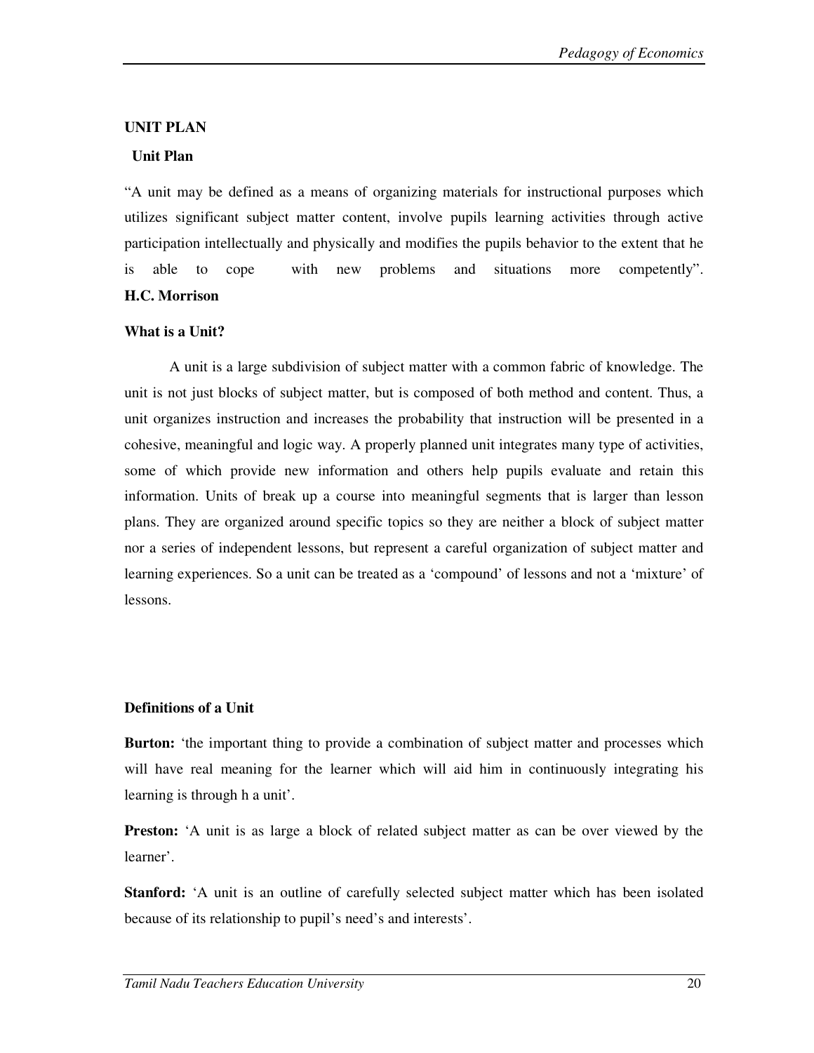## UNIT PLAN

### Unit Plan

"A unit may be defined as a means of organizing materials for instructional purposes which utilizes significant subject matter content, involve pupils learning activities through active participation intellectually and physically and modifies the pupils behavior to the extent that he is able to cope with new problems and situations more competently".
**H.C. Morrison**

### What is a Unit?

A unit is a large subdivision of subject matter with a common fabric of knowledge. The unit is not just blocks of subject matter, but is composed of both method and content. Thus, a unit organizes instruction and increases the probability that instruction will be presented in a cohesive, meaningful and logic way. A properly planned unit integrates many type of activities, some of which provide new information and others help pupils evaluate and retain this information. Units of break up a course into meaningful segments that is larger than lesson plans. They are organized around specific topics so they are neither a block of subject matter nor a series of independent lessons, but represent a careful organization of subject matter and learning experiences. So a unit can be treated as a 'compound' of lessons and not a 'mixture' of lessons.

### Definitions of a Unit

**Burton:** 'the important thing to provide a combination of subject matter and processes which will have real meaning for the learner which will aid him in continuously integrating his learning is through h a unit'.

**Preston:** 'A unit is as large a block of related subject matter as can be over viewed by the learner'.

**Stanford:** 'A unit is an outline of carefully selected subject matter which has been isolated because of its relationship to pupil's need's and interests'.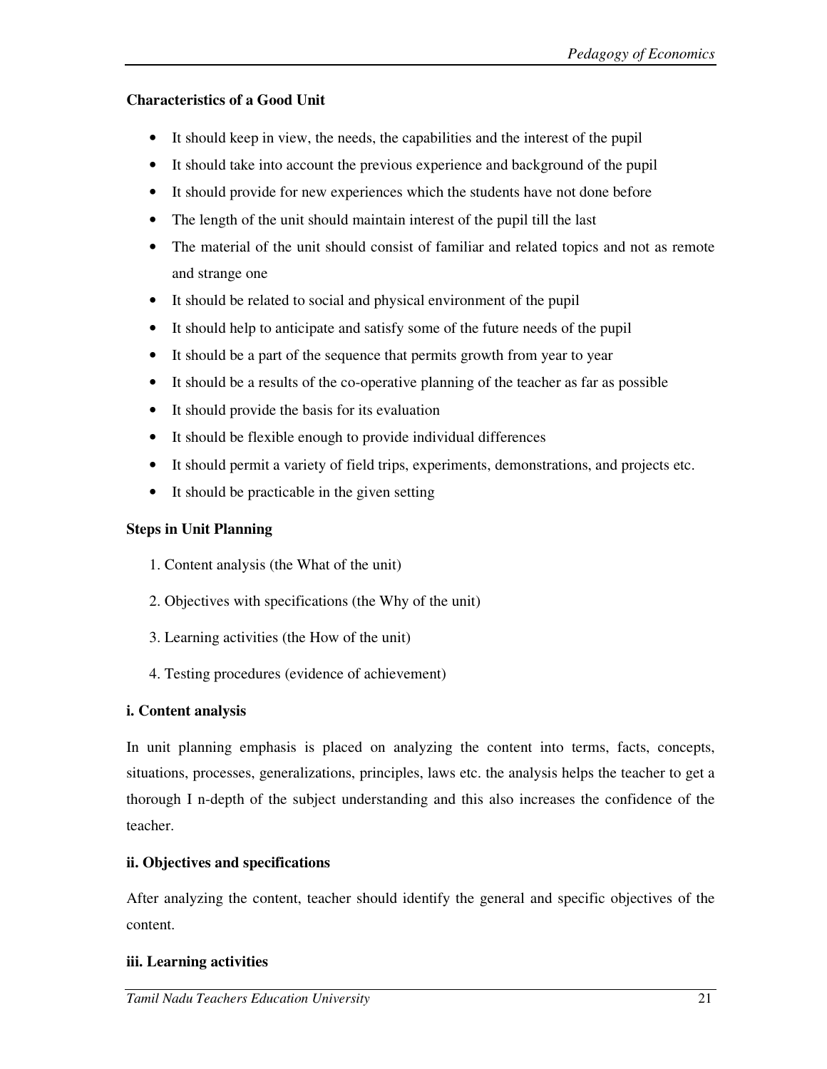**Characteristics of a Good Unit**

- It should keep in view, the needs, the capabilities and the interest of the pupil
- It should take into account the previous experience and background of the pupil
- It should provide for new experiences which the students have not done before
- The length of the unit should maintain interest of the pupil till the last
- The material of the unit should consist of familiar and related topics and not as remote and strange one
- It should be related to social and physical environment of the pupil
- It should help to anticipate and satisfy some of the future needs of the pupil
- It should be a part of the sequence that permits growth from year to year
- It should be a results of the co-operative planning of the teacher as far as possible
- It should provide the basis for its evaluation
- It should be flexible enough to provide individual differences
- It should permit a variety of field trips, experiments, demonstrations, and projects etc.
- It should be practicable in the given setting

**Steps in Unit Planning**

1. Content analysis (the What of the unit)
2. Objectives with specifications (the Why of the unit)
3. Learning activities (the How of the unit)
4. Testing procedures (evidence of achievement)

**i. Content analysis**

In unit planning emphasis is placed on analyzing the content into terms, facts, concepts, situations, processes, generalizations, principles, laws etc. the analysis helps the teacher to get a thorough I n-depth of the subject understanding and this also increases the confidence of the teacher.

**ii. Objectives and specifications**

After analyzing the content, teacher should identify the general and specific objectives of the content.

**iii. Learning activities**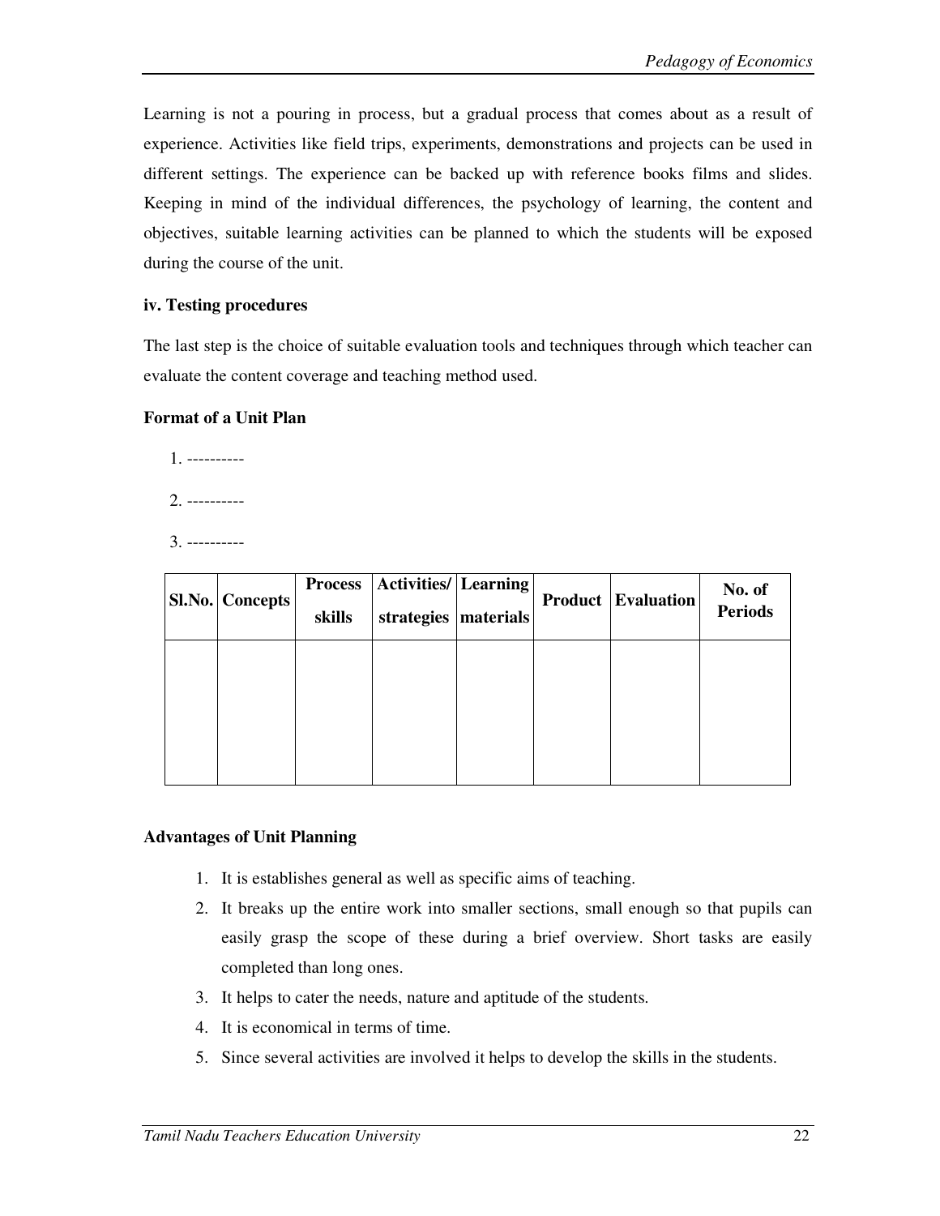Learning is not a pouring in process, but a gradual process that comes about as a result of experience. Activities like field trips, experiments, demonstrations and projects can be used in different settings. The experience can be backed up with reference books films and slides. Keeping in mind of the individual differences, the psychology of learning, the content and objectives, suitable learning activities can be planned to which the students will be exposed during the course of the unit.

**iv. Testing procedures**

The last step is the choice of suitable evaluation tools and techniques through which teacher can evaluate the content coverage and teaching method used.

**Format of a Unit Plan**

1. ----------
2. ----------
3. ----------

| Sl.No. | Concepts | Process skills | Activities/ strategies | Learning materials | Product | Evaluation | No. of Periods |
|---|---|---|---|---|---|---|---|
| | | | | | | | |

**Advantages of Unit Planning**

1. It is establishes general as well as specific aims of teaching.
2. It breaks up the entire work into smaller sections, small enough so that pupils can easily grasp the scope of these during a brief overview. Short tasks are easily completed than long ones.
3. It helps to cater the needs, nature and aptitude of the students.
4. It is economical in terms of time.
5. Since several activities are involved it helps to develop the skills in the students.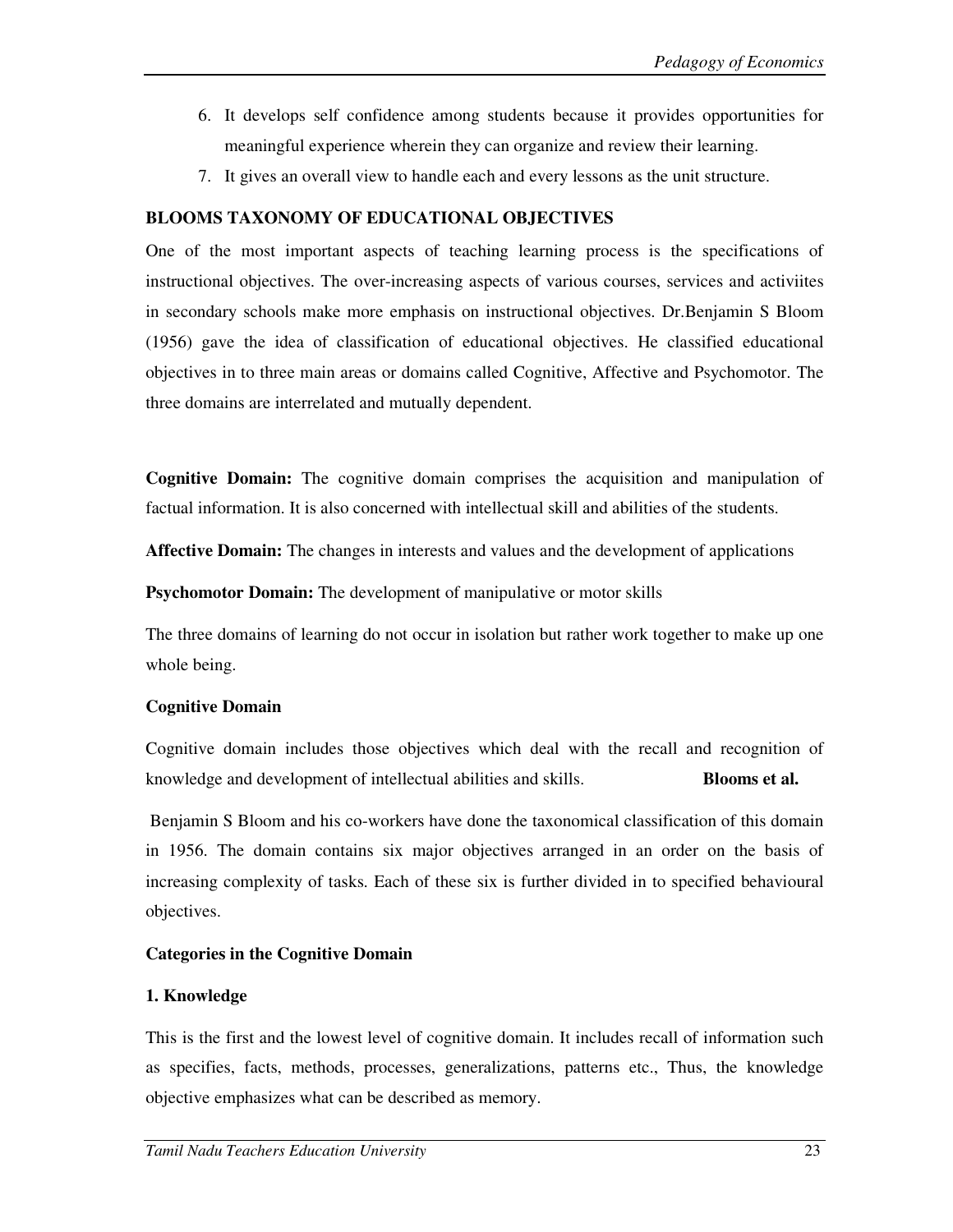6. It develops self confidence among students because it provides opportunities for meaningful experience wherein they can organize and review their learning.
7. It gives an overall view to handle each and every lessons as the unit structure.

## BLOOMS TAXONOMY OF EDUCATIONAL OBJECTIVES

One of the most important aspects of teaching learning process is the specifications of instructional objectives. The over-increasing aspects of various courses, services and activiites in secondary schools make more emphasis on instructional objectives. Dr.Benjamin S Bloom (1956) gave the idea of classification of educational objectives. He classified educational objectives in to three main areas or domains called Cognitive, Affective and Psychomotor. The three domains are interrelated and mutually dependent.

**Cognitive Domain:** The cognitive domain comprises the acquisition and manipulation of factual information. It is also concerned with intellectual skill and abilities of the students.

**Affective Domain:** The changes in interests and values and the development of applications

**Psychomotor Domain:** The development of manipulative or motor skills

The three domains of learning do not occur in isolation but rather work together to make up one whole being.

### Cognitive Domain

Cognitive domain includes those objectives which deal with the recall and recognition of knowledge and development of intellectual abilities and skills. **Blooms et al.**

Benjamin S Bloom and his co-workers have done the taxonomical classification of this domain in 1956. The domain contains six major objectives arranged in an order on the basis of increasing complexity of tasks. Each of these six is further divided in to specified behavioural objectives.

### Categories in the Cognitive Domain

#### 1. Knowledge

This is the first and the lowest level of cognitive domain. It includes recall of information such as specifies, facts, methods, processes, generalizations, patterns etc., Thus, the knowledge objective emphasizes what can be described as memory.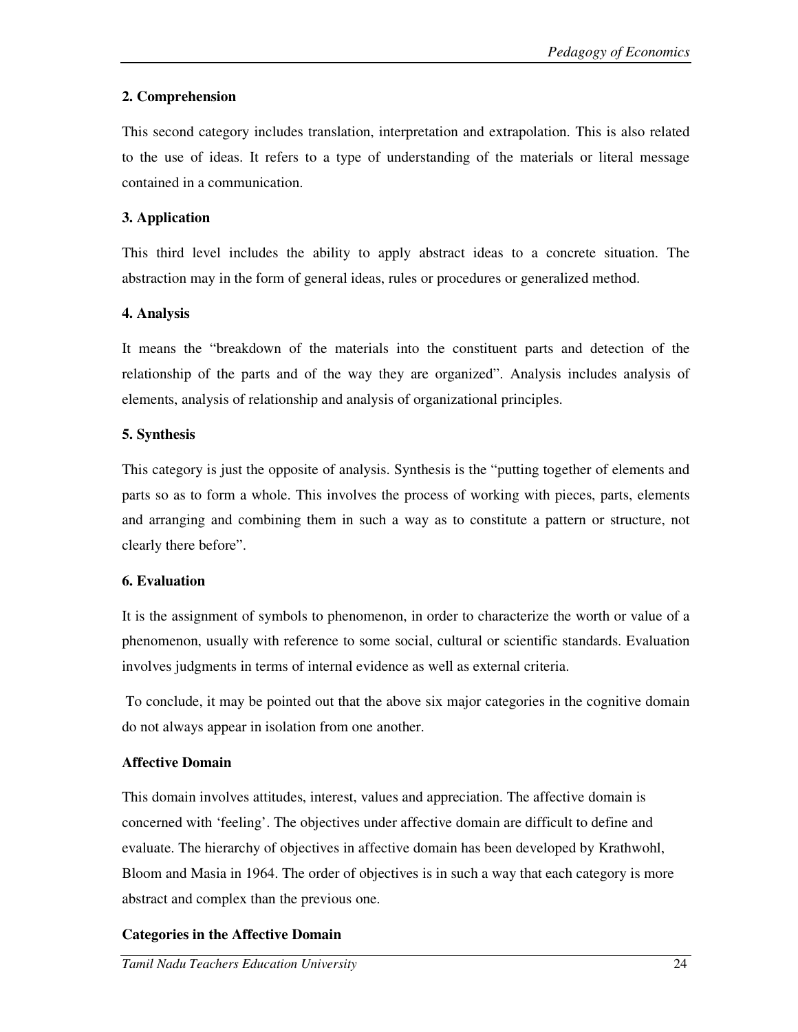**2. Comprehension**

This second category includes translation, interpretation and extrapolation. This is also related to the use of ideas. It refers to a type of understanding of the materials or literal message contained in a communication.

**3. Application**

This third level includes the ability to apply abstract ideas to a concrete situation. The abstraction may in the form of general ideas, rules or procedures or generalized method.

**4. Analysis**

It means the "breakdown of the materials into the constituent parts and detection of the relationship of the parts and of the way they are organized". Analysis includes analysis of elements, analysis of relationship and analysis of organizational principles.

**5. Synthesis**

This category is just the opposite of analysis. Synthesis is the "putting together of elements and parts so as to form a whole. This involves the process of working with pieces, parts, elements and arranging and combining them in such a way as to constitute a pattern or structure, not clearly there before".

**6. Evaluation**

It is the assignment of symbols to phenomenon, in order to characterize the worth or value of a phenomenon, usually with reference to some social, cultural or scientific standards. Evaluation involves judgments in terms of internal evidence as well as external criteria.

To conclude, it may be pointed out that the above six major categories in the cognitive domain do not always appear in isolation from one another.

**Affective Domain**

This domain involves attitudes, interest, values and appreciation. The affective domain is concerned with 'feeling'. The objectives under affective domain are difficult to define and evaluate. The hierarchy of objectives in affective domain has been developed by Krathwohl, Bloom and Masia in 1964. The order of objectives is in such a way that each category is more abstract and complex than the previous one.

**Categories in the Affective Domain**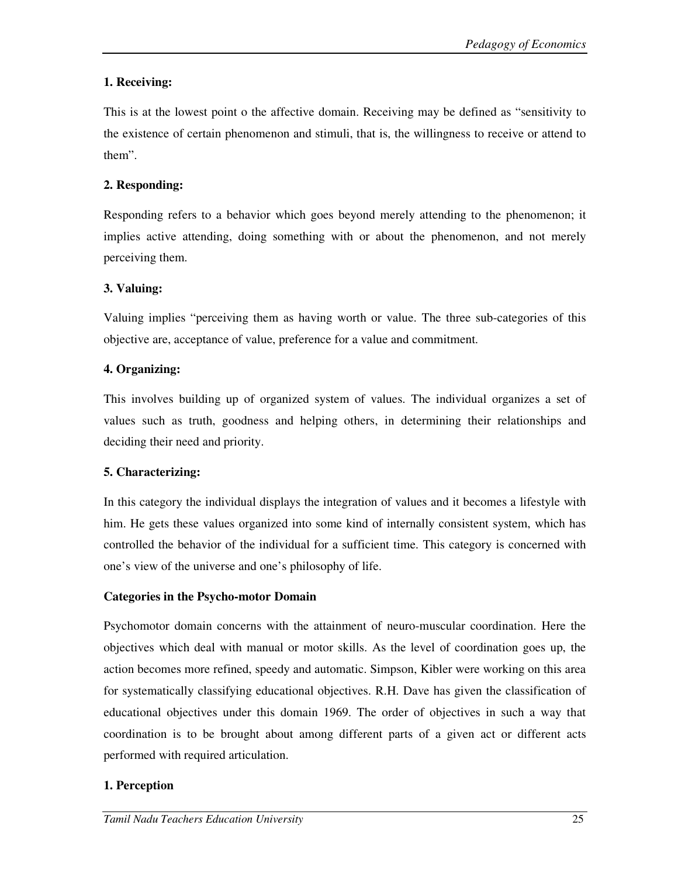**1. Receiving:**

This is at the lowest point o the affective domain. Receiving may be defined as "sensitivity to the existence of certain phenomenon and stimuli, that is, the willingness to receive or attend to them".

**2. Responding:**

Responding refers to a behavior which goes beyond merely attending to the phenomenon; it implies active attending, doing something with or about the phenomenon, and not merely perceiving them.

**3. Valuing:**

Valuing implies "perceiving them as having worth or value. The three sub-categories of this objective are, acceptance of value, preference for a value and commitment.

**4. Organizing:**

This involves building up of organized system of values. The individual organizes a set of values such as truth, goodness and helping others, in determining their relationships and deciding their need and priority.

**5. Characterizing:**

In this category the individual displays the integration of values and it becomes a lifestyle with him. He gets these values organized into some kind of internally consistent system, which has controlled the behavior of the individual for a sufficient time. This category is concerned with one's view of the universe and one's philosophy of life.

**Categories in the Psycho-motor Domain**

Psychomotor domain concerns with the attainment of neuro-muscular coordination. Here the objectives which deal with manual or motor skills. As the level of coordination goes up, the action becomes more refined, speedy and automatic. Simpson, Kibler were working on this area for systematically classifying educational objectives. R.H. Dave has given the classification of educational objectives under this domain 1969. The order of objectives in such a way that coordination is to be brought about among different parts of a given act or different acts performed with required articulation.

**1. Perception**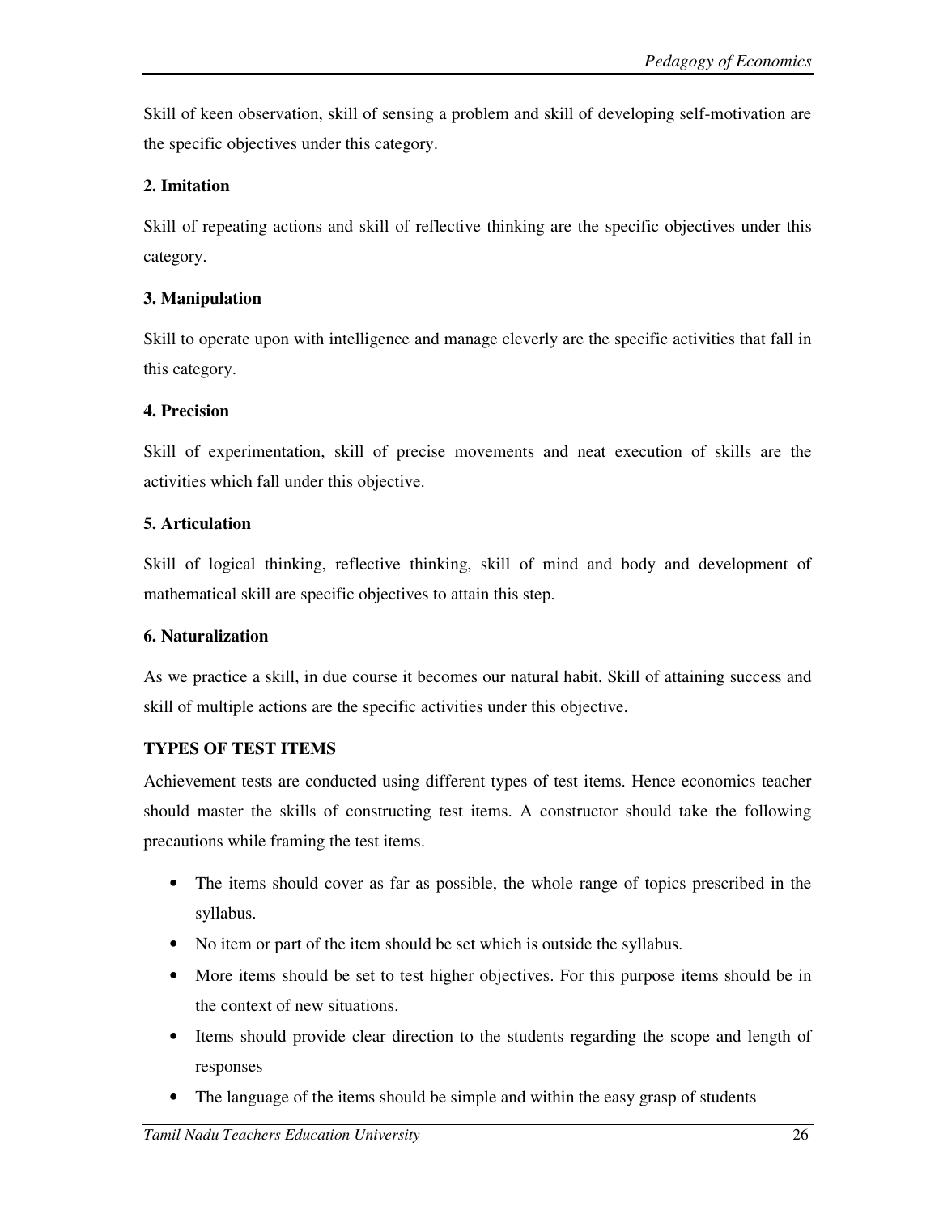Skill of keen observation, skill of sensing a problem and skill of developing self-motivation are the specific objectives under this category.

**2. Imitation**

Skill of repeating actions and skill of reflective thinking are the specific objectives under this category.

**3. Manipulation**

Skill to operate upon with intelligence and manage cleverly are the specific activities that fall in this category.

**4. Precision**

Skill of experimentation, skill of precise movements and neat execution of skills are the activities which fall under this objective.

**5. Articulation**

Skill of logical thinking, reflective thinking, skill of mind and body and development of mathematical skill are specific objectives to attain this step.

**6. Naturalization**

As we practice a skill, in due course it becomes our natural habit. Skill of attaining success and skill of multiple actions are the specific activities under this objective.

## TYPES OF TEST ITEMS

Achievement tests are conducted using different types of test items. Hence economics teacher should master the skills of constructing test items. A constructor should take the following precautions while framing the test items.

- The items should cover as far as possible, the whole range of topics prescribed in the syllabus.
- No item or part of the item should be set which is outside the syllabus.
- More items should be set to test higher objectives. For this purpose items should be in the context of new situations.
- Items should provide clear direction to the students regarding the scope and length of responses
- The language of the items should be simple and within the easy grasp of students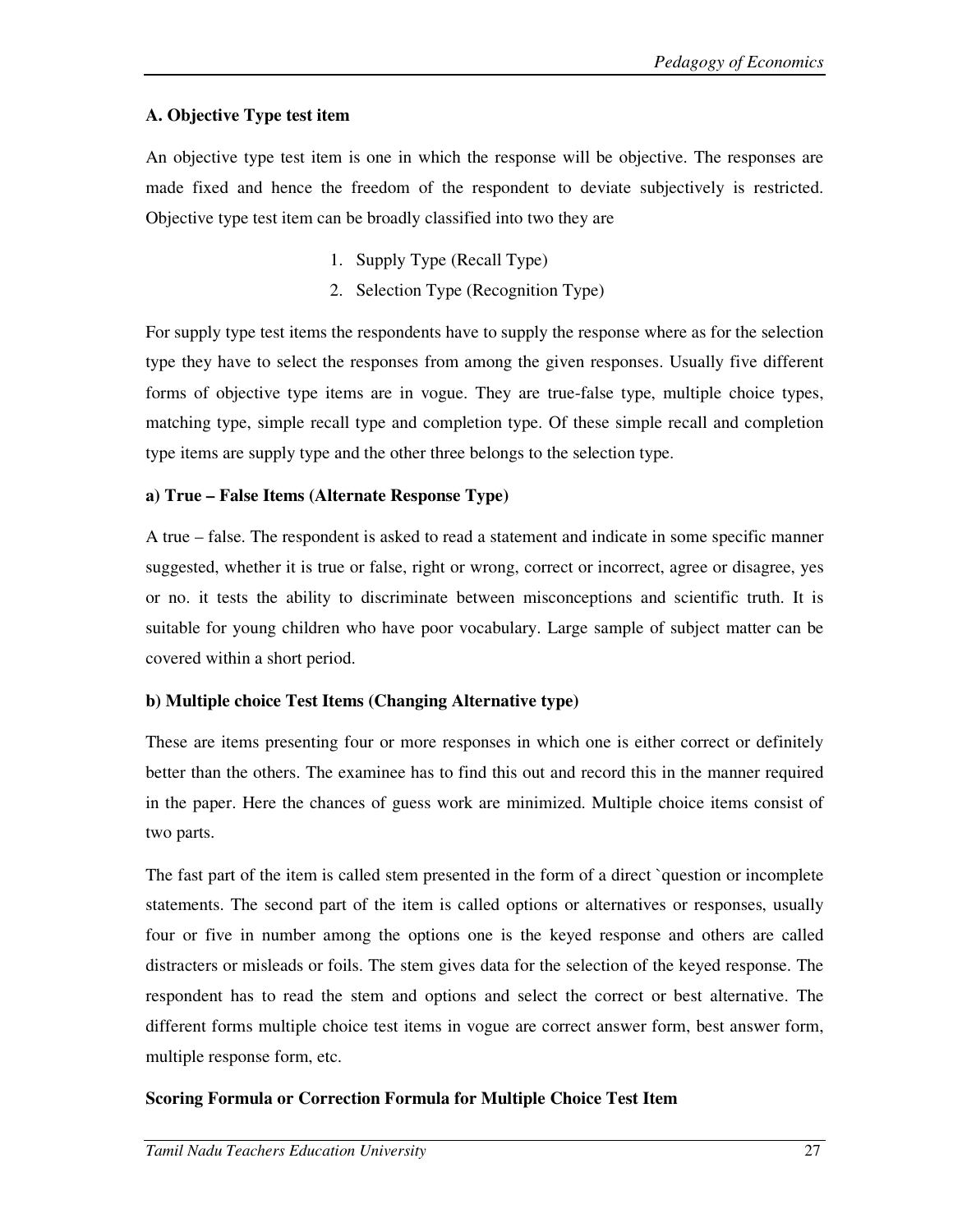### A. Objective Type test item

An objective type test item is one in which the response will be objective. The responses are made fixed and hence the freedom of the respondent to deviate subjectively is restricted. Objective type test item can be broadly classified into two they are

1. Supply Type (Recall Type)
2. Selection Type (Recognition Type)

For supply type test items the respondents have to supply the response where as for the selection type they have to select the responses from among the given responses. Usually five different forms of objective type items are in vogue. They are true-false type, multiple choice types, matching type, simple recall type and completion type. Of these simple recall and completion type items are supply type and the other three belongs to the selection type.

#### a) True – False Items (Alternate Response Type)

A true – false. The respondent is asked to read a statement and indicate in some specific manner suggested, whether it is true or false, right or wrong, correct or incorrect, agree or disagree, yes or no. it tests the ability to discriminate between misconceptions and scientific truth. It is suitable for young children who have poor vocabulary. Large sample of subject matter can be covered within a short period.

#### b) Multiple choice Test Items (Changing Alternative type)

These are items presenting four or more responses in which one is either correct or definitely better than the others. The examinee has to find this out and record this in the manner required in the paper. Here the chances of guess work are minimized. Multiple choice items consist of two parts.

The fast part of the item is called stem presented in the form of a direct `question or incomplete statements. The second part of the item is called options or alternatives or responses, usually four or five in number among the options one is the keyed response and others are called distracters or misleads or foils. The stem gives data for the selection of the keyed response. The respondent has to read the stem and options and select the correct or best alternative. The different forms multiple choice test items in vogue are correct answer form, best answer form, multiple response form, etc.

**Scoring Formula or Correction Formula for Multiple Choice Test Item**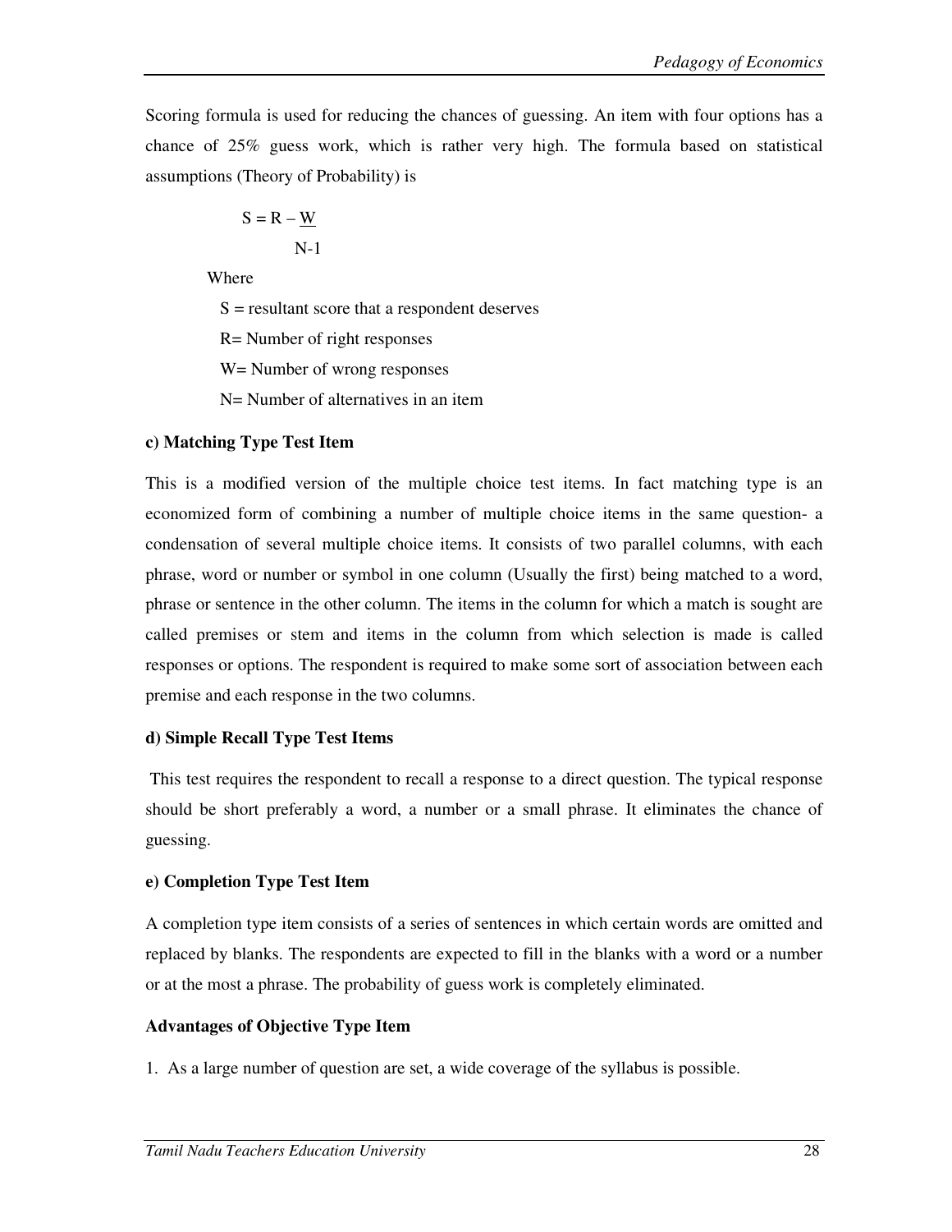Scoring formula is used for reducing the chances of guessing. An item with four options has a chance of 25% guess work, which is rather very high. The formula based on statistical assumptions (Theory of Probability) is

$$S = R - \frac{W}{N-1}$$

Where

S = resultant score that a respondent deserves

R= Number of right responses

W= Number of wrong responses

N= Number of alternatives in an item

**c) Matching Type Test Item**

This is a modified version of the multiple choice test items. In fact matching type is an economized form of combining a number of multiple choice items in the same question- a condensation of several multiple choice items. It consists of two parallel columns, with each phrase, word or number or symbol in one column (Usually the first) being matched to a word, phrase or sentence in the other column. The items in the column for which a match is sought are called premises or stem and items in the column from which selection is made is called responses or options. The respondent is required to make some sort of association between each premise and each response in the two columns.

**d) Simple Recall Type Test Items**

This test requires the respondent to recall a response to a direct question. The typical response should be short preferably a word, a number or a small phrase. It eliminates the chance of guessing.

**e) Completion Type Test Item**

A completion type item consists of a series of sentences in which certain words are omitted and replaced by blanks. The respondents are expected to fill in the blanks with a word or a number or at the most a phrase. The probability of guess work is completely eliminated.

**Advantages of Objective Type Item**

1. As a large number of question are set, a wide coverage of the syllabus is possible.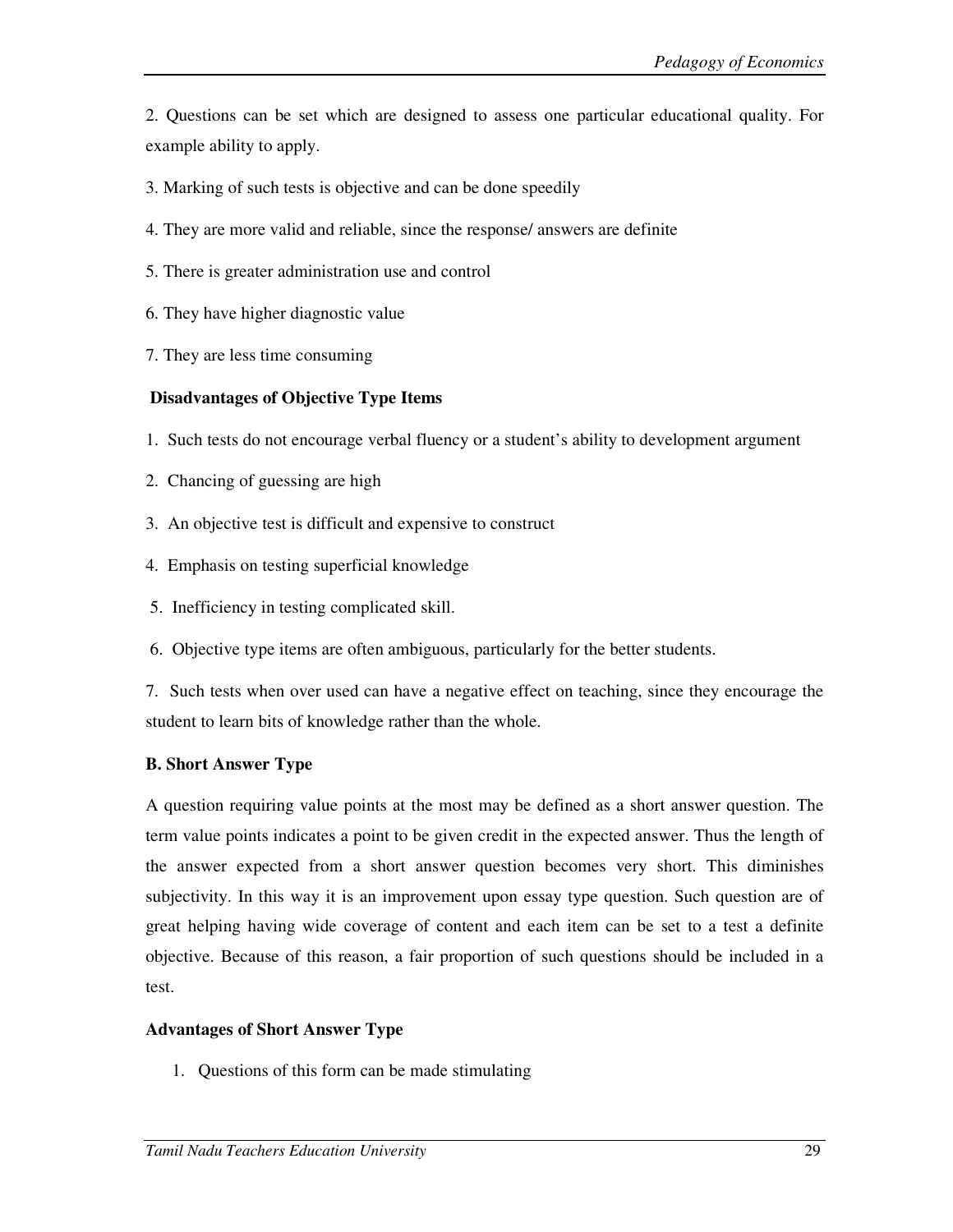2. Questions can be set which are designed to assess one particular educational quality. For example ability to apply.

3. Marking of such tests is objective and can be done speedily

4. They are more valid and reliable, since the response/ answers are definite

5. There is greater administration use and control

6. They have higher diagnostic value

7. They are less time consuming

**Disadvantages of Objective Type Items**

1. Such tests do not encourage verbal fluency or a student's ability to development argument

2. Chancing of guessing are high

3. An objective test is difficult and expensive to construct

4. Emphasis on testing superficial knowledge

5. Inefficiency in testing complicated skill.

6. Objective type items are often ambiguous, particularly for the better students.

7. Such tests when over used can have a negative effect on teaching, since they encourage the student to learn bits of knowledge rather than the whole.

**B. Short Answer Type**

A question requiring value points at the most may be defined as a short answer question. The term value points indicates a point to be given credit in the expected answer. Thus the length of the answer expected from a short answer question becomes very short. This diminishes subjectivity. In this way it is an improvement upon essay type question. Such question are of great helping having wide coverage of content and each item can be set to a test a definite objective. Because of this reason, a fair proportion of such questions should be included in a test.

**Advantages of Short Answer Type**

1. Questions of this form can be made stimulating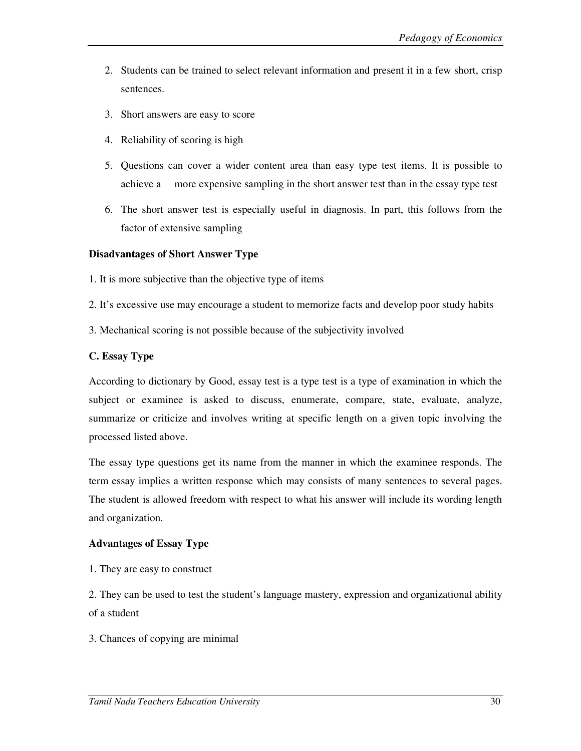2. Students can be trained to select relevant information and present it in a few short, crisp sentences.
3. Short answers are easy to score
4. Reliability of scoring is high
5. Questions can cover a wider content area than easy type test items. It is possible to achieve a more expensive sampling in the short answer test than in the essay type test
6. The short answer test is especially useful in diagnosis. In part, this follows from the factor of extensive sampling

**Disadvantages of Short Answer Type**

1. It is more subjective than the objective type of items

2. It's excessive use may encourage a student to memorize facts and develop poor study habits

3. Mechanical scoring is not possible because of the subjectivity involved

**C. Essay Type**

According to dictionary by Good, essay test is a type test is a type of examination in which the subject or examinee is asked to discuss, enumerate, compare, state, evaluate, analyze, summarize or criticize and involves writing at specific length on a given topic involving the processed listed above.

The essay type questions get its name from the manner in which the examinee responds. The term essay implies a written response which may consists of many sentences to several pages. The student is allowed freedom with respect to what his answer will include its wording length and organization.

**Advantages of Essay Type**

1. They are easy to construct

2. They can be used to test the student's language mastery, expression and organizational ability of a student

3. Chances of copying are minimal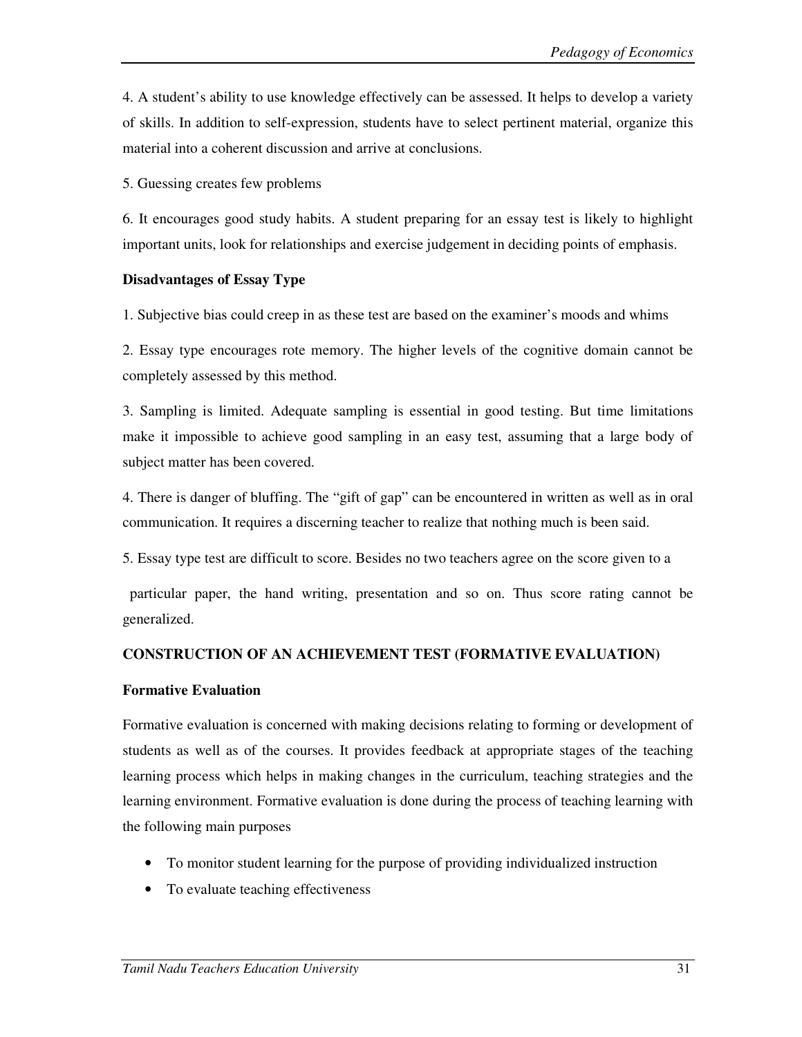4. A student's ability to use knowledge effectively can be assessed. It helps to develop a variety of skills. In addition to self-expression, students have to select pertinent material, organize this material into a coherent discussion and arrive at conclusions.

5. Guessing creates few problems

6. It encourages good study habits. A student preparing for an essay test is likely to highlight important units, look for relationships and exercise judgement in deciding points of emphasis.

**Disadvantages of Essay Type**

1. Subjective bias could creep in as these test are based on the examiner's moods and whims

2. Essay type encourages rote memory. The higher levels of the cognitive domain cannot be completely assessed by this method.

3. Sampling is limited. Adequate sampling is essential in good testing. But time limitations make it impossible to achieve good sampling in an easy test, assuming that a large body of subject matter has been covered.

4. There is danger of bluffing. The "gift of gap" can be encountered in written as well as in oral communication. It requires a discerning teacher to realize that nothing much is been said.

5. Essay type test are difficult to score. Besides no two teachers agree on the score given to a particular paper, the hand writing, presentation and so on. Thus score rating cannot be generalized.

## CONSTRUCTION OF AN ACHIEVEMENT TEST (FORMATIVE EVALUATION)

### Formative Evaluation

Formative evaluation is concerned with making decisions relating to forming or development of students as well as of the courses. It provides feedback at appropriate stages of the teaching learning process which helps in making changes in the curriculum, teaching strategies and the learning environment. Formative evaluation is done during the process of teaching learning with the following main purposes

- To monitor student learning for the purpose of providing individualized instruction
- To evaluate teaching effectiveness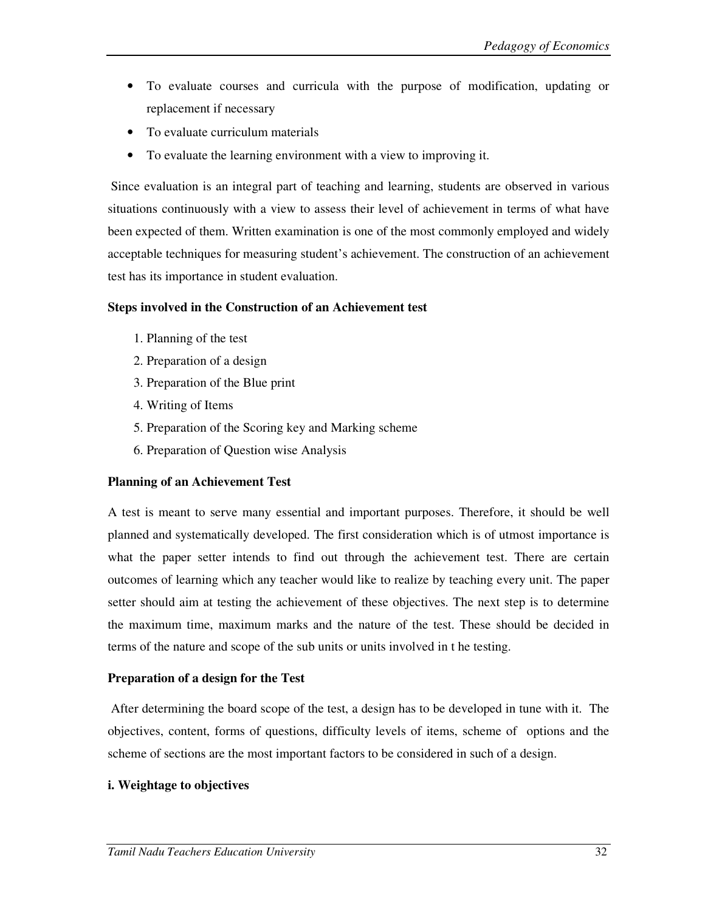- To evaluate courses and curricula with the purpose of modification, updating or replacement if necessary
- To evaluate curriculum materials
- To evaluate the learning environment with a view to improving it.

Since evaluation is an integral part of teaching and learning, students are observed in various situations continuously with a view to assess their level of achievement in terms of what have been expected of them. Written examination is one of the most commonly employed and widely acceptable techniques for measuring student's achievement. The construction of an achievement test has its importance in student evaluation.

**Steps involved in the Construction of an Achievement test**

1. Planning of the test
2. Preparation of a design
3. Preparation of the Blue print
4. Writing of Items
5. Preparation of the Scoring key and Marking scheme
6. Preparation of Question wise Analysis

**Planning of an Achievement Test**

A test is meant to serve many essential and important purposes. Therefore, it should be well planned and systematically developed. The first consideration which is of utmost importance is what the paper setter intends to find out through the achievement test. There are certain outcomes of learning which any teacher would like to realize by teaching every unit. The paper setter should aim at testing the achievement of these objectives. The next step is to determine the maximum time, maximum marks and the nature of the test. These should be decided in terms of the nature and scope of the sub units or units involved in t he testing.

**Preparation of a design for the Test**

After determining the board scope of the test, a design has to be developed in tune with it. The objectives, content, forms of questions, difficulty levels of items, scheme of options and the scheme of sections are the most important factors to be considered in such of a design.

**i. Weightage to objectives**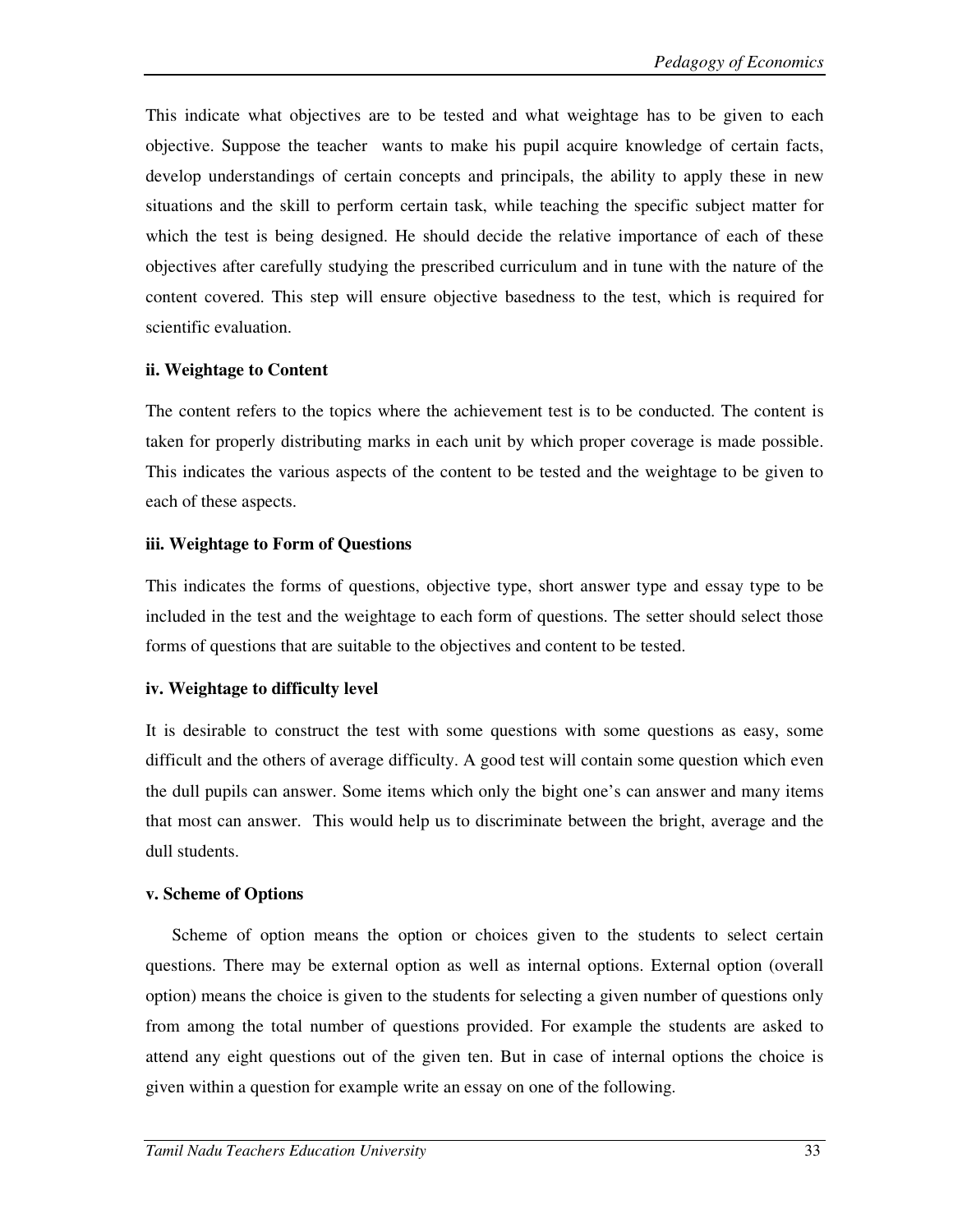This indicate what objectives are to be tested and what weightage has to be given to each objective. Suppose the teacher wants to make his pupil acquire knowledge of certain facts, develop understandings of certain concepts and principals, the ability to apply these in new situations and the skill to perform certain task, while teaching the specific subject matter for which the test is being designed. He should decide the relative importance of each of these objectives after carefully studying the prescribed curriculum and in tune with the nature of the content covered. This step will ensure objective basedness to the test, which is required for scientific evaluation.

**ii. Weightage to Content**

The content refers to the topics where the achievement test is to be conducted. The content is taken for properly distributing marks in each unit by which proper coverage is made possible. This indicates the various aspects of the content to be tested and the weightage to be given to each of these aspects.

**iii. Weightage to Form of Questions**

This indicates the forms of questions, objective type, short answer type and essay type to be included in the test and the weightage to each form of questions. The setter should select those forms of questions that are suitable to the objectives and content to be tested.

**iv. Weightage to difficulty level**

It is desirable to construct the test with some questions with some questions as easy, some difficult and the others of average difficulty. A good test will contain some question which even the dull pupils can answer. Some items which only the bight one's can answer and many items that most can answer. This would help us to discriminate between the bright, average and the dull students.

**v. Scheme of Options**

Scheme of option means the option or choices given to the students to select certain questions. There may be external option as well as internal options. External option (overall option) means the choice is given to the students for selecting a given number of questions only from among the total number of questions provided. For example the students are asked to attend any eight questions out of the given ten. But in case of internal options the choice is given within a question for example write an essay on one of the following.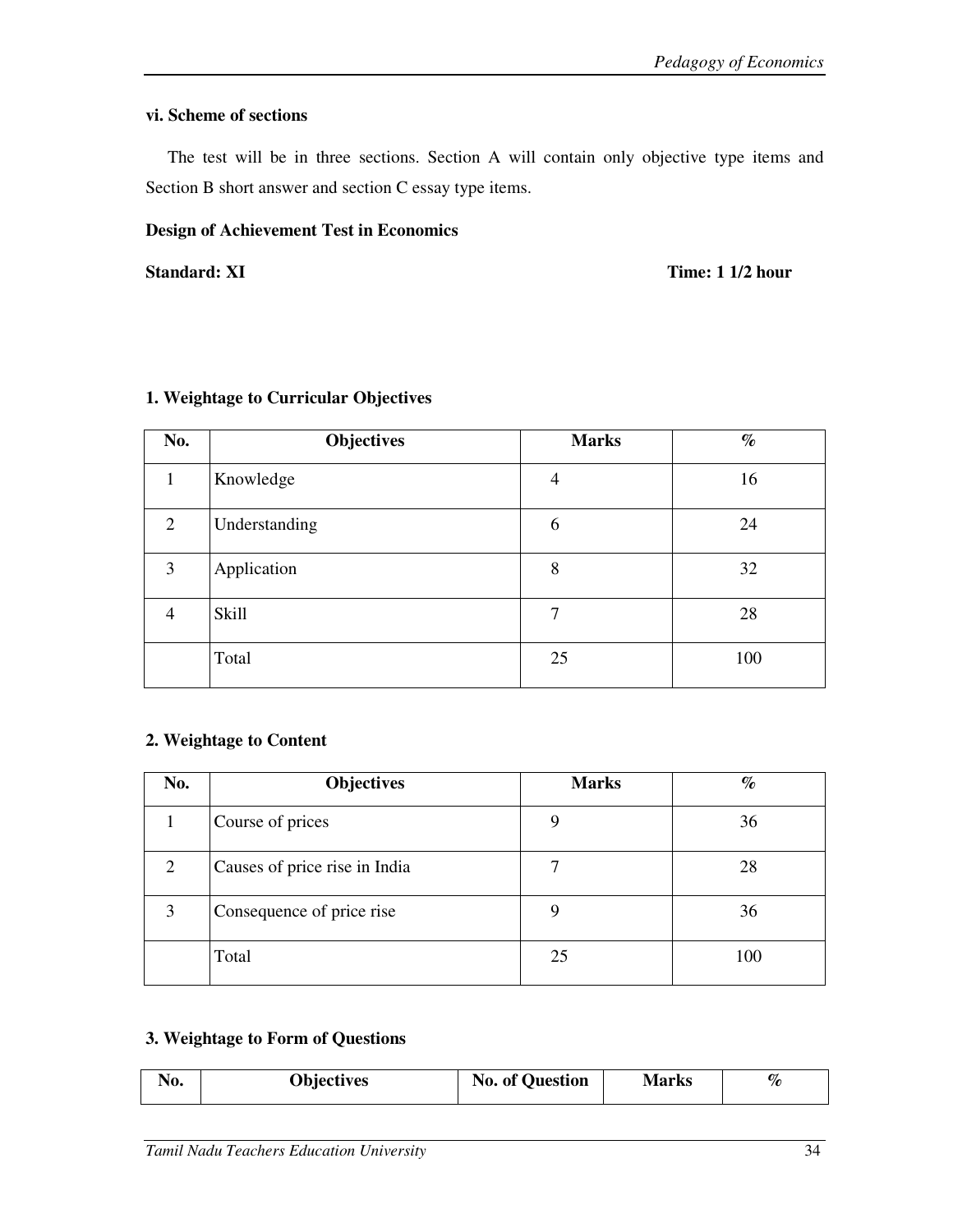**vi. Scheme of sections**

The test will be in three sections. Section A will contain only objective type items and Section B short answer and section C essay type items.

**Design of Achievement Test in Economics**

**Standard: XI** **Time: 1 1/2 hour**

**1. Weightage to Curricular Objectives**

| No. | Objectives | Marks | % |
|---|---|---|---|
| 1 | Knowledge | 4 | 16 |
| 2 | Understanding | 6 | 24 |
| 3 | Application | 8 | 32 |
| 4 | Skill | 7 | 28 |
| | Total | 25 | 100 |

**2. Weightage to Content**

| No. | Objectives | Marks | % |
|---|---|---|---|
| 1 | Course of prices | 9 | 36 |
| 2 | Causes of price rise in India | 7 | 28 |
| 3 | Consequence of price rise | 9 | 36 |
| | Total | 25 | 100 |

**3. Weightage to Form of Questions**

| No. | Objectives | No. of Question | Marks | % |
|---|---|---|---|---|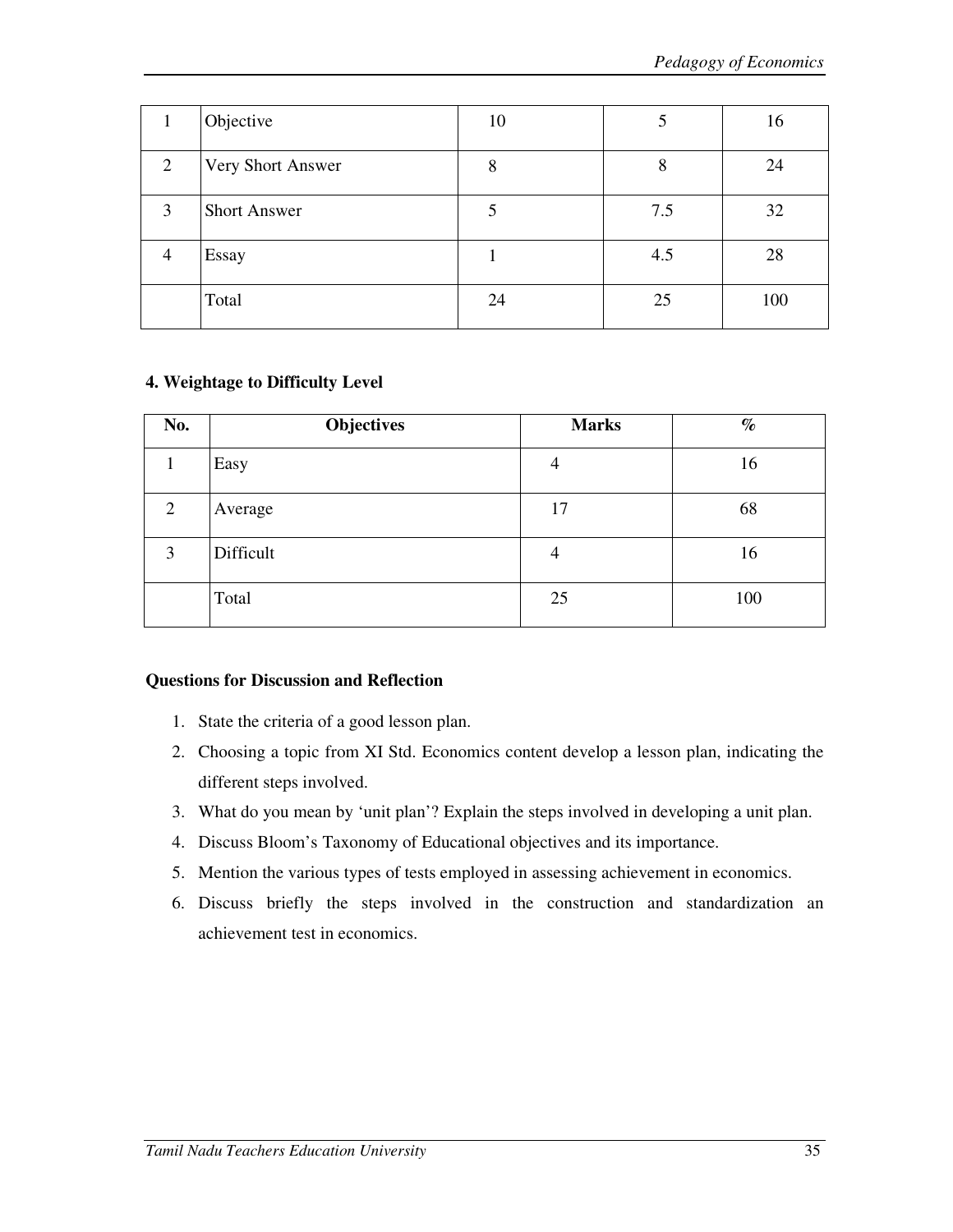| | | | | |
|---|---|---|---|---|
| 1 | Objective | 10 | 5 | 16 |
| 2 | Very Short Answer | 8 | 8 | 24 |
| 3 | Short Answer | 5 | 7.5 | 32 |
| 4 | Essay | 1 | 4.5 | 28 |
| | Total | 24 | 25 | 100 |

**4. Weightage to Difficulty Level**

| No. | Objectives | Marks | % |
|---|---|---|---|
| 1 | Easy | 4 | 16 |
| 2 | Average | 17 | 68 |
| 3 | Difficult | 4 | 16 |
| | Total | 25 | 100 |

**Questions for Discussion and Reflection**

1. State the criteria of a good lesson plan.
2. Choosing a topic from XI Std. Economics content develop a lesson plan, indicating the different steps involved.
3. What do you mean by 'unit plan'? Explain the steps involved in developing a unit plan.
4. Discuss Bloom's Taxonomy of Educational objectives and its importance.
5. Mention the various types of tests employed in assessing achievement in economics.
6. Discuss briefly the steps involved in the construction and standardization an achievement test in economics.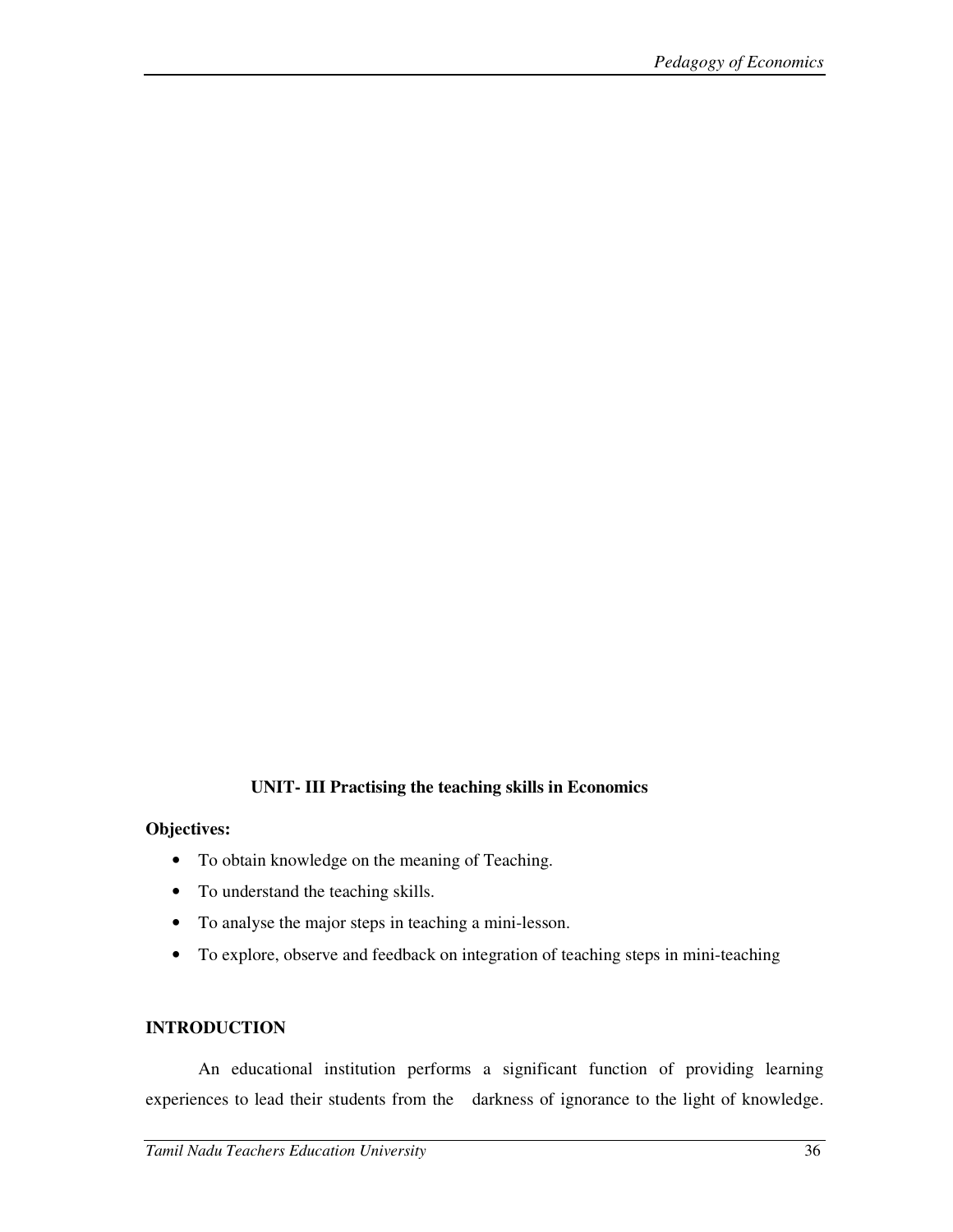## UNIT- III Practising the teaching skills in Economics

**Objectives:**

- To obtain knowledge on the meaning of Teaching.
- To understand the teaching skills.
- To analyse the major steps in teaching a mini-lesson.
- To explore, observe and feedback on integration of teaching steps in mini-teaching

### INTRODUCTION

An educational institution performs a significant function of providing learning experiences to lead their students from the darkness of ignorance to the light of knowledge.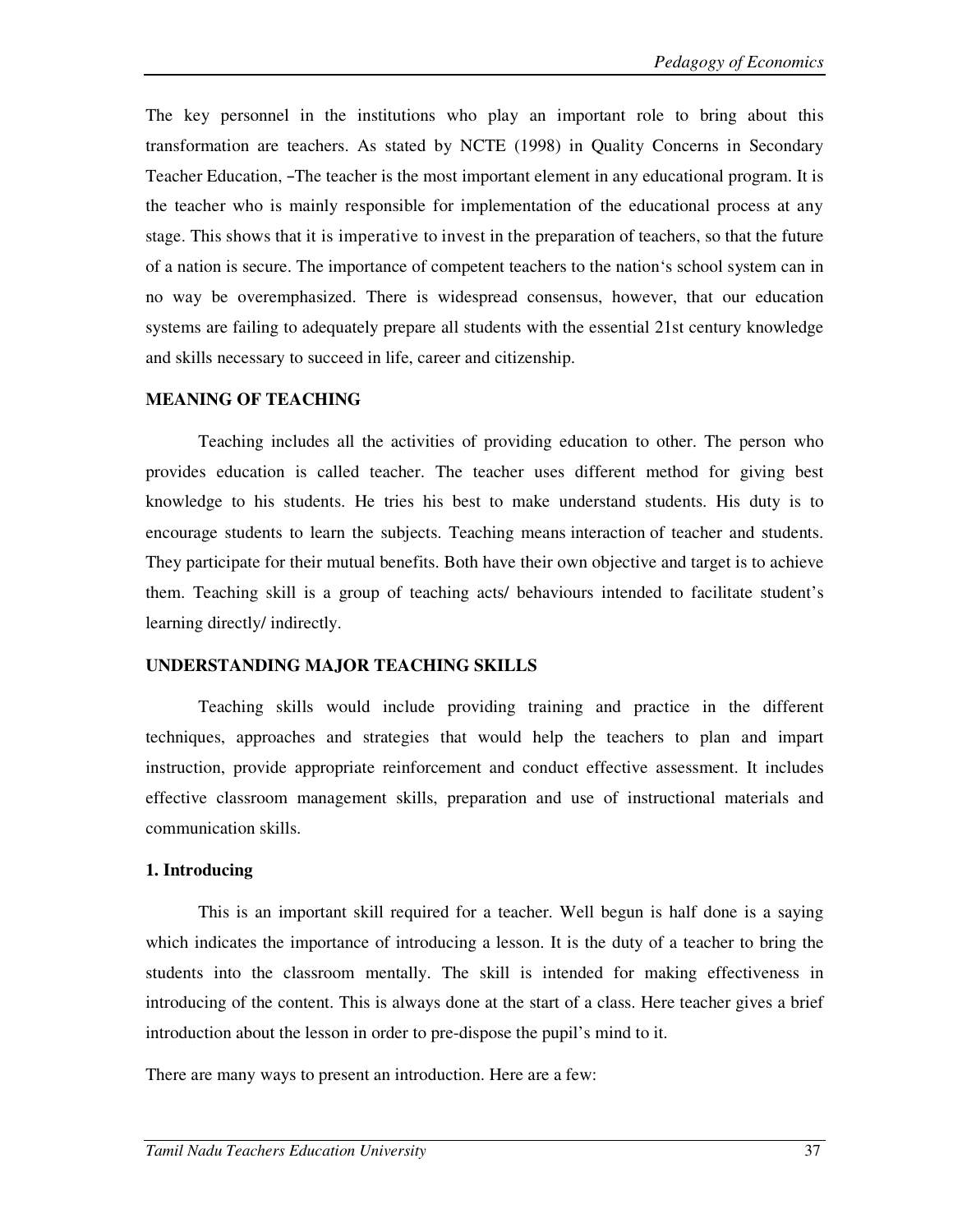The key personnel in the institutions who play an important role to bring about this transformation are teachers. As stated by NCTE (1998) in Quality Concerns in Secondary Teacher Education, –The teacher is the most important element in any educational program. It is the teacher who is mainly responsible for implementation of the educational process at any stage. This shows that it is imperative to invest in the preparation of teachers, so that the future of a nation is secure. The importance of competent teachers to the nation‘s school system can in no way be overemphasized. There is widespread consensus, however, that our education systems are failing to adequately prepare all students with the essential 21st century knowledge and skills necessary to succeed in life, career and citizenship.

**MEANING OF TEACHING**

Teaching includes all the activities of providing education to other. The person who provides education is called teacher. The teacher uses different method for giving best knowledge to his students. He tries his best to make understand students. His duty is to encourage students to learn the subjects. Teaching means interaction of teacher and students. They participate for their mutual benefits. Both have their own objective and target is to achieve them. Teaching skill is a group of teaching acts/ behaviours intended to facilitate student's learning directly/ indirectly.

**UNDERSTANDING MAJOR TEACHING SKILLS**

Teaching skills would include providing training and practice in the different techniques, approaches and strategies that would help the teachers to plan and impart instruction, provide appropriate reinforcement and conduct effective assessment. It includes effective classroom management skills, preparation and use of instructional materials and communication skills.

**1. Introducing**

This is an important skill required for a teacher. Well begun is half done is a saying which indicates the importance of introducing a lesson. It is the duty of a teacher to bring the students into the classroom mentally. The skill is intended for making effectiveness in introducing of the content. This is always done at the start of a class. Here teacher gives a brief introduction about the lesson in order to pre-dispose the pupil's mind to it.

There are many ways to present an introduction. Here are a few: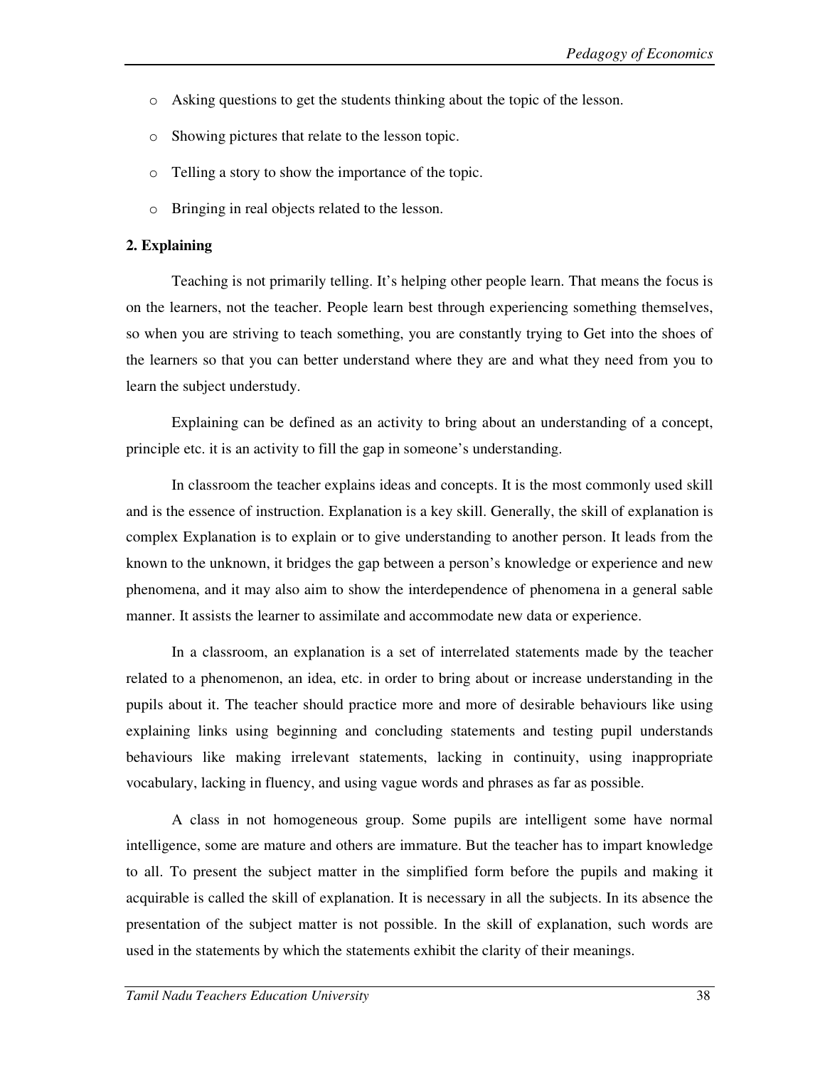- Asking questions to get the students thinking about the topic of the lesson.
- Showing pictures that relate to the lesson topic.
- Telling a story to show the importance of the topic.
- Bringing in real objects related to the lesson.

**2. Explaining**

Teaching is not primarily telling. It's helping other people learn. That means the focus is on the learners, not the teacher. People learn best through experiencing something themselves, so when you are striving to teach something, you are constantly trying to Get into the shoes of the learners so that you can better understand where they are and what they need from you to learn the subject understudy.

Explaining can be defined as an activity to bring about an understanding of a concept, principle etc. it is an activity to fill the gap in someone's understanding.

In classroom the teacher explains ideas and concepts. It is the most commonly used skill and is the essence of instruction. Explanation is a key skill. Generally, the skill of explanation is complex Explanation is to explain or to give understanding to another person. It leads from the known to the unknown, it bridges the gap between a person's knowledge or experience and new phenomena, and it may also aim to show the interdependence of phenomena in a general sable manner. It assists the learner to assimilate and accommodate new data or experience.

In a classroom, an explanation is a set of interrelated statements made by the teacher related to a phenomenon, an idea, etc. in order to bring about or increase understanding in the pupils about it. The teacher should practice more and more of desirable behaviours like using explaining links using beginning and concluding statements and testing pupil understands behaviours like making irrelevant statements, lacking in continuity, using inappropriate vocabulary, lacking in fluency, and using vague words and phrases as far as possible.

A class in not homogeneous group. Some pupils are intelligent some have normal intelligence, some are mature and others are immature. But the teacher has to impart knowledge to all. To present the subject matter in the simplified form before the pupils and making it acquirable is called the skill of explanation. It is necessary in all the subjects. In its absence the presentation of the subject matter is not possible. In the skill of explanation, such words are used in the statements by which the statements exhibit the clarity of their meanings.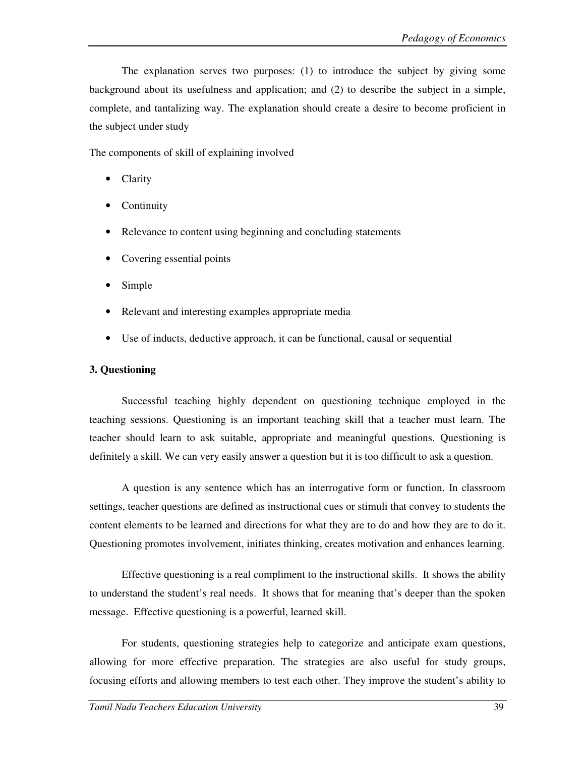The explanation serves two purposes: (1) to introduce the subject by giving some background about its usefulness and application; and (2) to describe the subject in a simple, complete, and tantalizing way. The explanation should create a desire to become proficient in the subject under study

The components of skill of explaining involved

- Clarity
- Continuity
- Relevance to content using beginning and concluding statements
- Covering essential points
- Simple
- Relevant and interesting examples appropriate media
- Use of inducts, deductive approach, it can be functional, causal or sequential

### 3. Questioning

Successful teaching highly dependent on questioning technique employed in the teaching sessions. Questioning is an important teaching skill that a teacher must learn. The teacher should learn to ask suitable, appropriate and meaningful questions. Questioning is definitely a skill. We can very easily answer a question but it is too difficult to ask a question.

A question is any sentence which has an interrogative form or function. In classroom settings, teacher questions are defined as instructional cues or stimuli that convey to students the content elements to be learned and directions for what they are to do and how they are to do it. Questioning promotes involvement, initiates thinking, creates motivation and enhances learning.

Effective questioning is a real compliment to the instructional skills. It shows the ability to understand the student's real needs. It shows that for meaning that's deeper than the spoken message. Effective questioning is a powerful, learned skill.

For students, questioning strategies help to categorize and anticipate exam questions, allowing for more effective preparation. The strategies are also useful for study groups, focusing efforts and allowing members to test each other. They improve the student's ability to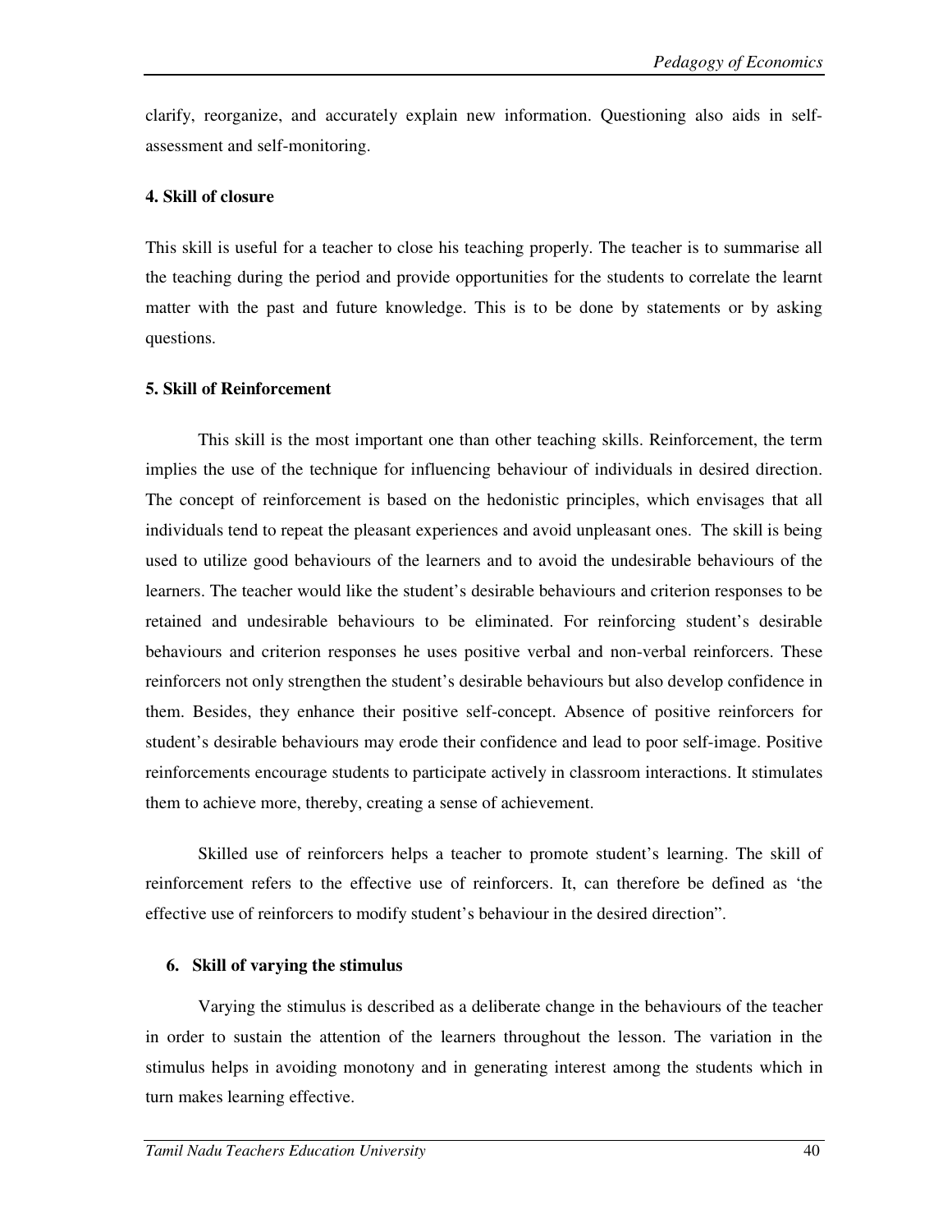clarify, reorganize, and accurately explain new information. Questioning also aids in self-assessment and self-monitoring.

**4. Skill of closure**

This skill is useful for a teacher to close his teaching properly. The teacher is to summarise all the teaching during the period and provide opportunities for the students to correlate the learnt matter with the past and future knowledge. This is to be done by statements or by asking questions.

**5. Skill of Reinforcement**

This skill is the most important one than other teaching skills. Reinforcement, the term implies the use of the technique for influencing behaviour of individuals in desired direction. The concept of reinforcement is based on the hedonistic principles, which envisages that all individuals tend to repeat the pleasant experiences and avoid unpleasant ones. The skill is being used to utilize good behaviours of the learners and to avoid the undesirable behaviours of the learners. The teacher would like the student's desirable behaviours and criterion responses to be retained and undesirable behaviours to be eliminated. For reinforcing student's desirable behaviours and criterion responses he uses positive verbal and non-verbal reinforcers. These reinforcers not only strengthen the student's desirable behaviours but also develop confidence in them. Besides, they enhance their positive self-concept. Absence of positive reinforcers for student's desirable behaviours may erode their confidence and lead to poor self-image. Positive reinforcements encourage students to participate actively in classroom interactions. It stimulates them to achieve more, thereby, creating a sense of achievement.

Skilled use of reinforcers helps a teacher to promote student's learning. The skill of reinforcement refers to the effective use of reinforcers. It, can therefore be defined as 'the effective use of reinforcers to modify student's behaviour in the desired direction".

**6. Skill of varying the stimulus**

Varying the stimulus is described as a deliberate change in the behaviours of the teacher in order to sustain the attention of the learners throughout the lesson. The variation in the stimulus helps in avoiding monotony and in generating interest among the students which in turn makes learning effective.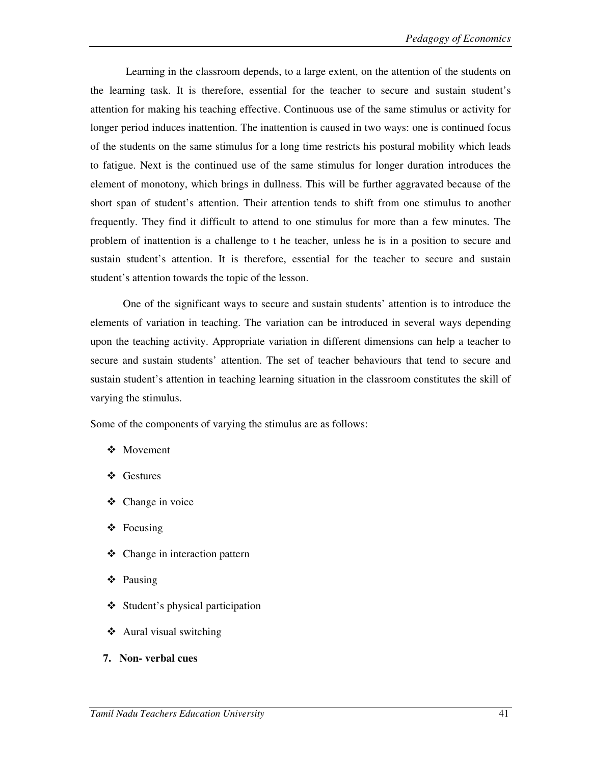Learning in the classroom depends, to a large extent, on the attention of the students on the learning task. It is therefore, essential for the teacher to secure and sustain student's attention for making his teaching effective. Continuous use of the same stimulus or activity for longer period induces inattention. The inattention is caused in two ways: one is continued focus of the students on the same stimulus for a long time restricts his postural mobility which leads to fatigue. Next is the continued use of the same stimulus for longer duration introduces the element of monotony, which brings in dullness. This will be further aggravated because of the short span of student's attention. Their attention tends to shift from one stimulus to another frequently. They find it difficult to attend to one stimulus for more than a few minutes. The problem of inattention is a challenge to t he teacher, unless he is in a position to secure and sustain student's attention. It is therefore, essential for the teacher to secure and sustain student's attention towards the topic of the lesson.

One of the significant ways to secure and sustain students' attention is to introduce the elements of variation in teaching. The variation can be introduced in several ways depending upon the teaching activity. Appropriate variation in different dimensions can help a teacher to secure and sustain students' attention. The set of teacher behaviours that tend to secure and sustain student's attention in teaching learning situation in the classroom constitutes the skill of varying the stimulus.

Some of the components of varying the stimulus are as follows:

- Movement
- Gestures
- Change in voice
- Focusing
- Change in interaction pattern
- Pausing
- Student's physical participation
- Aural visual switching

**7. Non- verbal cues**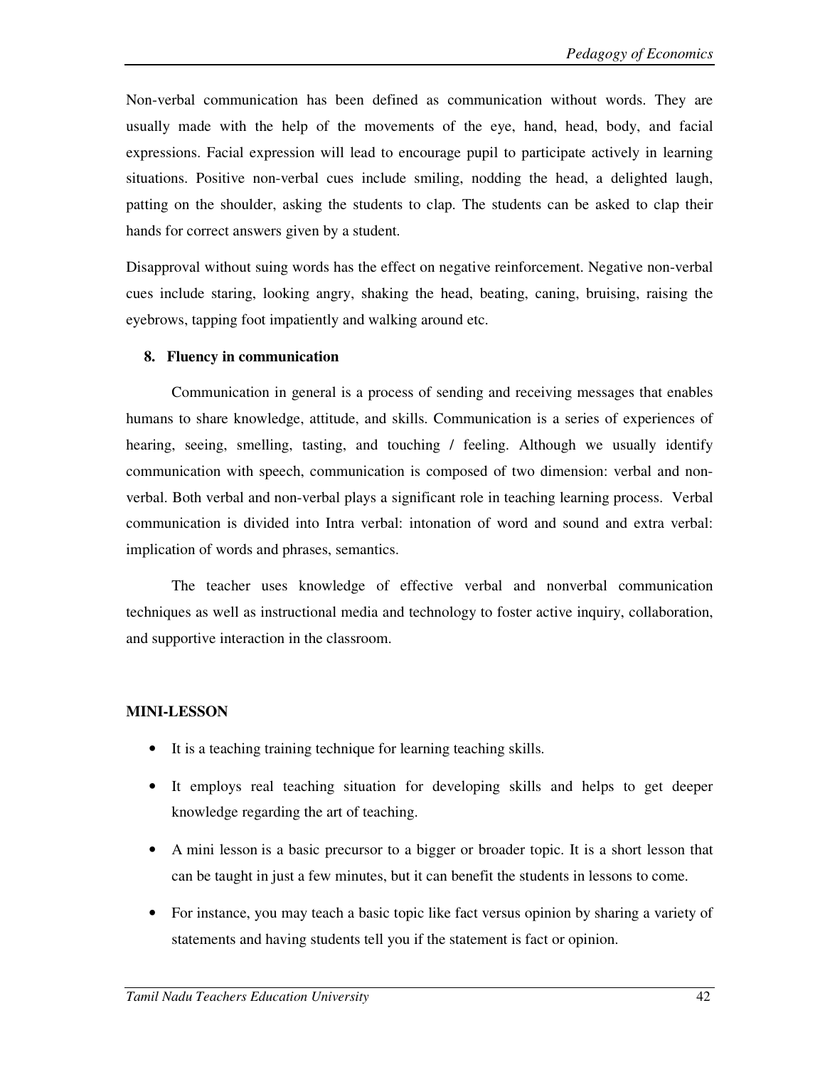Non-verbal communication has been defined as communication without words. They are usually made with the help of the movements of the eye, hand, head, body, and facial expressions. Facial expression will lead to encourage pupil to participate actively in learning situations. Positive non-verbal cues include smiling, nodding the head, a delighted laugh, patting on the shoulder, asking the students to clap. The students can be asked to clap their hands for correct answers given by a student.

Disapproval without suing words has the effect on negative reinforcement. Negative non-verbal cues include staring, looking angry, shaking the head, beating, caning, bruising, raising the eyebrows, tapping foot impatiently and walking around etc.

8. **Fluency in communication**

Communication in general is a process of sending and receiving messages that enables humans to share knowledge, attitude, and skills. Communication is a series of experiences of hearing, seeing, smelling, tasting, and touching / feeling. Although we usually identify communication with speech, communication is composed of two dimension: verbal and non-verbal. Both verbal and non-verbal plays a significant role in teaching learning process. Verbal communication is divided into Intra verbal: intonation of word and sound and extra verbal: implication of words and phrases, semantics.

The teacher uses knowledge of effective verbal and nonverbal communication techniques as well as instructional media and technology to foster active inquiry, collaboration, and supportive interaction in the classroom.

**MINI-LESSON**

- It is a teaching training technique for learning teaching skills.
- It employs real teaching situation for developing skills and helps to get deeper knowledge regarding the art of teaching.
- A mini lesson is a basic precursor to a bigger or broader topic. It is a short lesson that can be taught in just a few minutes, but it can benefit the students in lessons to come.
- For instance, you may teach a basic topic like fact versus opinion by sharing a variety of statements and having students tell you if the statement is fact or opinion.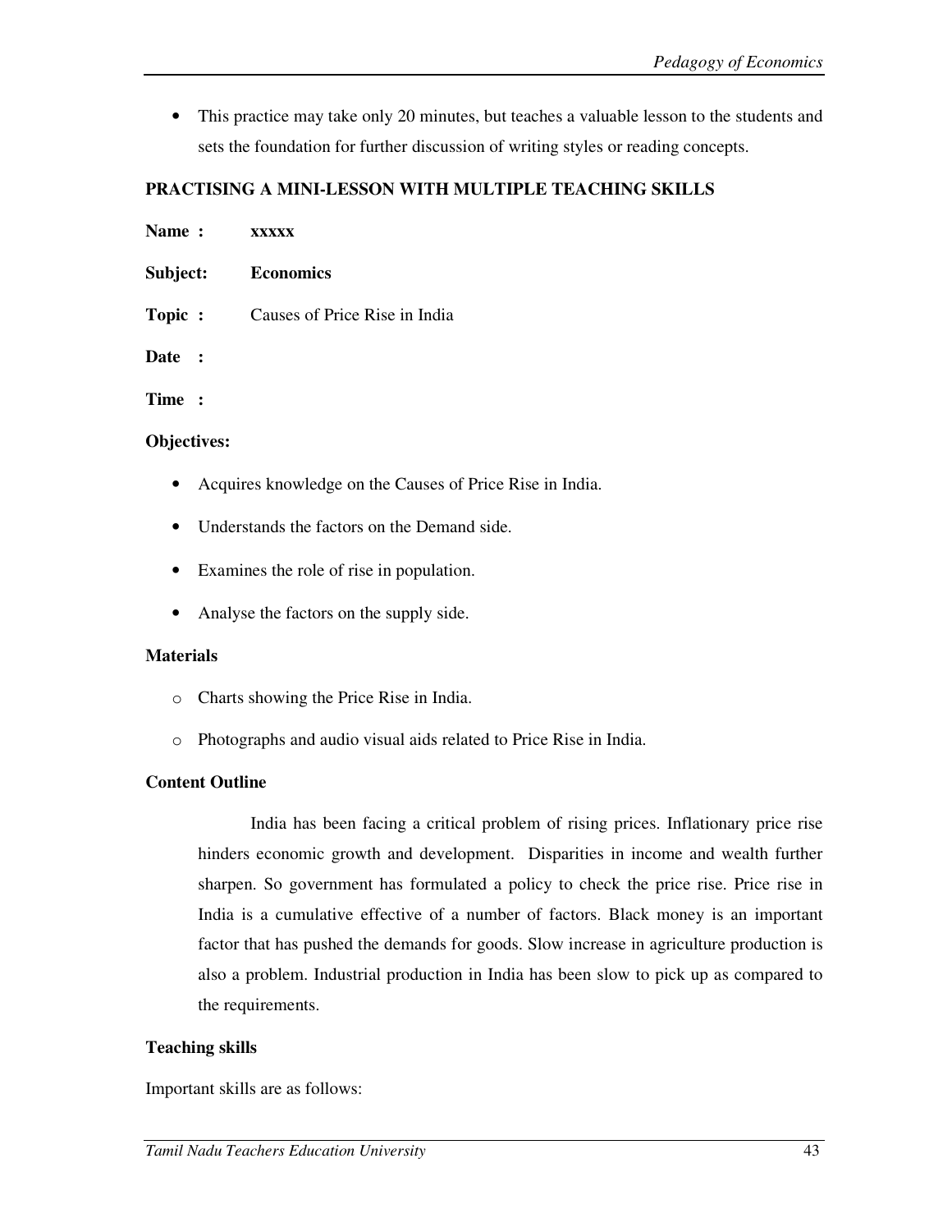- This practice may take only 20 minutes, but teaches a valuable lesson to the students and sets the foundation for further discussion of writing styles or reading concepts.

**PRACTISING A MINI-LESSON WITH MULTIPLE TEACHING SKILLS**

**Name :** **xxxxx**

**Subject:** **Economics**

**Topic :** Causes of Price Rise in India

**Date :**

**Time :**

**Objectives:**

- Acquires knowledge on the Causes of Price Rise in India.
- Understands the factors on the Demand side.
- Examines the role of rise in population.
- Analyse the factors on the supply side.

**Materials**

- Charts showing the Price Rise in India.
- Photographs and audio visual aids related to Price Rise in India.

**Content Outline**

India has been facing a critical problem of rising prices. Inflationary price rise hinders economic growth and development. Disparities in income and wealth further sharpen. So government has formulated a policy to check the price rise. Price rise in India is a cumulative effective of a number of factors. Black money is an important factor that has pushed the demands for goods. Slow increase in agriculture production is also a problem. Industrial production in India has been slow to pick up as compared to the requirements.

**Teaching skills**

Important skills are as follows: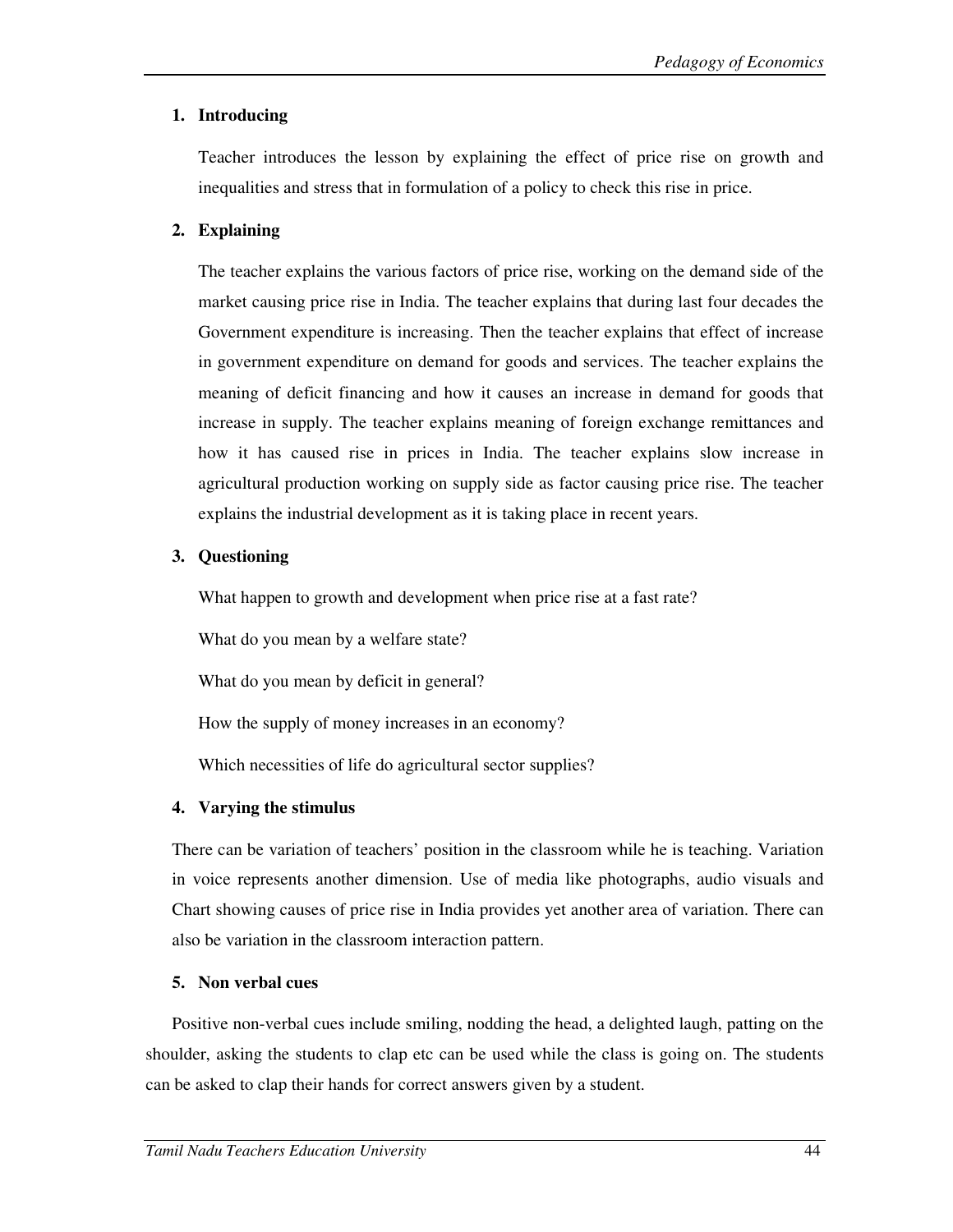1. **Introducing**

   Teacher introduces the lesson by explaining the effect of price rise on growth and inequalities and stress that in formulation of a policy to check this rise in price.

2. **Explaining**

   The teacher explains the various factors of price rise, working on the demand side of the market causing price rise in India. The teacher explains that during last four decades the Government expenditure is increasing. Then the teacher explains that effect of increase in government expenditure on demand for goods and services. The teacher explains the meaning of deficit financing and how it causes an increase in demand for goods that increase in supply. The teacher explains meaning of foreign exchange remittances and how it has caused rise in prices in India. The teacher explains slow increase in agricultural production working on supply side as factor causing price rise. The teacher explains the industrial development as it is taking place in recent years.

3. **Questioning**

   What happen to growth and development when price rise at a fast rate?

   What do you mean by a welfare state?

   What do you mean by deficit in general?

   How the supply of money increases in an economy?

   Which necessities of life do agricultural sector supplies?

4. **Varying the stimulus**

   There can be variation of teachers' position in the classroom while he is teaching. Variation in voice represents another dimension. Use of media like photographs, audio visuals and Chart showing causes of price rise in India provides yet another area of variation. There can also be variation in the classroom interaction pattern.

5. **Non verbal cues**

   Positive non-verbal cues include smiling, nodding the head, a delighted laugh, patting on the shoulder, asking the students to clap etc can be used while the class is going on. The students can be asked to clap their hands for correct answers given by a student.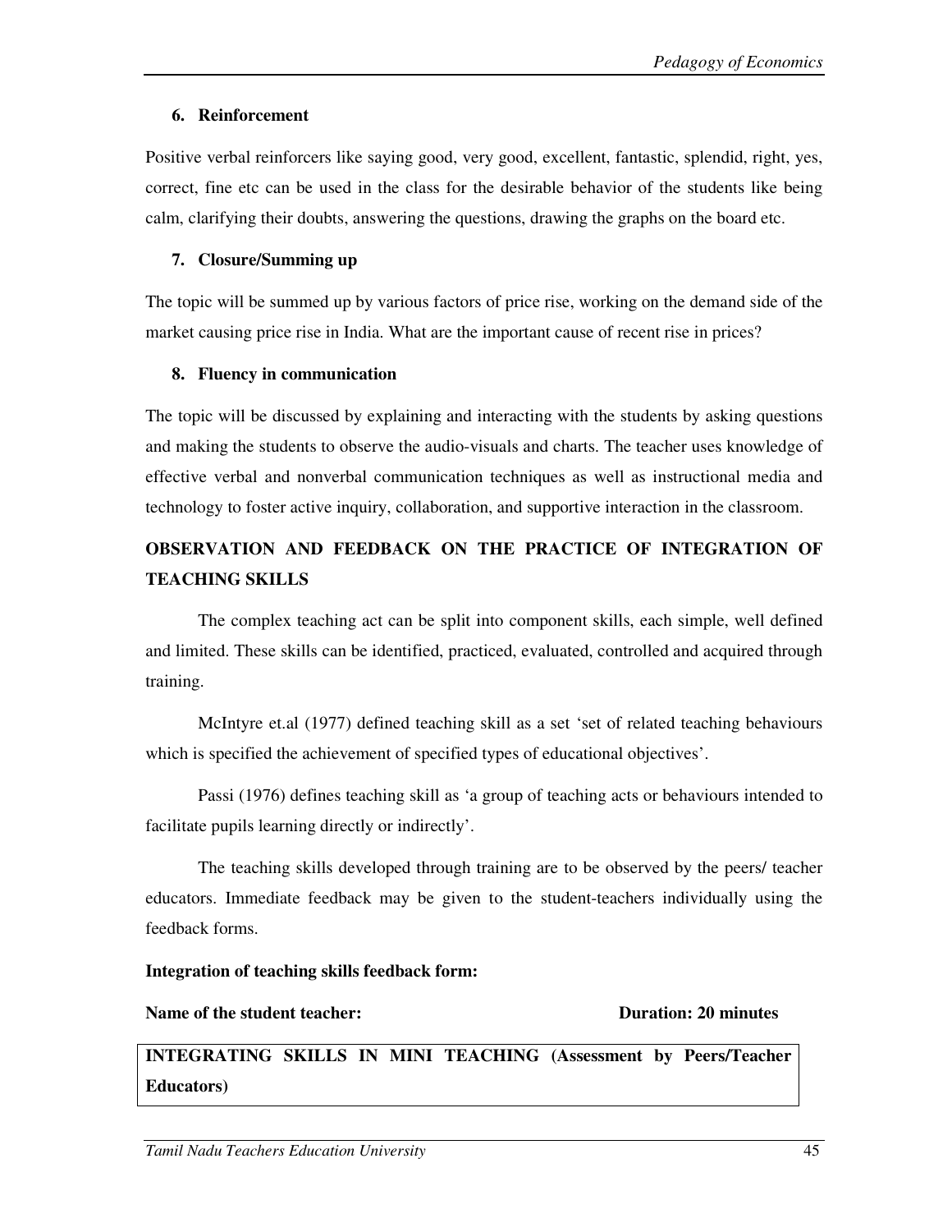**6. Reinforcement**

Positive verbal reinforcers like saying good, very good, excellent, fantastic, splendid, right, yes, correct, fine etc can be used in the class for the desirable behavior of the students like being calm, clarifying their doubts, answering the questions, drawing the graphs on the board etc.

**7. Closure/Summing up**

The topic will be summed up by various factors of price rise, working on the demand side of the market causing price rise in India. What are the important cause of recent rise in prices?

**8. Fluency in communication**

The topic will be discussed by explaining and interacting with the students by asking questions and making the students to observe the audio-visuals and charts. The teacher uses knowledge of effective verbal and nonverbal communication techniques as well as instructional media and technology to foster active inquiry, collaboration, and supportive interaction in the classroom.

## OBSERVATION AND FEEDBACK ON THE PRACTICE OF INTEGRATION OF TEACHING SKILLS

The complex teaching act can be split into component skills, each simple, well defined and limited. These skills can be identified, practiced, evaluated, controlled and acquired through training.

McIntyre et.al (1977) defined teaching skill as a set 'set of related teaching behaviours which is specified the achievement of specified types of educational objectives'.

Passi (1976) defines teaching skill as 'a group of teaching acts or behaviours intended to facilitate pupils learning directly or indirectly'.

The teaching skills developed through training are to be observed by the peers/ teacher educators. Immediate feedback may be given to the student-teachers individually using the feedback forms.

**Integration of teaching skills feedback form:**

**Name of the student teacher:** **Duration: 20 minutes**

| INTEGRATING SKILLS IN MINI TEACHING (Assessment by Peers/Teacher Educators) |
|---|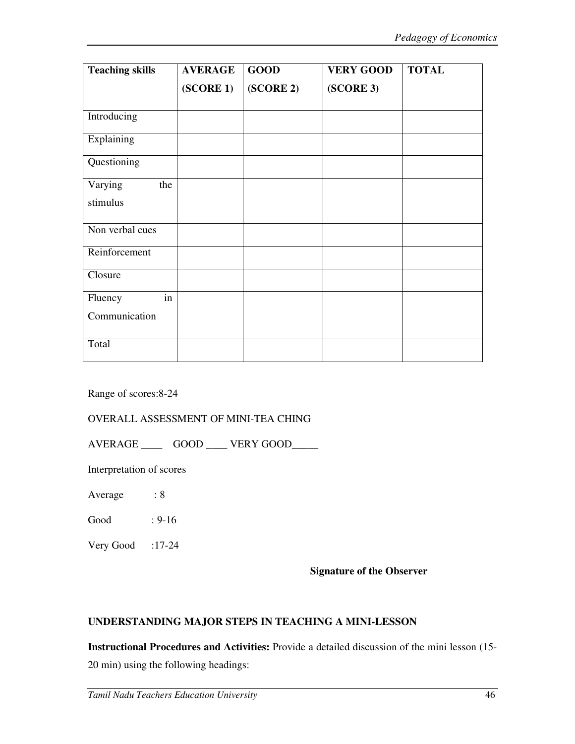| Teaching skills | AVERAGE (SCORE 1) | GOOD (SCORE 2) | VERY GOOD (SCORE 3) | TOTAL |
|---|---|---|---|---|
| Introducing | | | | |
| Explaining | | | | |
| Questioning | | | | |
| Varying the stimulus | | | | |
| Non verbal cues | | | | |
| Reinforcement | | | | |
| Closure | | | | |
| Fluency in Communication | | | | |
| Total | | | | |

Range of scores:8-24

OVERALL ASSESSMENT OF MINI-TEA CHING

AVERAGE ____ GOOD ____ VERY GOOD_____

Interpretation of scores

Average : 8

Good : 9-16

Very Good :17-24

**Signature of the Observer**

**UNDERSTANDING MAJOR STEPS IN TEACHING A MINI-LESSON**

**Instructional Procedures and Activities:** Provide a detailed discussion of the mini lesson (15-20 min) using the following headings: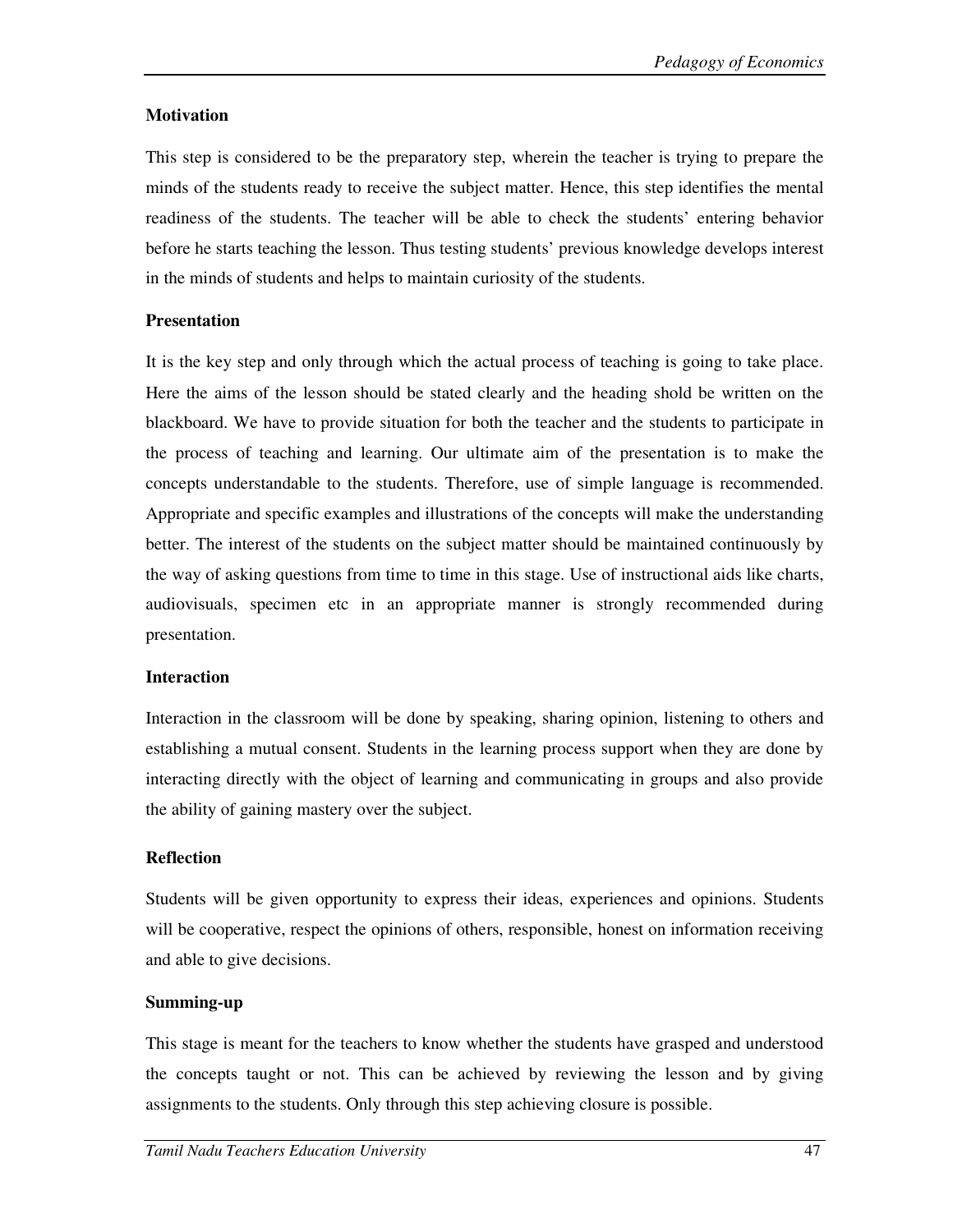**Motivation**

This step is considered to be the preparatory step, wherein the teacher is trying to prepare the minds of the students ready to receive the subject matter. Hence, this step identifies the mental readiness of the students. The teacher will be able to check the students' entering behavior before he starts teaching the lesson. Thus testing students' previous knowledge develops interest in the minds of students and helps to maintain curiosity of the students.

**Presentation**

It is the key step and only through which the actual process of teaching is going to take place. Here the aims of the lesson should be stated clearly and the heading shold be written on the blackboard. We have to provide situation for both the teacher and the students to participate in the process of teaching and learning. Our ultimate aim of the presentation is to make the concepts understandable to the students. Therefore, use of simple language is recommended. Appropriate and specific examples and illustrations of the concepts will make the understanding better. The interest of the students on the subject matter should be maintained continuously by the way of asking questions from time to time in this stage. Use of instructional aids like charts, audiovisuals, specimen etc in an appropriate manner is strongly recommended during presentation.

**Interaction**

Interaction in the classroom will be done by speaking, sharing opinion, listening to others and establishing a mutual consent. Students in the learning process support when they are done by interacting directly with the object of learning and communicating in groups and also provide the ability of gaining mastery over the subject.

**Reflection**

Students will be given opportunity to express their ideas, experiences and opinions. Students will be cooperative, respect the opinions of others, responsible, honest on information receiving and able to give decisions.

**Summing-up**

This stage is meant for the teachers to know whether the students have grasped and understood the concepts taught or not. This can be achieved by reviewing the lesson and by giving assignments to the students. Only through this step achieving closure is possible.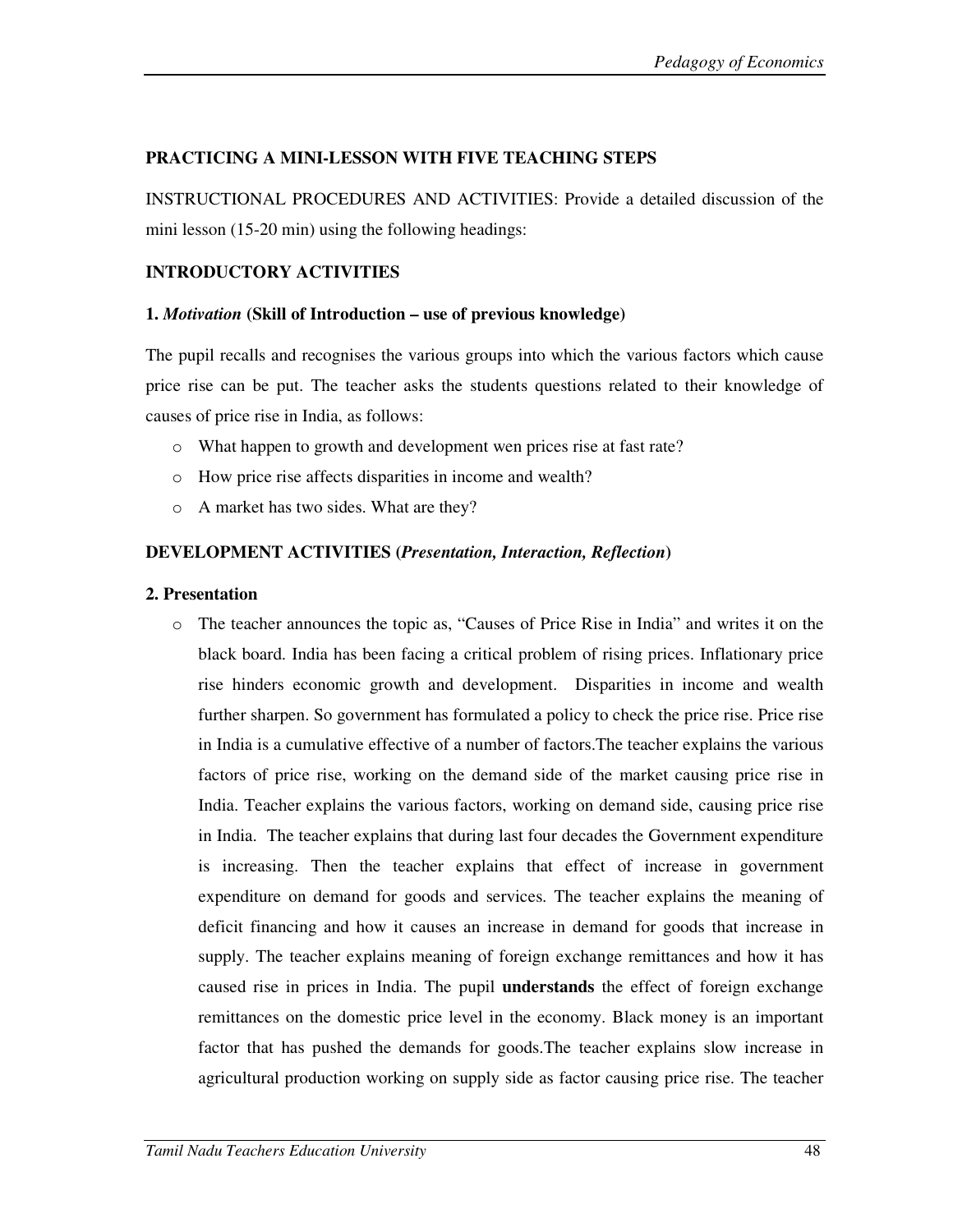**PRACTICING A MINI-LESSON WITH FIVE TEACHING STEPS**

INSTRUCTIONAL PROCEDURES AND ACTIVITIES: Provide a detailed discussion of the mini lesson (15-20 min) using the following headings:

**INTRODUCTORY ACTIVITIES**

**1. *Motivation* (Skill of Introduction – use of previous knowledge)**

The pupil recalls and recognises the various groups into which the various factors which cause price rise can be put. The teacher asks the students questions related to their knowledge of causes of price rise in India, as follows:

- What happen to growth and development wen prices rise at fast rate?
- How price rise affects disparities in income and wealth?
- A market has two sides. What are they?

**DEVELOPMENT ACTIVITIES (*Presentation, Interaction, Reflection*)**

**2. Presentation**

- The teacher announces the topic as, "Causes of Price Rise in India" and writes it on the black board. India has been facing a critical problem of rising prices. Inflationary price rise hinders economic growth and development. Disparities in income and wealth further sharpen. So government has formulated a policy to check the price rise. Price rise in India is a cumulative effective of a number of factors.The teacher explains the various factors of price rise, working on the demand side of the market causing price rise in India. Teacher explains the various factors, working on demand side, causing price rise in India. The teacher explains that during last four decades the Government expenditure is increasing. Then the teacher explains that effect of increase in government expenditure on demand for goods and services. The teacher explains the meaning of deficit financing and how it causes an increase in demand for goods that increase in supply. The teacher explains meaning of foreign exchange remittances and how it has caused rise in prices in India. The pupil **understands** the effect of foreign exchange remittances on the domestic price level in the economy. Black money is an important factor that has pushed the demands for goods.The teacher explains slow increase in agricultural production working on supply side as factor causing price rise. The teacher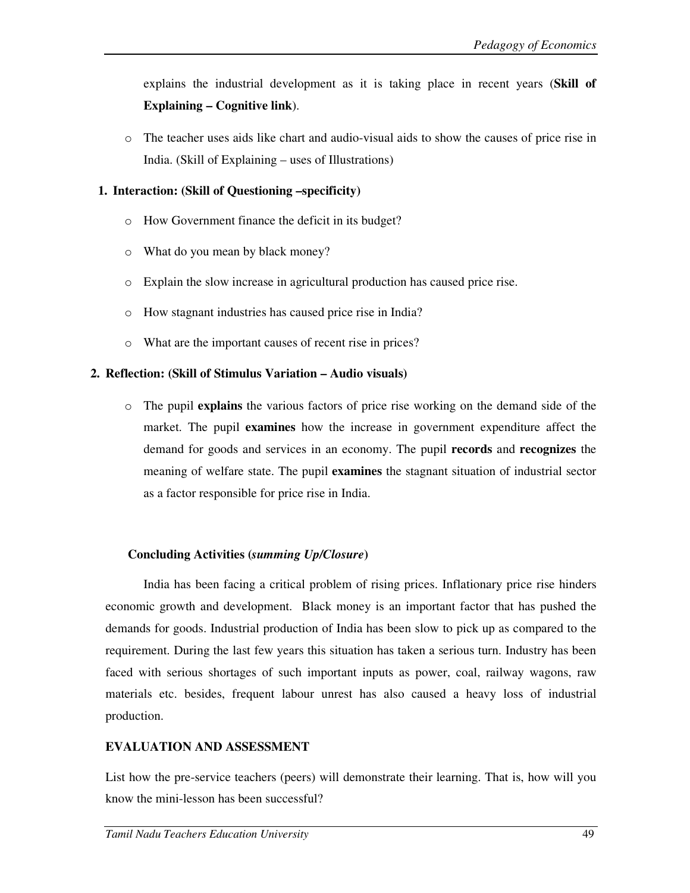explains the industrial development as it is taking place in recent years (**Skill of Explaining – Cognitive link**).

- The teacher uses aids like chart and audio-visual aids to show the causes of price rise in India. (Skill of Explaining – uses of Illustrations)

1. **Interaction: (Skill of Questioning –specificity)**
   - How Government finance the deficit in its budget?
   - What do you mean by black money?
   - Explain the slow increase in agricultural production has caused price rise.
   - How stagnant industries has caused price rise in India?
   - What are the important causes of recent rise in prices?

2. **Reflection: (Skill of Stimulus Variation – Audio visuals)**
   - The pupil **explains** the various factors of price rise working on the demand side of the market. The pupil **examines** how the increase in government expenditure affect the demand for goods and services in an economy. The pupil **records** and **recognizes** the meaning of welfare state. The pupil **examines** the stagnant situation of industrial sector as a factor responsible for price rise in India.

**Concluding Activities (*summing Up/Closure*)**

India has been facing a critical problem of rising prices. Inflationary price rise hinders economic growth and development. Black money is an important factor that has pushed the demands for goods. Industrial production of India has been slow to pick up as compared to the requirement. During the last few years this situation has taken a serious turn. Industry has been faced with serious shortages of such important inputs as power, coal, railway wagons, raw materials etc. besides, frequent labour unrest has also caused a heavy loss of industrial production.

**EVALUATION AND ASSESSMENT**

List how the pre-service teachers (peers) will demonstrate their learning. That is, how will you know the mini-lesson has been successful?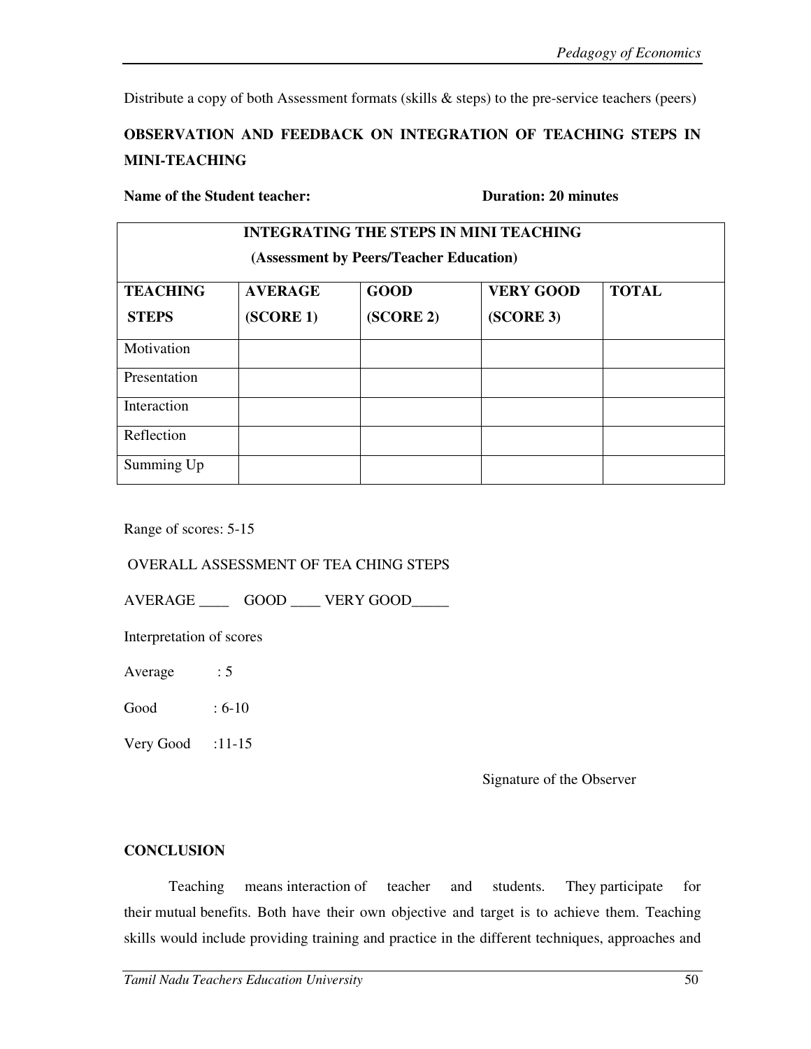Distribute a copy of both Assessment formats (skills & steps) to the pre-service teachers (peers)

**OBSERVATION AND FEEDBACK ON INTEGRATION OF TEACHING STEPS IN MINI-TEACHING**

**Name of the Student teacher:** **Duration: 20 minutes**

| INTEGRATING THE STEPS IN MINI TEACHING (Assessment by Peers/Teacher Education) | | | | |
|---|---|---|---|---|
| **TEACHING STEPS** | **AVERAGE (SCORE 1)** | **GOOD (SCORE 2)** | **VERY GOOD (SCORE 3)** | **TOTAL** |
| Motivation | | | | |
| Presentation | | | | |
| Interaction | | | | |
| Reflection | | | | |
| Summing Up | | | | |

Range of scores: 5-15

OVERALL ASSESSMENT OF TEA CHING STEPS

AVERAGE ____ GOOD ____ VERY GOOD_____

Interpretation of scores

Average : 5

Good : 6-10

Very Good :11-15

Signature of the Observer

**CONCLUSION**

Teaching means interaction of teacher and students. They participate for their mutual benefits. Both have their own objective and target is to achieve them. Teaching skills would include providing training and practice in the different techniques, approaches and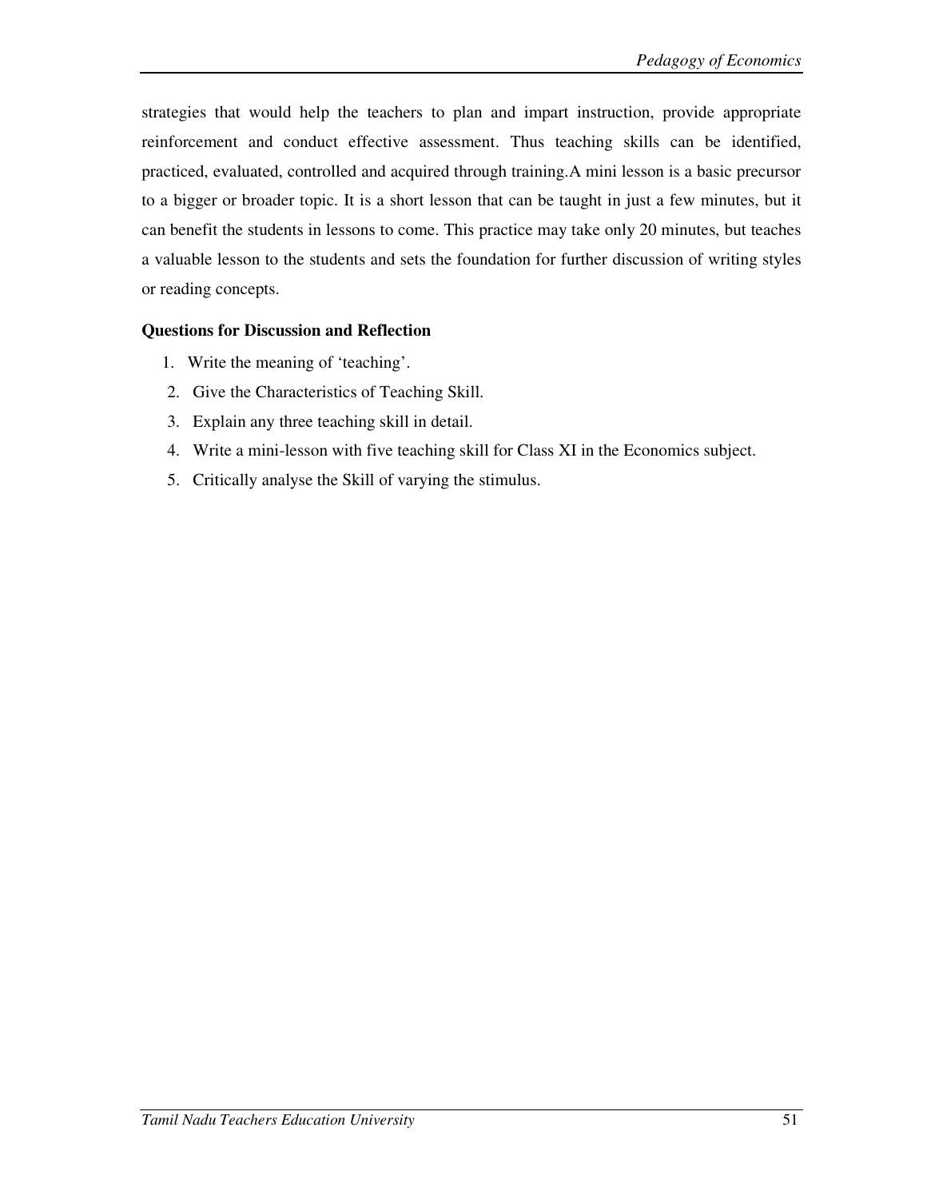strategies that would help the teachers to plan and impart instruction, provide appropriate reinforcement and conduct effective assessment. Thus teaching skills can be identified, practiced, evaluated, controlled and acquired through training.A mini lesson is a basic precursor to a bigger or broader topic. It is a short lesson that can be taught in just a few minutes, but it can benefit the students in lessons to come. This practice may take only 20 minutes, but teaches a valuable lesson to the students and sets the foundation for further discussion of writing styles or reading concepts.

**Questions for Discussion and Reflection**

1. Write the meaning of 'teaching'.
2. Give the Characteristics of Teaching Skill.
3. Explain any three teaching skill in detail.
4. Write a mini-lesson with five teaching skill for Class XI in the Economics subject.
5. Critically analyse the Skill of varying the stimulus.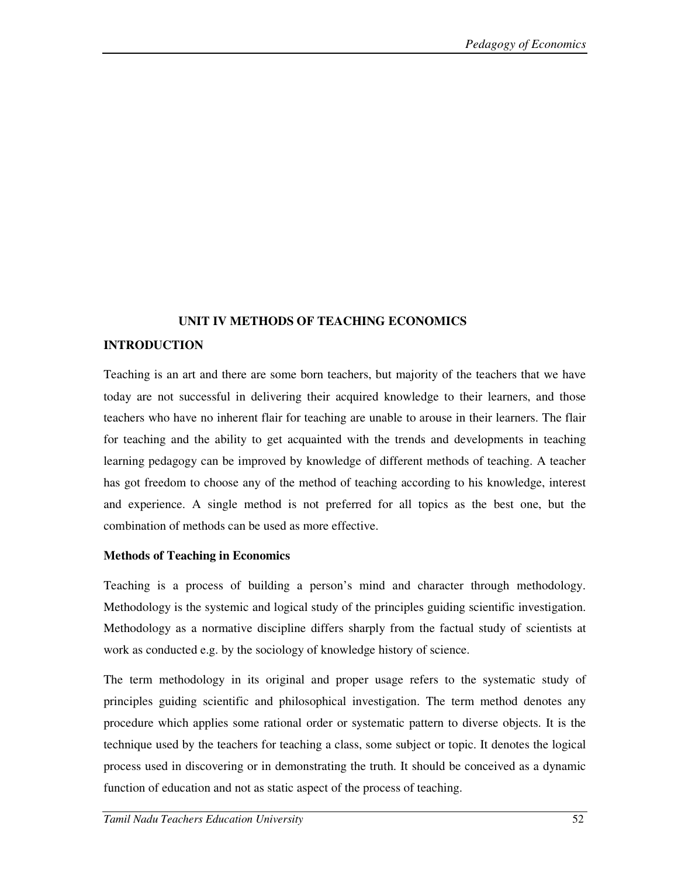## UNIT IV METHODS OF TEACHING ECONOMICS

### INTRODUCTION

Teaching is an art and there are some born teachers, but majority of the teachers that we have today are not successful in delivering their acquired knowledge to their learners, and those teachers who have no inherent flair for teaching are unable to arouse in their learners. The flair for teaching and the ability to get acquainted with the trends and developments in teaching learning pedagogy can be improved by knowledge of different methods of teaching. A teacher has got freedom to choose any of the method of teaching according to his knowledge, interest and experience. A single method is not preferred for all topics as the best one, but the combination of methods can be used as more effective.

### Methods of Teaching in Economics

Teaching is a process of building a person's mind and character through methodology. Methodology is the systemic and logical study of the principles guiding scientific investigation. Methodology as a normative discipline differs sharply from the factual study of scientists at work as conducted e.g. by the sociology of knowledge history of science.

The term methodology in its original and proper usage refers to the systematic study of principles guiding scientific and philosophical investigation. The term method denotes any procedure which applies some rational order or systematic pattern to diverse objects. It is the technique used by the teachers for teaching a class, some subject or topic. It denotes the logical process used in discovering or in demonstrating the truth. It should be conceived as a dynamic function of education and not as static aspect of the process of teaching.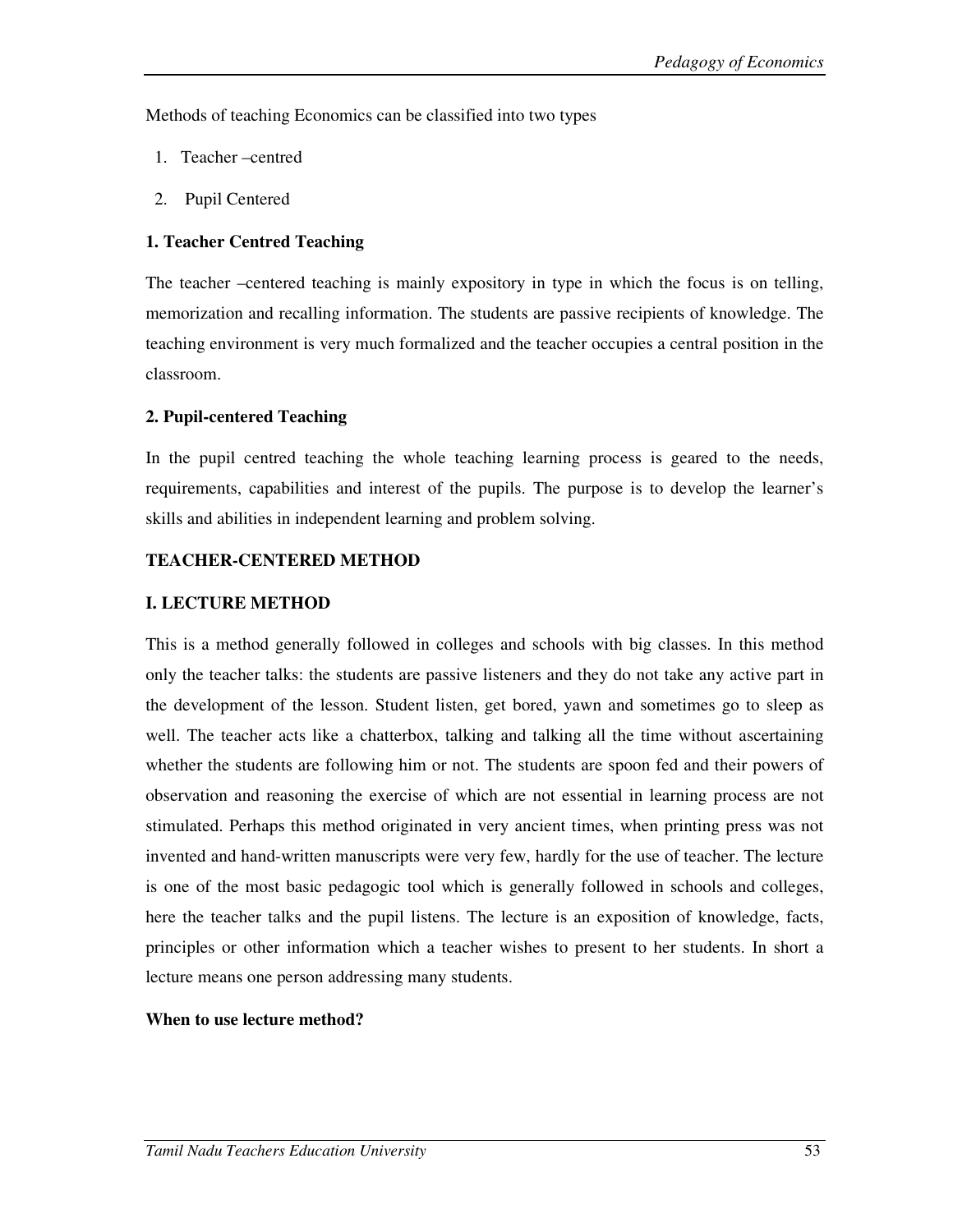Methods of teaching Economics can be classified into two types

1. Teacher –centred
2. Pupil Centered

**1. Teacher Centred Teaching**

The teacher –centered teaching is mainly expository in type in which the focus is on telling, memorization and recalling information. The students are passive recipients of knowledge. The teaching environment is very much formalized and the teacher occupies a central position in the classroom.

**2. Pupil-centered Teaching**

In the pupil centred teaching the whole teaching learning process is geared to the needs, requirements, capabilities and interest of the pupils. The purpose is to develop the learner's skills and abilities in independent learning and problem solving.

**TEACHER-CENTERED METHOD**

**I. LECTURE METHOD**

This is a method generally followed in colleges and schools with big classes. In this method only the teacher talks: the students are passive listeners and they do not take any active part in the development of the lesson. Student listen, get bored, yawn and sometimes go to sleep as well. The teacher acts like a chatterbox, talking and talking all the time without ascertaining whether the students are following him or not. The students are spoon fed and their powers of observation and reasoning the exercise of which are not essential in learning process are not stimulated. Perhaps this method originated in very ancient times, when printing press was not invented and hand-written manuscripts were very few, hardly for the use of teacher. The lecture is one of the most basic pedagogic tool which is generally followed in schools and colleges, here the teacher talks and the pupil listens. The lecture is an exposition of knowledge, facts, principles or other information which a teacher wishes to present to her students. In short a lecture means one person addressing many students.

**When to use lecture method?**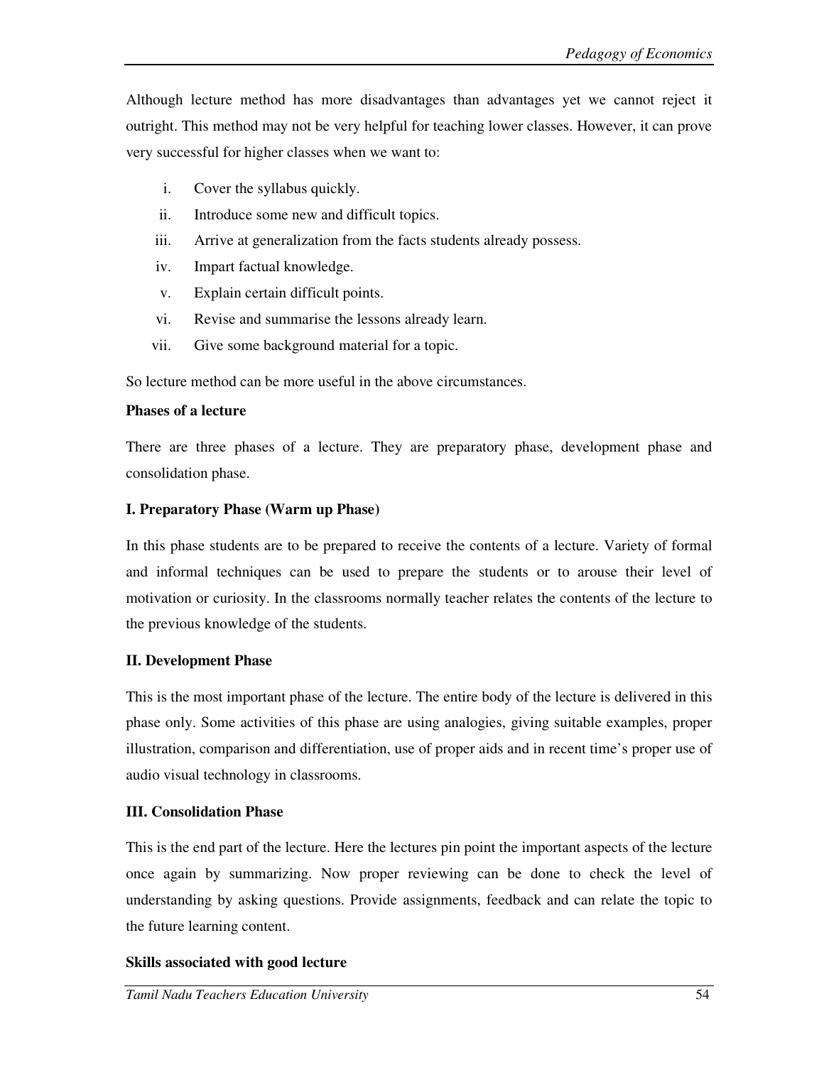Although lecture method has more disadvantages than advantages yet we cannot reject it outright. This method may not be very helpful for teaching lower classes. However, it can prove very successful for higher classes when we want to:

i. Cover the syllabus quickly.
ii. Introduce some new and difficult topics.
iii. Arrive at generalization from the facts students already possess.
iv. Impart factual knowledge.
v. Explain certain difficult points.
vi. Revise and summarise the lessons already learn.
vii. Give some background material for a topic.

So lecture method can be more useful in the above circumstances.

**Phases of a lecture**

There are three phases of a lecture. They are preparatory phase, development phase and consolidation phase.

**I. Preparatory Phase (Warm up Phase)**

In this phase students are to be prepared to receive the contents of a lecture. Variety of formal and informal techniques can be used to prepare the students or to arouse their level of motivation or curiosity. In the classrooms normally teacher relates the contents of the lecture to the previous knowledge of the students.

**II. Development Phase**

This is the most important phase of the lecture. The entire body of the lecture is delivered in this phase only. Some activities of this phase are using analogies, giving suitable examples, proper illustration, comparison and differentiation, use of proper aids and in recent time's proper use of audio visual technology in classrooms.

**III. Consolidation Phase**

This is the end part of the lecture. Here the lectures pin point the important aspects of the lecture once again by summarizing. Now proper reviewing can be done to check the level of understanding by asking questions. Provide assignments, feedback and can relate the topic to the future learning content.

**Skills associated with good lecture**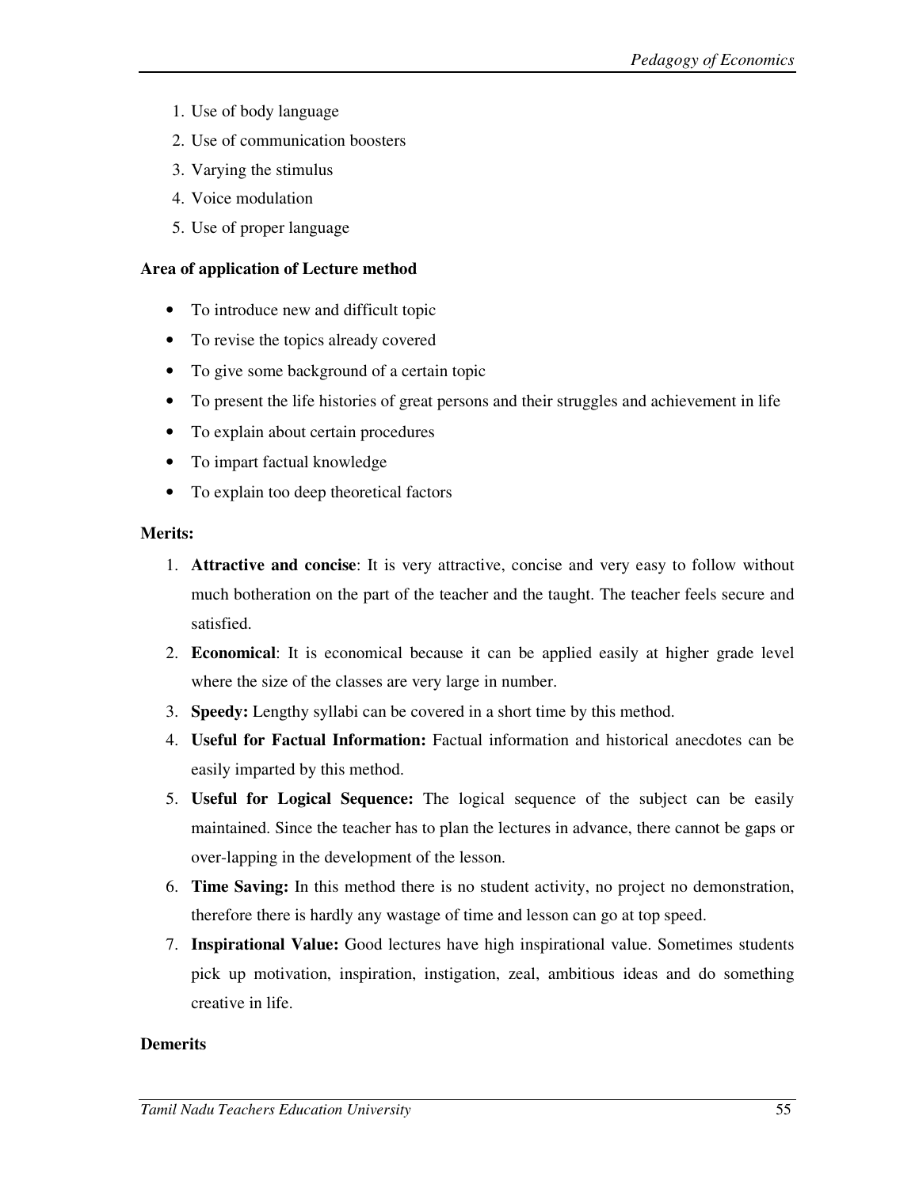1. Use of body language
2. Use of communication boosters
3. Varying the stimulus
4. Voice modulation
5. Use of proper language

**Area of application of Lecture method**

- To introduce new and difficult topic
- To revise the topics already covered
- To give some background of a certain topic
- To present the life histories of great persons and their struggles and achievement in life
- To explain about certain procedures
- To impart factual knowledge
- To explain too deep theoretical factors

**Merits:**

1. **Attractive and concise**: It is very attractive, concise and very easy to follow without much botheration on the part of the teacher and the taught. The teacher feels secure and satisfied.
2. **Economical**: It is economical because it can be applied easily at higher grade level where the size of the classes are very large in number.
3. **Speedy:** Lengthy syllabi can be covered in a short time by this method.
4. **Useful for Factual Information:** Factual information and historical anecdotes can be easily imparted by this method.
5. **Useful for Logical Sequence:** The logical sequence of the subject can be easily maintained. Since the teacher has to plan the lectures in advance, there cannot be gaps or over-lapping in the development of the lesson.
6. **Time Saving:** In this method there is no student activity, no project no demonstration, therefore there is hardly any wastage of time and lesson can go at top speed.
7. **Inspirational Value:** Good lectures have high inspirational value. Sometimes students pick up motivation, inspiration, instigation, zeal, ambitious ideas and do something creative in life.

**Demerits**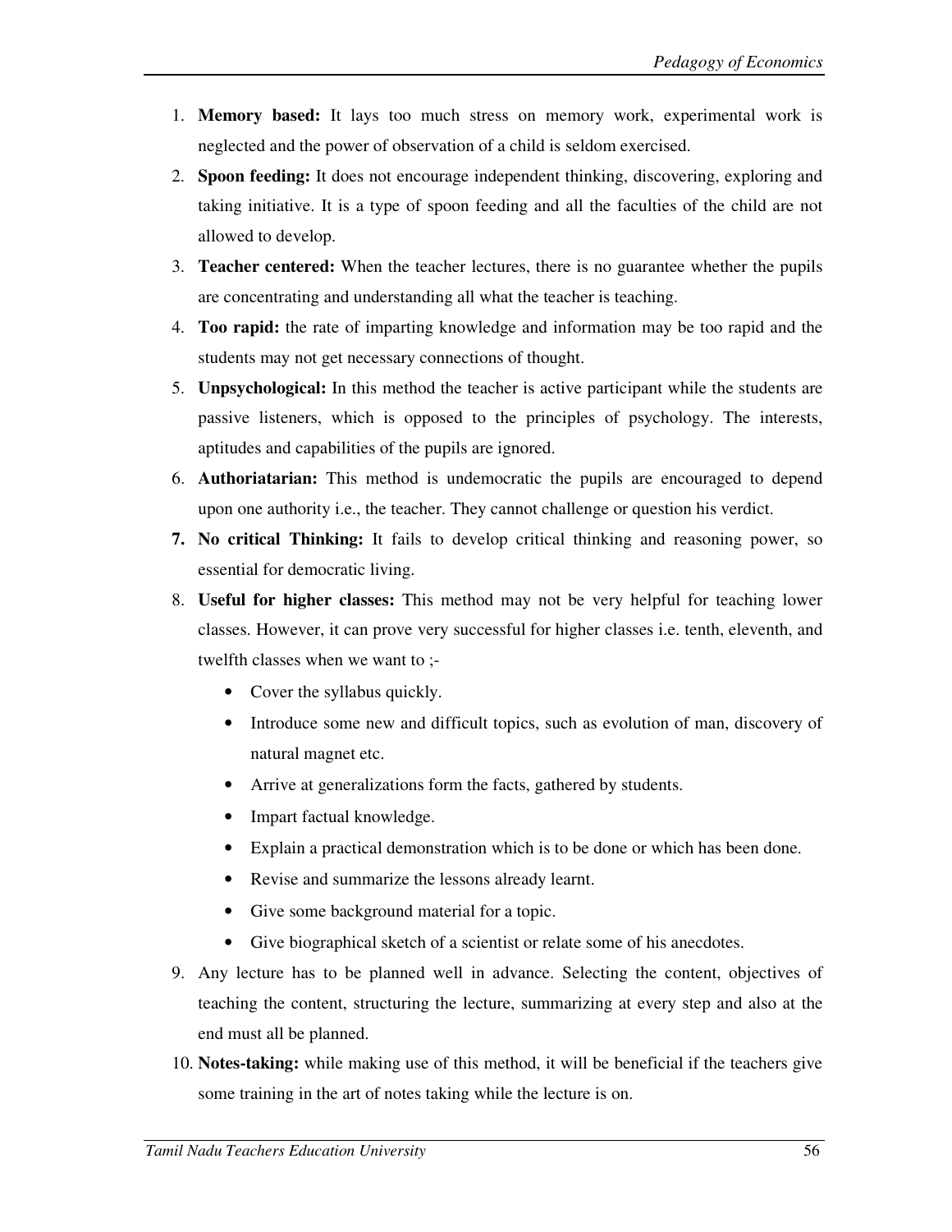1. **Memory based:** It lays too much stress on memory work, experimental work is neglected and the power of observation of a child is seldom exercised.
2. **Spoon feeding:** It does not encourage independent thinking, discovering, exploring and taking initiative. It is a type of spoon feeding and all the faculties of the child are not allowed to develop.
3. **Teacher centered:** When the teacher lectures, there is no guarantee whether the pupils are concentrating and understanding all what the teacher is teaching.
4. **Too rapid:** the rate of imparting knowledge and information may be too rapid and the students may not get necessary connections of thought.
5. **Unpsychological:** In this method the teacher is active participant while the students are passive listeners, which is opposed to the principles of psychology. The interests, aptitudes and capabilities of the pupils are ignored.
6. **Authoriatarian:** This method is undemocratic the pupils are encouraged to depend upon one authority i.e., the teacher. They cannot challenge or question his verdict.
7. **No critical Thinking:** It fails to develop critical thinking and reasoning power, so essential for democratic living.
8. **Useful for higher classes:** This method may not be very helpful for teaching lower classes. However, it can prove very successful for higher classes i.e. tenth, eleventh, and twelfth classes when we want to ;-
   - Cover the syllabus quickly.
   - Introduce some new and difficult topics, such as evolution of man, discovery of natural magnet etc.
   - Arrive at generalizations form the facts, gathered by students.
   - Impart factual knowledge.
   - Explain a practical demonstration which is to be done or which has been done.
   - Revise and summarize the lessons already learnt.
   - Give some background material for a topic.
   - Give biographical sketch of a scientist or relate some of his anecdotes.
9. Any lecture has to be planned well in advance. Selecting the content, objectives of teaching the content, structuring the lecture, summarizing at every step and also at the end must all be planned.
10. **Notes-taking:** while making use of this method, it will be beneficial if the teachers give some training in the art of notes taking while the lecture is on.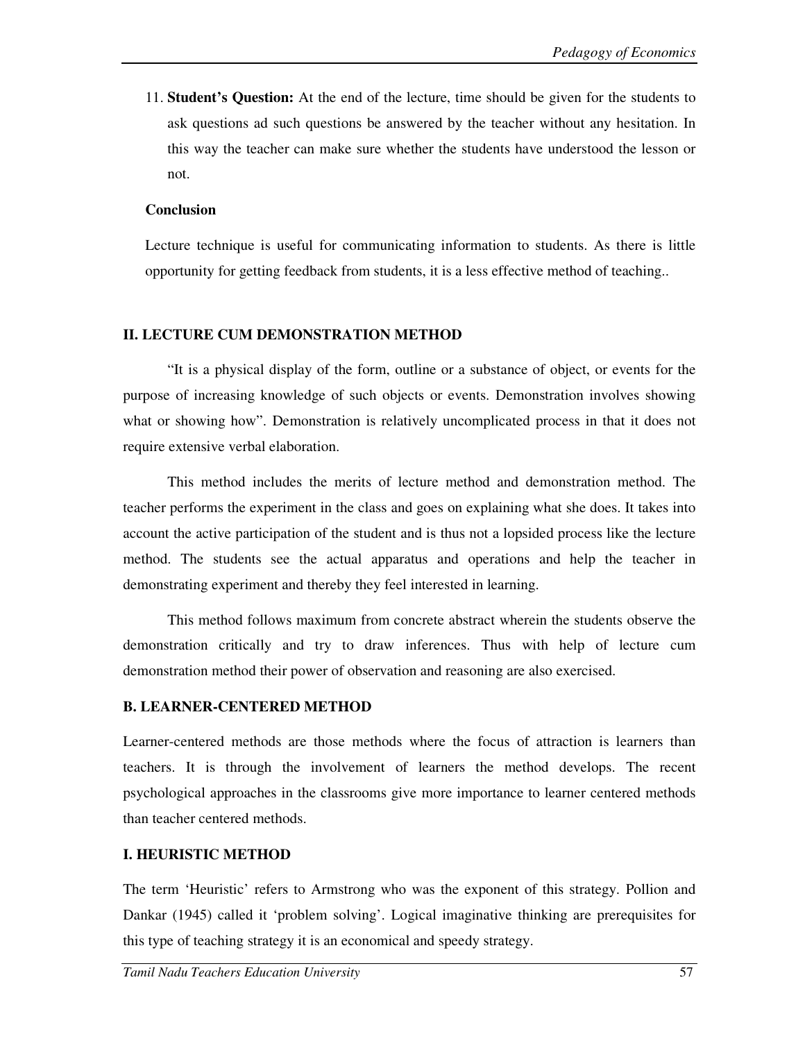11. **Student's Question:** At the end of the lecture, time should be given for the students to ask questions ad such questions be answered by the teacher without any hesitation. In this way the teacher can make sure whether the students have understood the lesson or not.

**Conclusion**

Lecture technique is useful for communicating information to students. As there is little opportunity for getting feedback from students, it is a less effective method of teaching..

### II. LECTURE CUM DEMONSTRATION METHOD

"It is a physical display of the form, outline or a substance of object, or events for the purpose of increasing knowledge of such objects or events. Demonstration involves showing what or showing how". Demonstration is relatively uncomplicated process in that it does not require extensive verbal elaboration.

This method includes the merits of lecture method and demonstration method. The teacher performs the experiment in the class and goes on explaining what she does. It takes into account the active participation of the student and is thus not a lopsided process like the lecture method. The students see the actual apparatus and operations and help the teacher in demonstrating experiment and thereby they feel interested in learning.

This method follows maximum from concrete abstract wherein the students observe the demonstration critically and try to draw inferences. Thus with help of lecture cum demonstration method their power of observation and reasoning are also exercised.

## B. LEARNER-CENTERED METHOD

Learner-centered methods are those methods where the focus of attraction is learners than teachers. It is through the involvement of learners the method develops. The recent psychological approaches in the classrooms give more importance to learner centered methods than teacher centered methods.

### I. HEURISTIC METHOD

The term 'Heuristic' refers to Armstrong who was the exponent of this strategy. Pollion and Dankar (1945) called it 'problem solving'. Logical imaginative thinking are prerequisites for this type of teaching strategy it is an economical and speedy strategy.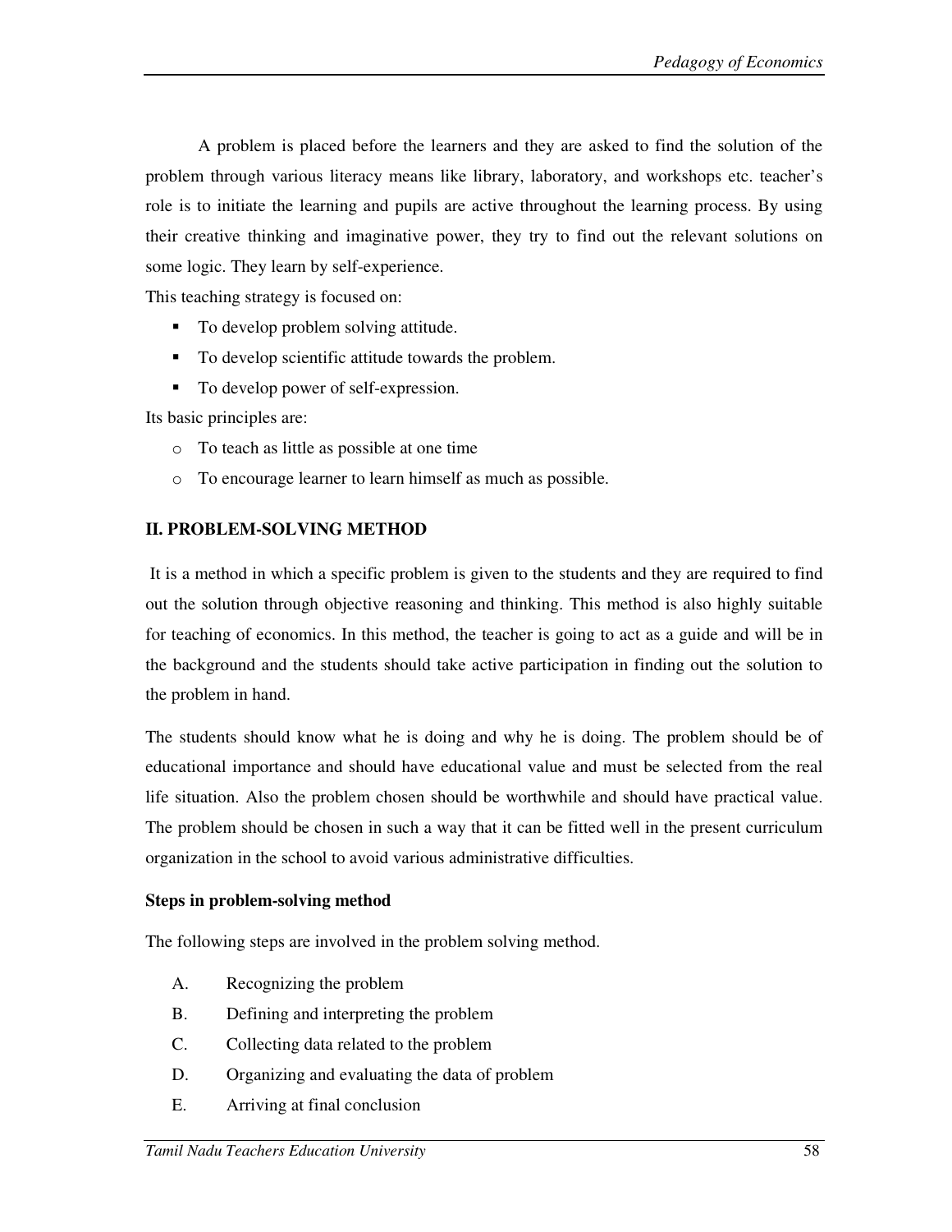A problem is placed before the learners and they are asked to find the solution of the problem through various literacy means like library, laboratory, and workshops etc. teacher's role is to initiate the learning and pupils are active throughout the learning process. By using their creative thinking and imaginative power, they try to find out the relevant solutions on some logic. They learn by self-experience.

This teaching strategy is focused on:

- To develop problem solving attitude.
- To develop scientific attitude towards the problem.
- To develop power of self-expression.

Its basic principles are:

- To teach as little as possible at one time
- To encourage learner to learn himself as much as possible.

## II. PROBLEM-SOLVING METHOD

It is a method in which a specific problem is given to the students and they are required to find out the solution through objective reasoning and thinking. This method is also highly suitable for teaching of economics. In this method, the teacher is going to act as a guide and will be in the background and the students should take active participation in finding out the solution to the problem in hand.

The students should know what he is doing and why he is doing. The problem should be of educational importance and should have educational value and must be selected from the real life situation. Also the problem chosen should be worthwhile and should have practical value. The problem should be chosen in such a way that it can be fitted well in the present curriculum organization in the school to avoid various administrative difficulties.

### Steps in problem-solving method

The following steps are involved in the problem solving method.

A. Recognizing the problem

B. Defining and interpreting the problem

C. Collecting data related to the problem

D. Organizing and evaluating the data of problem

E. Arriving at final conclusion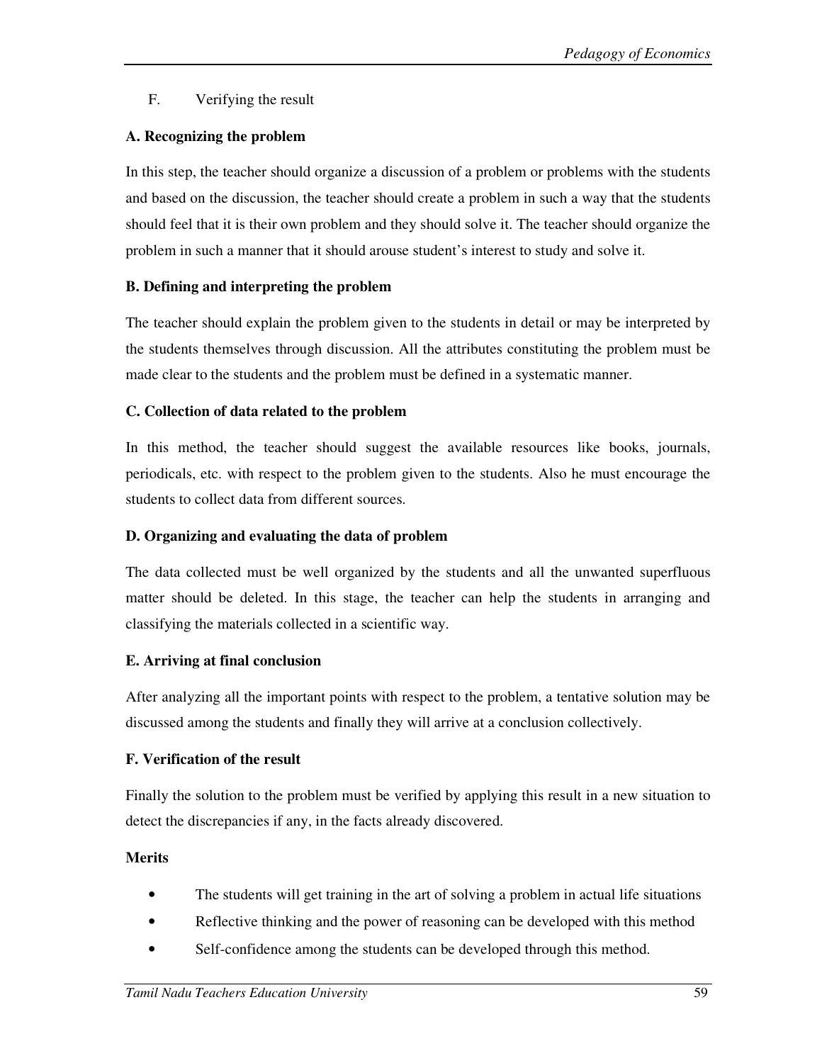F. Verifying the result

**A. Recognizing the problem**

In this step, the teacher should organize a discussion of a problem or problems with the students and based on the discussion, the teacher should create a problem in such a way that the students should feel that it is their own problem and they should solve it. The teacher should organize the problem in such a manner that it should arouse student's interest to study and solve it.

**B. Defining and interpreting the problem**

The teacher should explain the problem given to the students in detail or may be interpreted by the students themselves through discussion. All the attributes constituting the problem must be made clear to the students and the problem must be defined in a systematic manner.

**C. Collection of data related to the problem**

In this method, the teacher should suggest the available resources like books, journals, periodicals, etc. with respect to the problem given to the students. Also he must encourage the students to collect data from different sources.

**D. Organizing and evaluating the data of problem**

The data collected must be well organized by the students and all the unwanted superfluous matter should be deleted. In this stage, the teacher can help the students in arranging and classifying the materials collected in a scientific way.

**E. Arriving at final conclusion**

After analyzing all the important points with respect to the problem, a tentative solution may be discussed among the students and finally they will arrive at a conclusion collectively.

**F. Verification of the result**

Finally the solution to the problem must be verified by applying this result in a new situation to detect the discrepancies if any, in the facts already discovered.

**Merits**

- The students will get training in the art of solving a problem in actual life situations
- Reflective thinking and the power of reasoning can be developed with this method
- Self-confidence among the students can be developed through this method.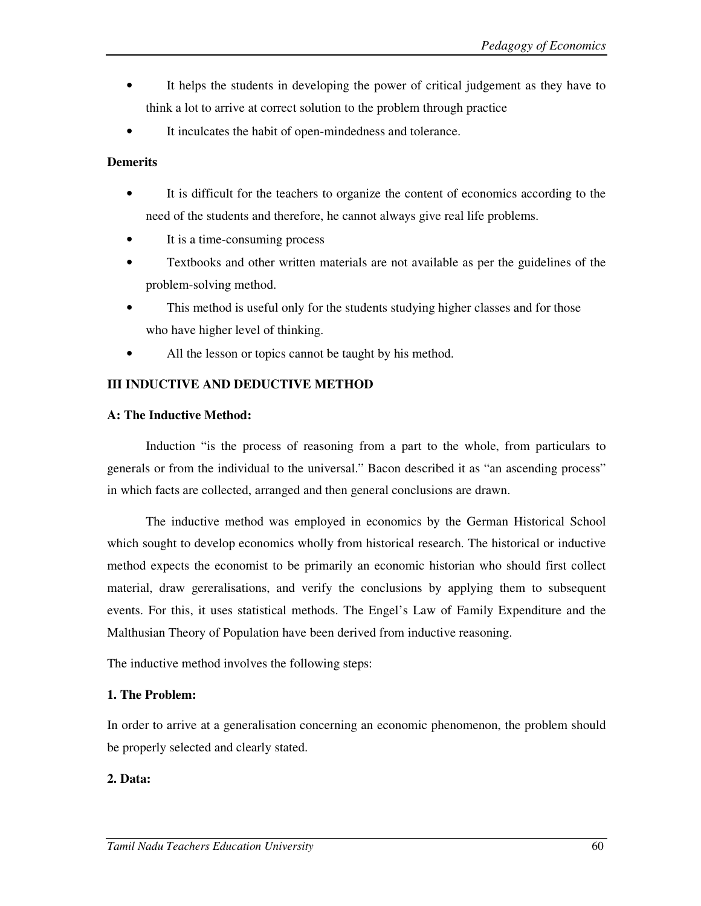- It helps the students in developing the power of critical judgement as they have to think a lot to arrive at correct solution to the problem through practice
- It inculcates the habit of open-mindedness and tolerance.

**Demerits**

- It is difficult for the teachers to organize the content of economics according to the need of the students and therefore, he cannot always give real life problems.
- It is a time-consuming process
- Textbooks and other written materials are not available as per the guidelines of the problem-solving method.
- This method is useful only for the students studying higher classes and for those who have higher level of thinking.
- All the lesson or topics cannot be taught by his method.

**III INDUCTIVE AND DEDUCTIVE METHOD**

**A: The Inductive Method:**

Induction "is the process of reasoning from a part to the whole, from particulars to generals or from the individual to the universal." Bacon described it as "an ascending process" in which facts are collected, arranged and then general conclusions are drawn.

The inductive method was employed in economics by the German Historical School which sought to develop economics wholly from historical research. The historical or inductive method expects the economist to be primarily an economic historian who should first collect material, draw gereralisations, and verify the conclusions by applying them to subsequent events. For this, it uses statistical methods. The Engel's Law of Family Expenditure and the Malthusian Theory of Population have been derived from inductive reasoning.

The inductive method involves the following steps:

**1. The Problem:**

In order to arrive at a generalisation concerning an economic phenomenon, the problem should be properly selected and clearly stated.

**2. Data:**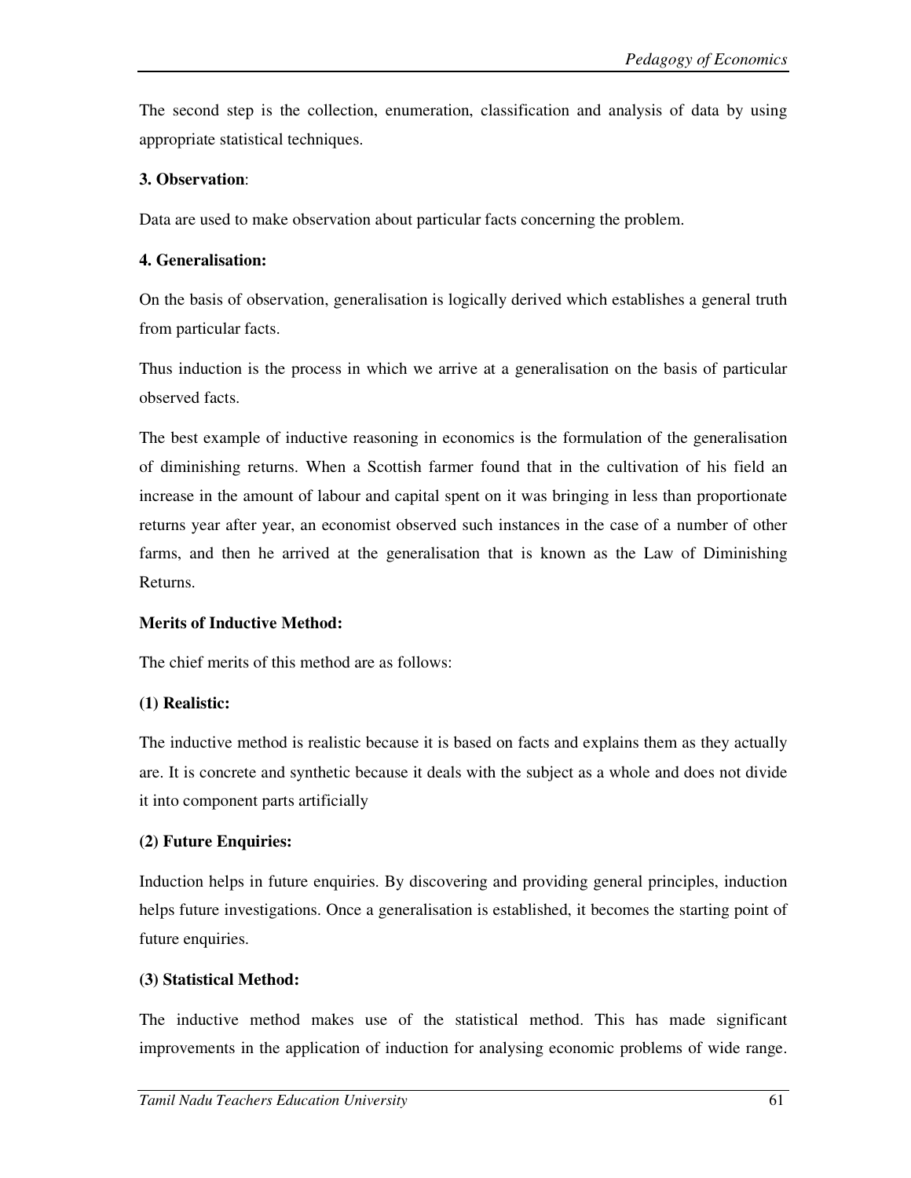The second step is the collection, enumeration, classification and analysis of data by using appropriate statistical techniques.

**3. Observation**:

Data are used to make observation about particular facts concerning the problem.

**4. Generalisation:**

On the basis of observation, generalisation is logically derived which establishes a general truth from particular facts.

Thus induction is the process in which we arrive at a generalisation on the basis of particular observed facts.

The best example of inductive reasoning in economics is the formulation of the generalisation of diminishing returns. When a Scottish farmer found that in the cultivation of his field an increase in the amount of labour and capital spent on it was bringing in less than proportionate returns year after year, an economist observed such instances in the case of a number of other farms, and then he arrived at the generalisation that is known as the Law of Diminishing Returns.

**Merits of Inductive Method:**

The chief merits of this method are as follows:

**(1) Realistic:**

The inductive method is realistic because it is based on facts and explains them as they actually are. It is concrete and synthetic because it deals with the subject as a whole and does not divide it into component parts artificially

**(2) Future Enquiries:**

Induction helps in future enquiries. By discovering and providing general principles, induction helps future investigations. Once a generalisation is established, it becomes the starting point of future enquiries.

**(3) Statistical Method:**

The inductive method makes use of the statistical method. This has made significant improvements in the application of induction for analysing economic problems of wide range.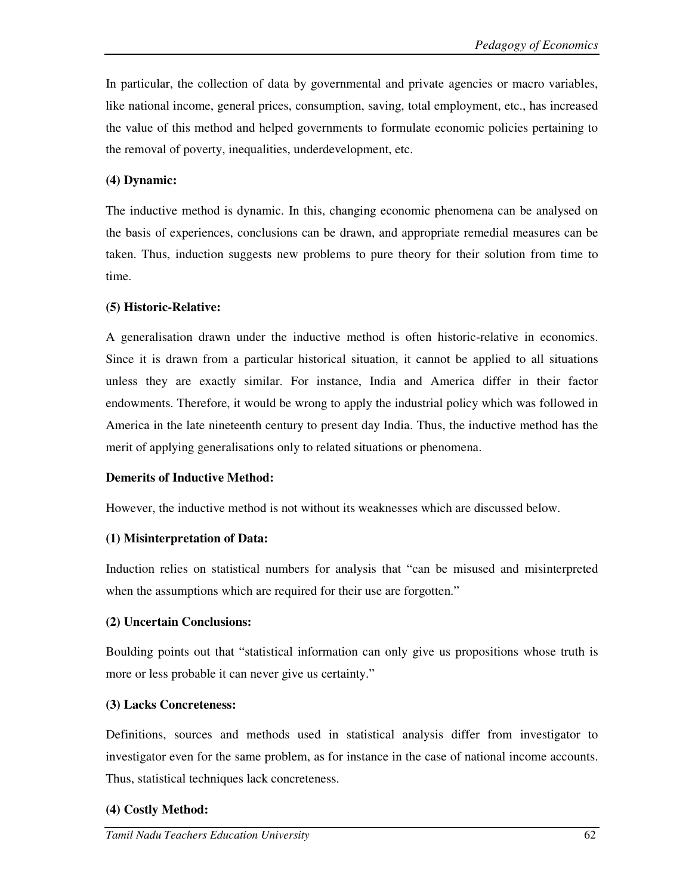In particular, the collection of data by governmental and private agencies or macro variables, like national income, general prices, consumption, saving, total employment, etc., has increased the value of this method and helped governments to formulate economic policies pertaining to the removal of poverty, inequalities, underdevelopment, etc.

**(4) Dynamic:**

The inductive method is dynamic. In this, changing economic phenomena can be analysed on the basis of experiences, conclusions can be drawn, and appropriate remedial measures can be taken. Thus, induction suggests new problems to pure theory for their solution from time to time.

**(5) Historic-Relative:**

A generalisation drawn under the inductive method is often historic-relative in economics. Since it is drawn from a particular historical situation, it cannot be applied to all situations unless they are exactly similar. For instance, India and America differ in their factor endowments. Therefore, it would be wrong to apply the industrial policy which was followed in America in the late nineteenth century to present day India. Thus, the inductive method has the merit of applying generalisations only to related situations or phenomena.

**Demerits of Inductive Method:**

However, the inductive method is not without its weaknesses which are discussed below.

**(1) Misinterpretation of Data:**

Induction relies on statistical numbers for analysis that "can be misused and misinterpreted when the assumptions which are required for their use are forgotten."

**(2) Uncertain Conclusions:**

Boulding points out that "statistical information can only give us propositions whose truth is more or less probable it can never give us certainty."

**(3) Lacks Concreteness:**

Definitions, sources and methods used in statistical analysis differ from investigator to investigator even for the same problem, as for instance in the case of national income accounts. Thus, statistical techniques lack concreteness.

**(4) Costly Method:**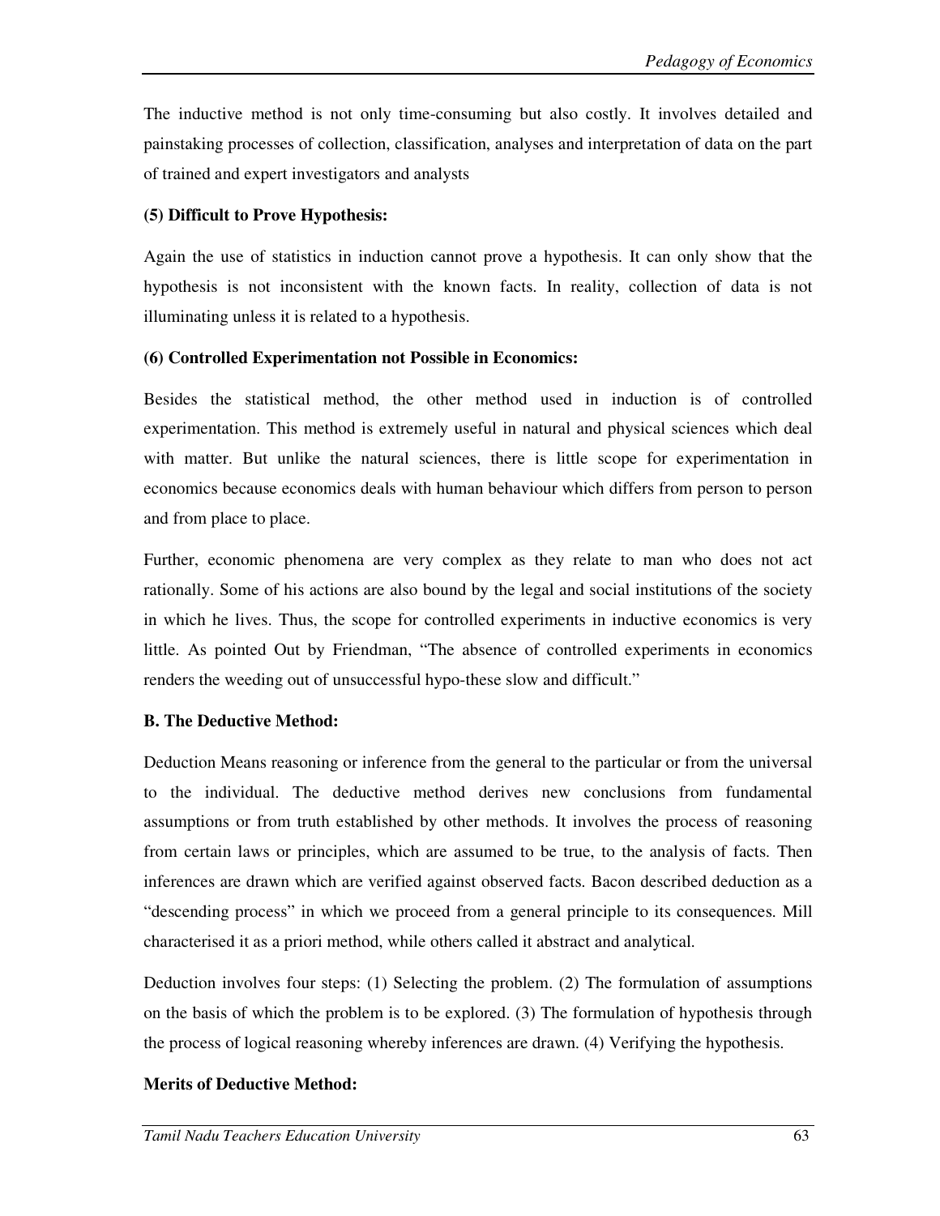The inductive method is not only time-consuming but also costly. It involves detailed and painstaking processes of collection, classification, analyses and interpretation of data on the part of trained and expert investigators and analysts

**(5) Difficult to Prove Hypothesis:**

Again the use of statistics in induction cannot prove a hypothesis. It can only show that the hypothesis is not inconsistent with the known facts. In reality, collection of data is not illuminating unless it is related to a hypothesis.

**(6) Controlled Experimentation not Possible in Economics:**

Besides the statistical method, the other method used in induction is of controlled experimentation. This method is extremely useful in natural and physical sciences which deal with matter. But unlike the natural sciences, there is little scope for experimentation in economics because economics deals with human behaviour which differs from person to person and from place to place.

Further, economic phenomena are very complex as they relate to man who does not act rationally. Some of his actions are also bound by the legal and social institutions of the society in which he lives. Thus, the scope for controlled experiments in inductive economics is very little. As pointed Out by Friendman, "The absence of controlled experiments in economics renders the weeding out of unsuccessful hypo-these slow and difficult."

**B. The Deductive Method:**

Deduction Means reasoning or inference from the general to the particular or from the universal to the individual. The deductive method derives new conclusions from fundamental assumptions or from truth established by other methods. It involves the process of reasoning from certain laws or principles, which are assumed to be true, to the analysis of facts. Then inferences are drawn which are verified against observed facts. Bacon described deduction as a "descending process" in which we proceed from a general principle to its consequences. Mill characterised it as a priori method, while others called it abstract and analytical.

Deduction involves four steps: (1) Selecting the problem. (2) The formulation of assumptions on the basis of which the problem is to be explored. (3) The formulation of hypothesis through the process of logical reasoning whereby inferences are drawn. (4) Verifying the hypothesis.

**Merits of Deductive Method:**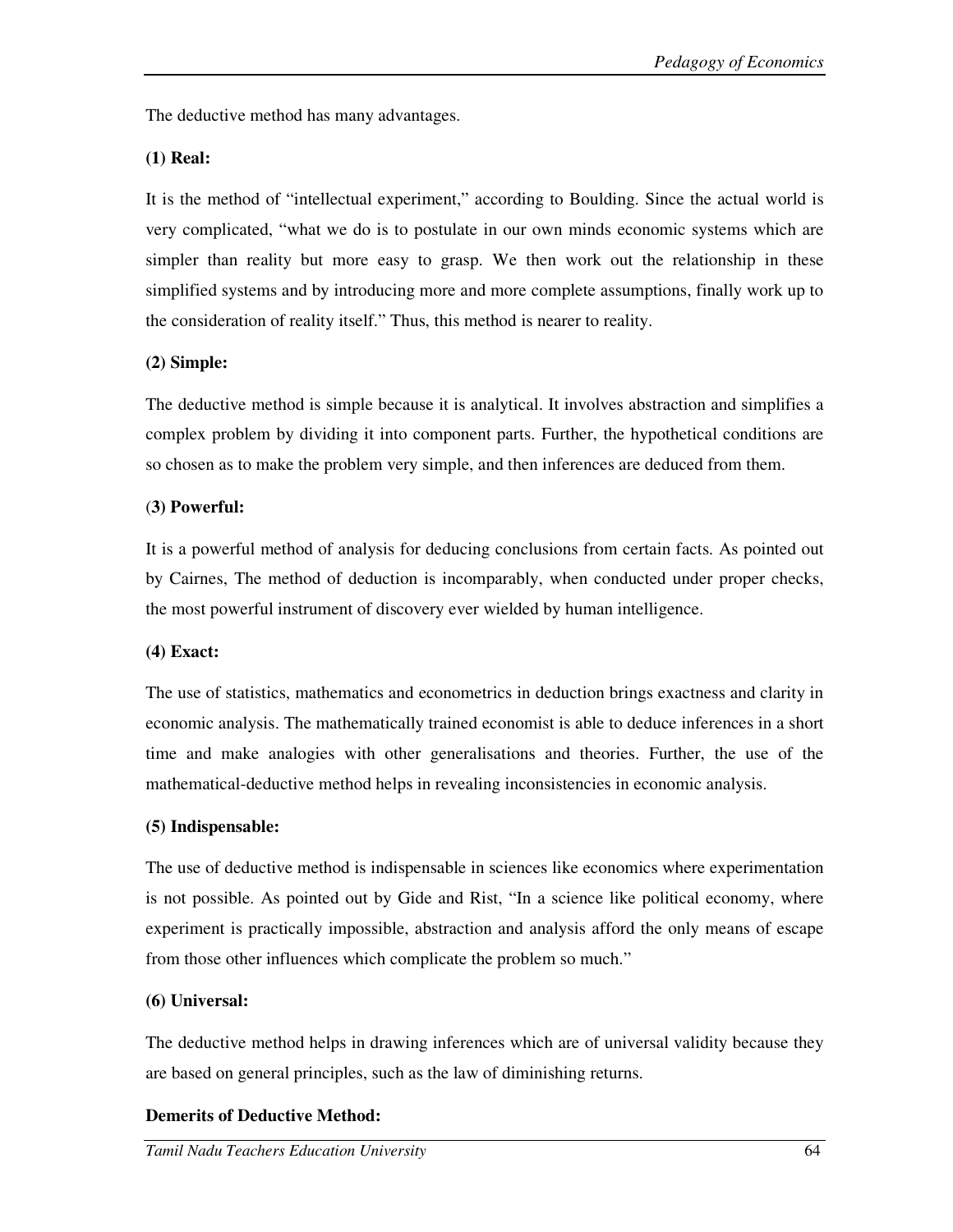The deductive method has many advantages.

**(1) Real:**

It is the method of "intellectual experiment," according to Boulding. Since the actual world is very complicated, "what we do is to postulate in our own minds economic systems which are simpler than reality but more easy to grasp. We then work out the relationship in these simplified systems and by introducing more and more complete assumptions, finally work up to the consideration of reality itself." Thus, this method is nearer to reality.

**(2) Simple:**

The deductive method is simple because it is analytical. It involves abstraction and simplifies a complex problem by dividing it into component parts. Further, the hypothetical conditions are so chosen as to make the problem very simple, and then inferences are deduced from them.

(**3) Powerful:**

It is a powerful method of analysis for deducing conclusions from certain facts. As pointed out by Cairnes, The method of deduction is incomparably, when conducted under proper checks, the most powerful instrument of discovery ever wielded by human intelligence.

**(4) Exact:**

The use of statistics, mathematics and econometrics in deduction brings exactness and clarity in economic analysis. The mathematically trained economist is able to deduce inferences in a short time and make analogies with other generalisations and theories. Further, the use of the mathematical-deductive method helps in revealing inconsistencies in economic analysis.

**(5) Indispensable:**

The use of deductive method is indispensable in sciences like economics where experimentation is not possible. As pointed out by Gide and Rist, "In a science like political economy, where experiment is practically impossible, abstraction and analysis afford the only means of escape from those other influences which complicate the problem so much."

**(6) Universal:**

The deductive method helps in drawing inferences which are of universal validity because they are based on general principles, such as the law of diminishing returns.

**Demerits of Deductive Method:**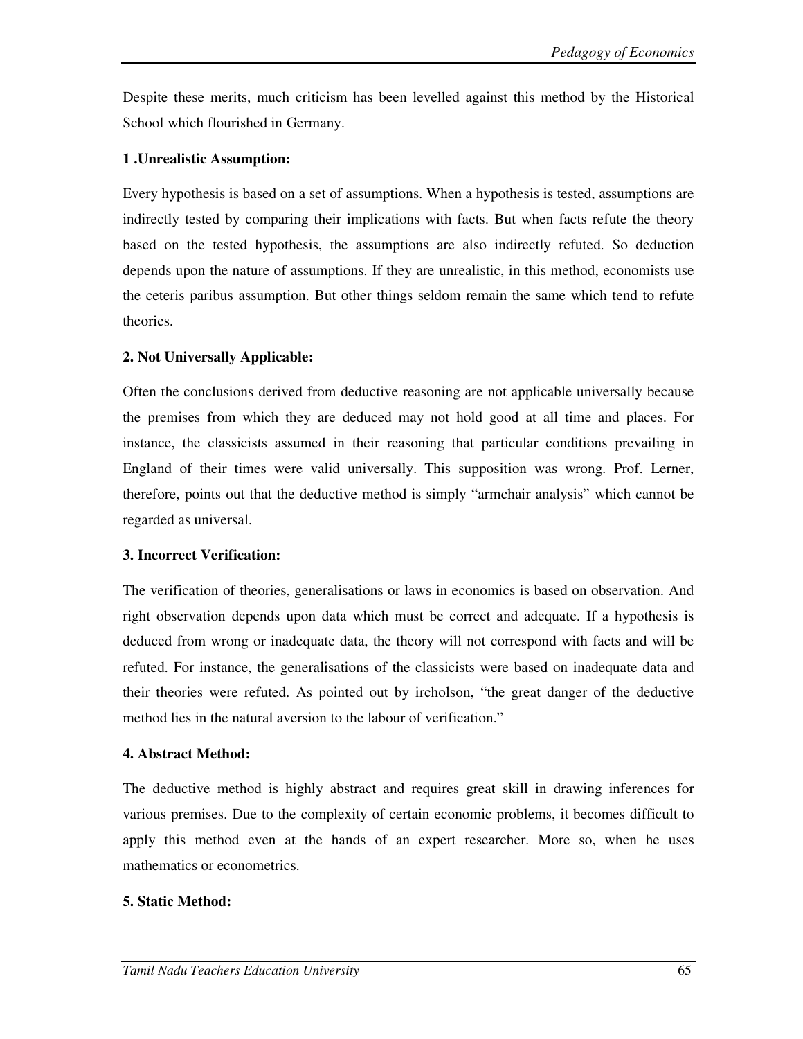Despite these merits, much criticism has been levelled against this method by the Historical School which flourished in Germany.

**1 .Unrealistic Assumption:**

Every hypothesis is based on a set of assumptions. When a hypothesis is tested, assumptions are indirectly tested by comparing their implications with facts. But when facts refute the theory based on the tested hypothesis, the assumptions are also indirectly refuted. So deduction depends upon the nature of assumptions. If they are unrealistic, in this method, economists use the ceteris paribus assumption. But other things seldom remain the same which tend to refute theories.

**2. Not Universally Applicable:**

Often the conclusions derived from deductive reasoning are not applicable universally because the premises from which they are deduced may not hold good at all time and places. For instance, the classicists assumed in their reasoning that particular conditions prevailing in England of their times were valid universally. This supposition was wrong. Prof. Lerner, therefore, points out that the deductive method is simply "armchair analysis" which cannot be regarded as universal.

**3. Incorrect Verification:**

The verification of theories, generalisations or laws in economics is based on observation. And right observation depends upon data which must be correct and adequate. If a hypothesis is deduced from wrong or inadequate data, the theory will not correspond with facts and will be refuted. For instance, the generalisations of the classicists were based on inadequate data and their theories were refuted. As pointed out by ircholson, "the great danger of the deductive method lies in the natural aversion to the labour of verification."

**4. Abstract Method:**

The deductive method is highly abstract and requires great skill in drawing inferences for various premises. Due to the complexity of certain economic problems, it becomes difficult to apply this method even at the hands of an expert researcher. More so, when he uses mathematics or econometrics.

**5. Static Method:**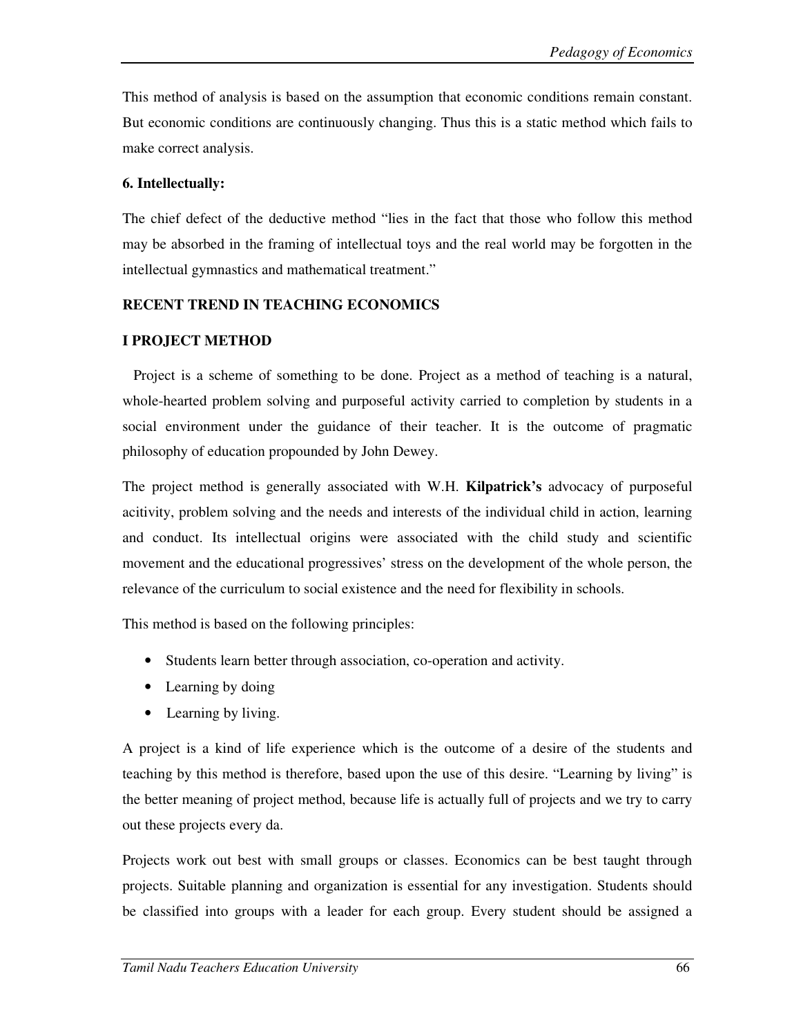This method of analysis is based on the assumption that economic conditions remain constant. But economic conditions are continuously changing. Thus this is a static method which fails to make correct analysis.

**6. Intellectually:**

The chief defect of the deductive method "lies in the fact that those who follow this method may be absorbed in the framing of intellectual toys and the real world may be forgotten in the intellectual gymnastics and mathematical treatment."

**RECENT TREND IN TEACHING ECONOMICS**

**I PROJECT METHOD**

Project is a scheme of something to be done. Project as a method of teaching is a natural, whole-hearted problem solving and purposeful activity carried to completion by students in a social environment under the guidance of their teacher. It is the outcome of pragmatic philosophy of education propounded by John Dewey.

The project method is generally associated with W.H. **Kilpatrick's** advocacy of purposeful acitivity, problem solving and the needs and interests of the individual child in action, learning and conduct. Its intellectual origins were associated with the child study and scientific movement and the educational progressives' stress on the development of the whole person, the relevance of the curriculum to social existence and the need for flexibility in schools.

This method is based on the following principles:

- Students learn better through association, co-operation and activity.
- Learning by doing
- Learning by living.

A project is a kind of life experience which is the outcome of a desire of the students and teaching by this method is therefore, based upon the use of this desire. "Learning by living" is the better meaning of project method, because life is actually full of projects and we try to carry out these projects every da.

Projects work out best with small groups or classes. Economics can be best taught through projects. Suitable planning and organization is essential for any investigation. Students should be classified into groups with a leader for each group. Every student should be assigned a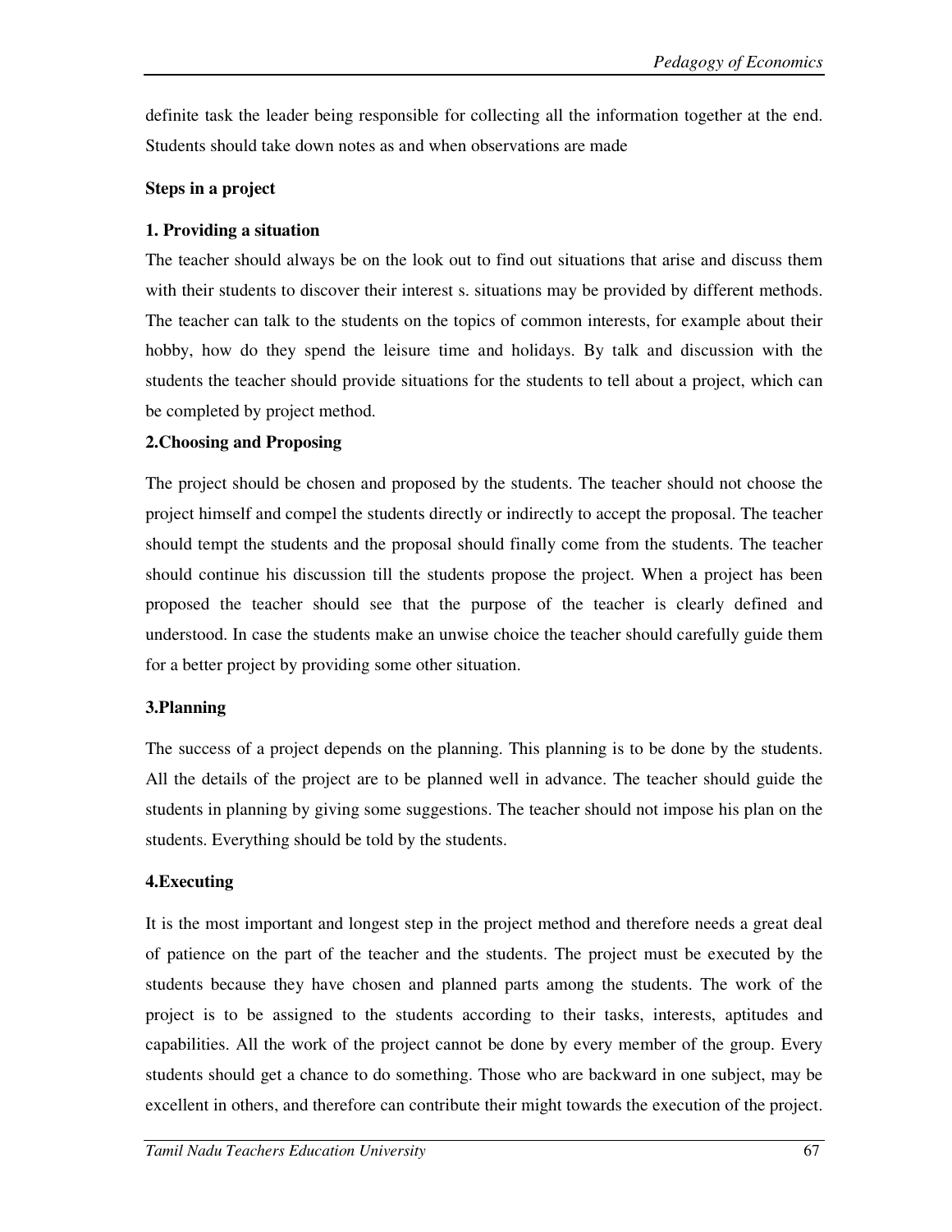definite task the leader being responsible for collecting all the information together at the end. Students should take down notes as and when observations are made

**Steps in a project**

**1. Providing a situation**

The teacher should always be on the look out to find out situations that arise and discuss them with their students to discover their interest s. situations may be provided by different methods. The teacher can talk to the students on the topics of common interests, for example about their hobby, how do they spend the leisure time and holidays. By talk and discussion with the students the teacher should provide situations for the students to tell about a project, which can be completed by project method.

**2.Choosing and Proposing**

The project should be chosen and proposed by the students. The teacher should not choose the project himself and compel the students directly or indirectly to accept the proposal. The teacher should tempt the students and the proposal should finally come from the students. The teacher should continue his discussion till the students propose the project. When a project has been proposed the teacher should see that the purpose of the teacher is clearly defined and understood. In case the students make an unwise choice the teacher should carefully guide them for a better project by providing some other situation.

**3.Planning**

The success of a project depends on the planning. This planning is to be done by the students. All the details of the project are to be planned well in advance. The teacher should guide the students in planning by giving some suggestions. The teacher should not impose his plan on the students. Everything should be told by the students.

**4.Executing**

It is the most important and longest step in the project method and therefore needs a great deal of patience on the part of the teacher and the students. The project must be executed by the students because they have chosen and planned parts among the students. The work of the project is to be assigned to the students according to their tasks, interests, aptitudes and capabilities. All the work of the project cannot be done by every member of the group. Every students should get a chance to do something. Those who are backward in one subject, may be excellent in others, and therefore can contribute their might towards the execution of the project.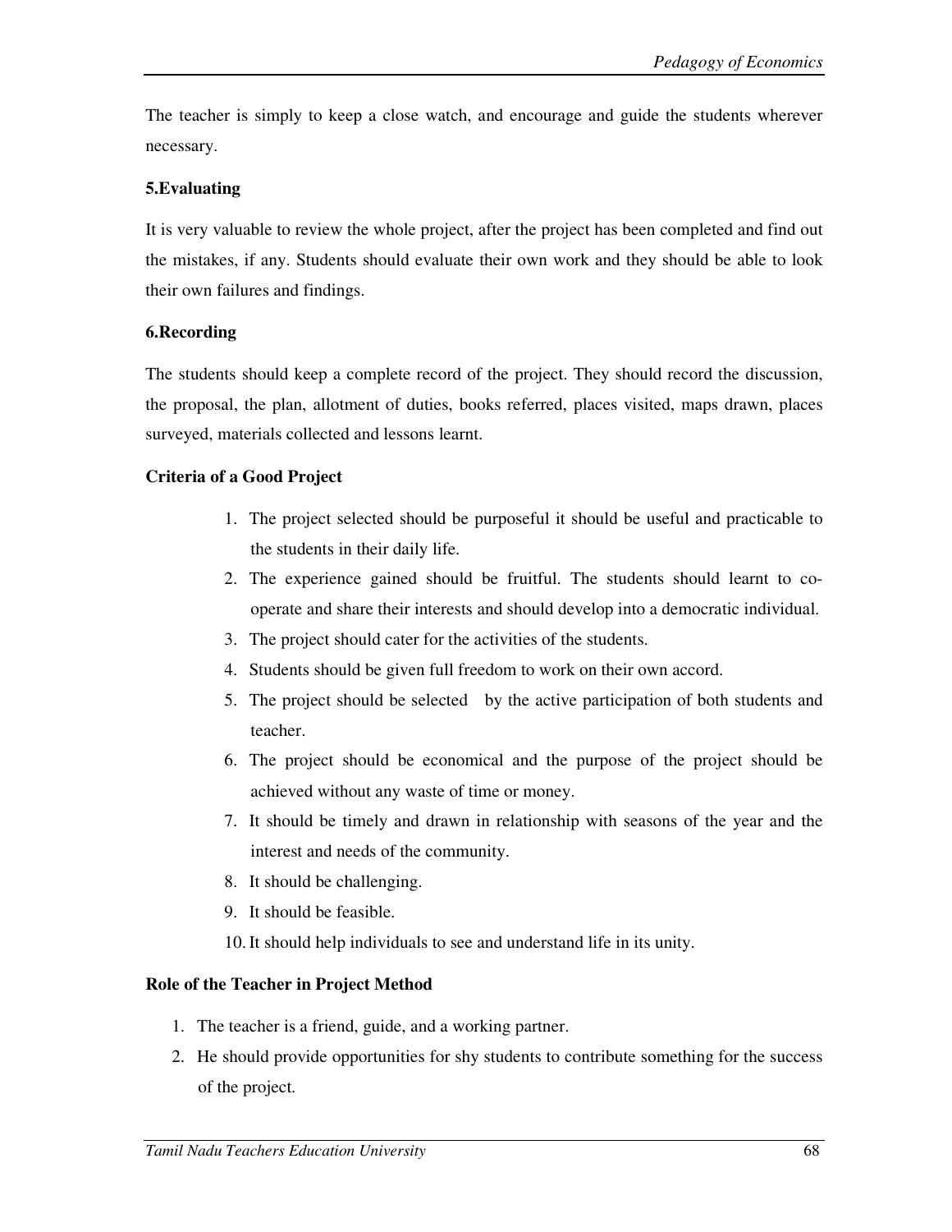The teacher is simply to keep a close watch, and encourage and guide the students wherever necessary.

**5.Evaluating**

It is very valuable to review the whole project, after the project has been completed and find out the mistakes, if any. Students should evaluate their own work and they should be able to look their own failures and findings.

**6.Recording**

The students should keep a complete record of the project. They should record the discussion, the proposal, the plan, allotment of duties, books referred, places visited, maps drawn, places surveyed, materials collected and lessons learnt.

**Criteria of a Good Project**

1. The project selected should be purposeful it should be useful and practicable to the students in their daily life.
2. The experience gained should be fruitful. The students should learnt to co-operate and share their interests and should develop into a democratic individual.
3. The project should cater for the activities of the students.
4. Students should be given full freedom to work on their own accord.
5. The project should be selected by the active participation of both students and teacher.
6. The project should be economical and the purpose of the project should be achieved without any waste of time or money.
7. It should be timely and drawn in relationship with seasons of the year and the interest and needs of the community.
8. It should be challenging.
9. It should be feasible.
10. It should help individuals to see and understand life in its unity.

**Role of the Teacher in Project Method**

1. The teacher is a friend, guide, and a working partner.
2. He should provide opportunities for shy students to contribute something for the success of the project.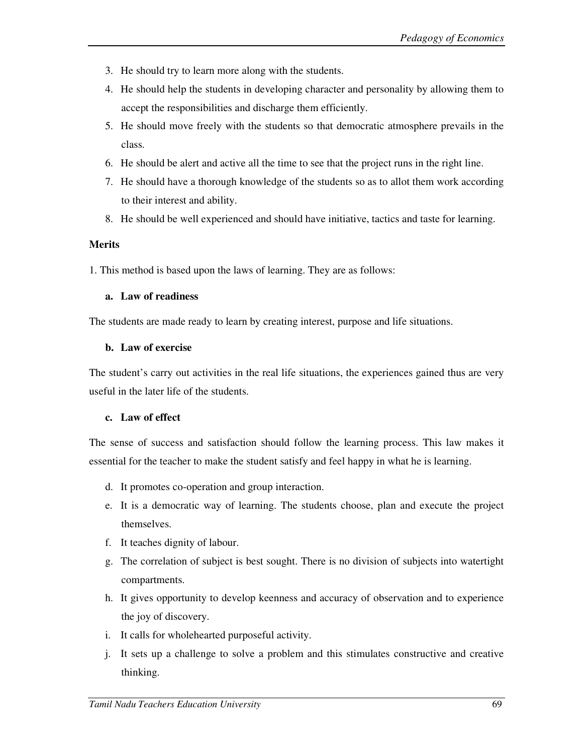3. He should try to learn more along with the students.
4. He should help the students in developing character and personality by allowing them to accept the responsibilities and discharge them efficiently.
5. He should move freely with the students so that democratic atmosphere prevails in the class.
6. He should be alert and active all the time to see that the project runs in the right line.
7. He should have a thorough knowledge of the students so as to allot them work according to their interest and ability.
8. He should be well experienced and should have initiative, tactics and taste for learning.

**Merits**

1. This method is based upon the laws of learning. They are as follows:

**a. Law of readiness**

The students are made ready to learn by creating interest, purpose and life situations.

**b. Law of exercise**

The student's carry out activities in the real life situations, the experiences gained thus are very useful in the later life of the students.

**c. Law of effect**

The sense of success and satisfaction should follow the learning process. This law makes it essential for the teacher to make the student satisfy and feel happy in what he is learning.

d. It promotes co-operation and group interaction.
e. It is a democratic way of learning. The students choose, plan and execute the project themselves.
f. It teaches dignity of labour.
g. The correlation of subject is best sought. There is no division of subjects into watertight compartments.
h. It gives opportunity to develop keenness and accuracy of observation and to experience the joy of discovery.
i. It calls for wholehearted purposeful activity.
j. It sets up a challenge to solve a problem and this stimulates constructive and creative thinking.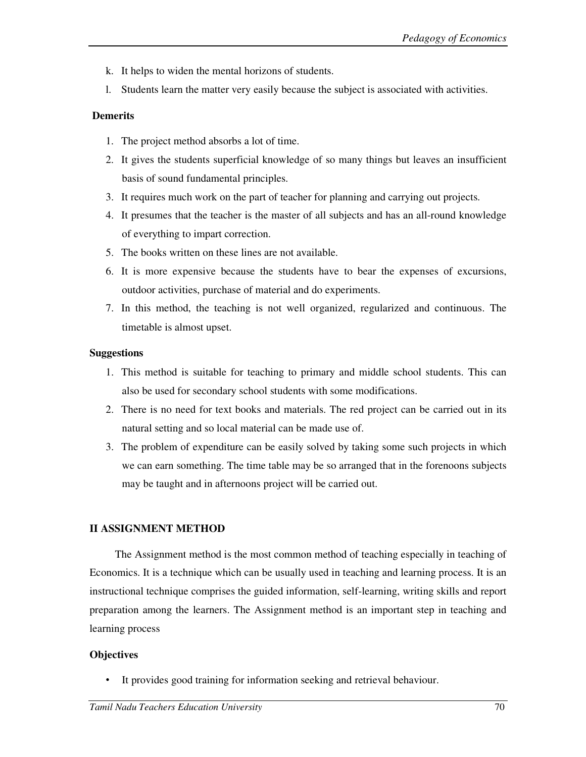k. It helps to widen the mental horizons of students.
l. Students learn the matter very easily because the subject is associated with activities.

**Demerits**

1. The project method absorbs a lot of time.
2. It gives the students superficial knowledge of so many things but leaves an insufficient basis of sound fundamental principles.
3. It requires much work on the part of teacher for planning and carrying out projects.
4. It presumes that the teacher is the master of all subjects and has an all-round knowledge of everything to impart correction.
5. The books written on these lines are not available.
6. It is more expensive because the students have to bear the expenses of excursions, outdoor activities, purchase of material and do experiments.
7. In this method, the teaching is not well organized, regularized and continuous. The timetable is almost upset.

**Suggestions**

1. This method is suitable for teaching to primary and middle school students. This can also be used for secondary school students with some modifications.
2. There is no need for text books and materials. The red project can be carried out in its natural setting and so local material can be made use of.
3. The problem of expenditure can be easily solved by taking some such projects in which we can earn something. The time table may be so arranged that in the forenoons subjects may be taught and in afternoons project will be carried out.

## II ASSIGNMENT METHOD

The Assignment method is the most common method of teaching especially in teaching of Economics. It is a technique which can be usually used in teaching and learning process. It is an instructional technique comprises the guided information, self-learning, writing skills and report preparation among the learners. The Assignment method is an important step in teaching and learning process

**Objectives**

- It provides good training for information seeking and retrieval behaviour.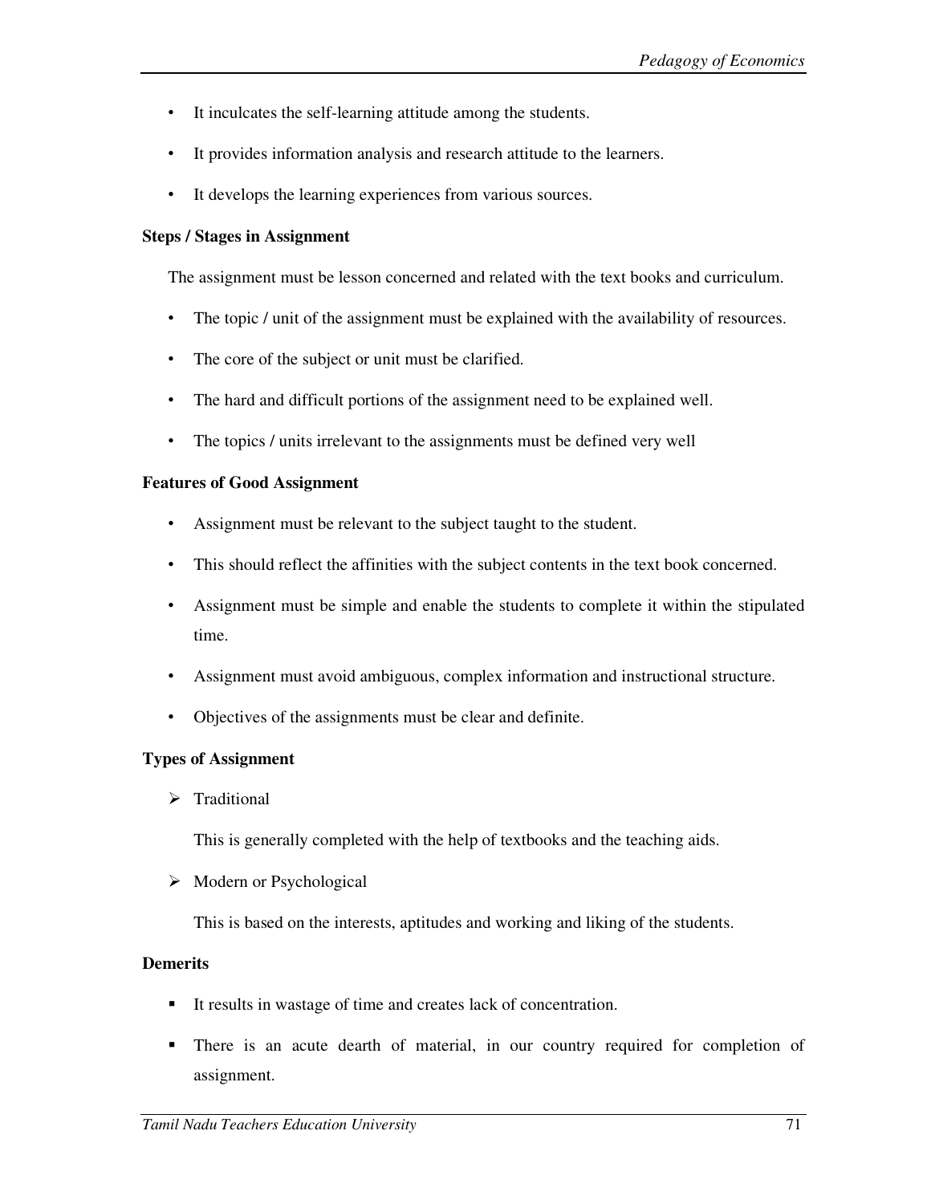- It inculcates the self-learning attitude among the students.
- It provides information analysis and research attitude to the learners.
- It develops the learning experiences from various sources.

**Steps / Stages in Assignment**

The assignment must be lesson concerned and related with the text books and curriculum.

- The topic / unit of the assignment must be explained with the availability of resources.
- The core of the subject or unit must be clarified.
- The hard and difficult portions of the assignment need to be explained well.
- The topics / units irrelevant to the assignments must be defined very well

**Features of Good Assignment**

- Assignment must be relevant to the subject taught to the student.
- This should reflect the affinities with the subject contents in the text book concerned.
- Assignment must be simple and enable the students to complete it within the stipulated time.
- Assignment must avoid ambiguous, complex information and instructional structure.
- Objectives of the assignments must be clear and definite.

**Types of Assignment**

- Traditional

  This is generally completed with the help of textbooks and the teaching aids.

- Modern or Psychological

  This is based on the interests, aptitudes and working and liking of the students.

**Demerits**

- It results in wastage of time and creates lack of concentration.
- There is an acute dearth of material, in our country required for completion of assignment.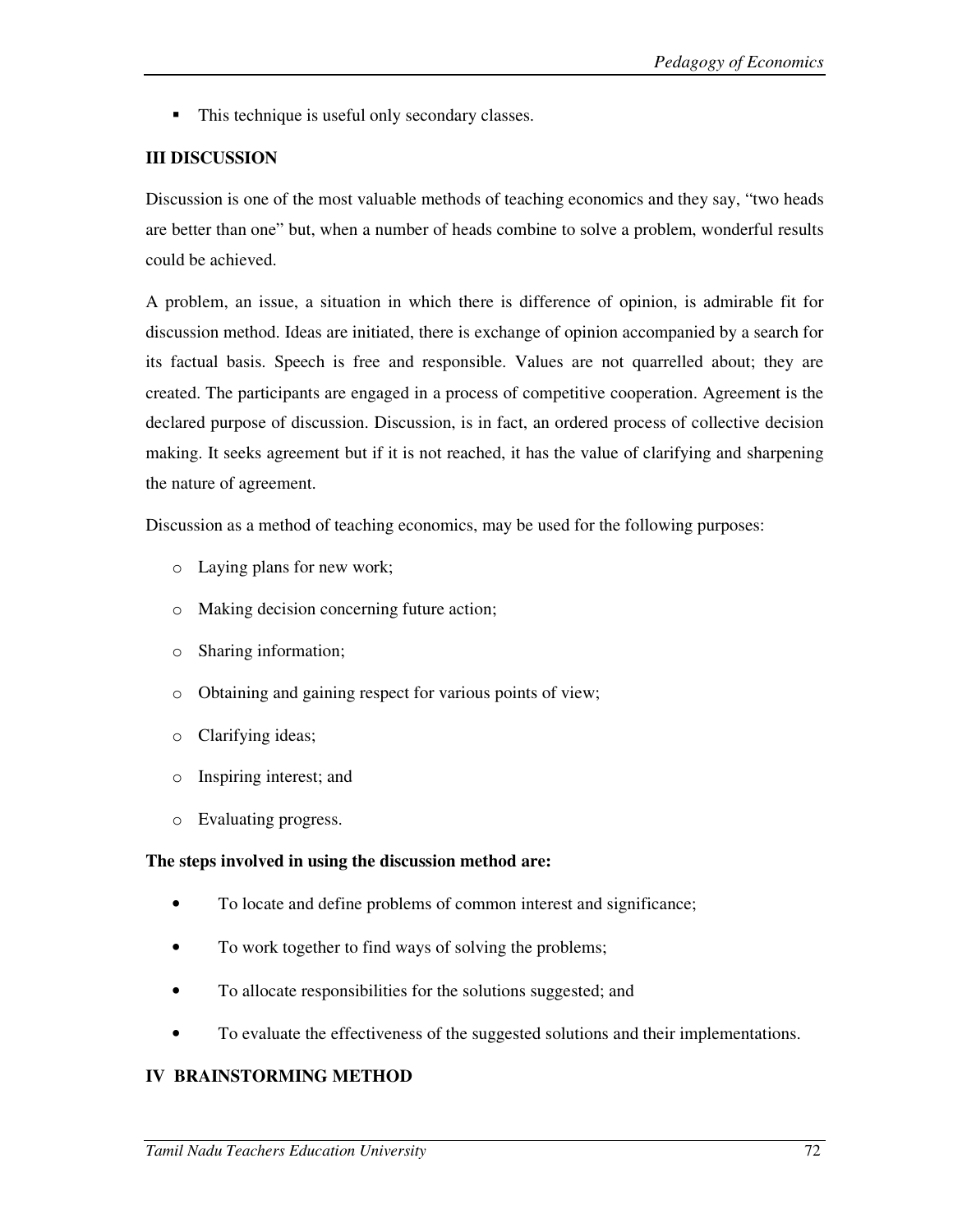- This technique is useful only secondary classes.

## III DISCUSSION

Discussion is one of the most valuable methods of teaching economics and they say, "two heads are better than one" but, when a number of heads combine to solve a problem, wonderful results could be achieved.

A problem, an issue, a situation in which there is difference of opinion, is admirable fit for discussion method. Ideas are initiated, there is exchange of opinion accompanied by a search for its factual basis. Speech is free and responsible. Values are not quarrelled about; they are created. The participants are engaged in a process of competitive cooperation. Agreement is the declared purpose of discussion. Discussion, is in fact, an ordered process of collective decision making. It seeks agreement but if it is not reached, it has the value of clarifying and sharpening the nature of agreement.

Discussion as a method of teaching economics, may be used for the following purposes:

- Laying plans for new work;
- Making decision concerning future action;
- Sharing information;
- Obtaining and gaining respect for various points of view;
- Clarifying ideas;
- Inspiring interest; and
- Evaluating progress.

**The steps involved in using the discussion method are:**

- To locate and define problems of common interest and significance;
- To work together to find ways of solving the problems;
- To allocate responsibilities for the solutions suggested; and
- To evaluate the effectiveness of the suggested solutions and their implementations.

## IV BRAINSTORMING METHOD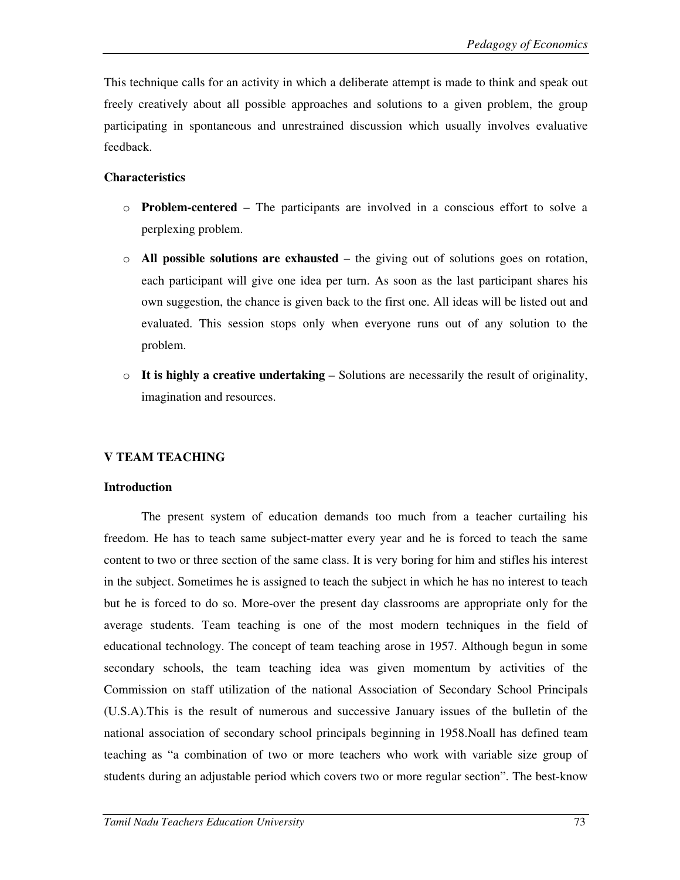This technique calls for an activity in which a deliberate attempt is made to think and speak out freely creatively about all possible approaches and solutions to a given problem, the group participating in spontaneous and unrestrained discussion which usually involves evaluative feedback.

**Characteristics**

- **Problem-centered** – The participants are involved in a conscious effort to solve a perplexing problem.
- **All possible solutions are exhausted** – the giving out of solutions goes on rotation, each participant will give one idea per turn. As soon as the last participant shares his own suggestion, the chance is given back to the first one. All ideas will be listed out and evaluated. This session stops only when everyone runs out of any solution to the problem.
- **It is highly a creative undertaking** – Solutions are necessarily the result of originality, imagination and resources.

## V TEAM TEACHING

**Introduction**

The present system of education demands too much from a teacher curtailing his freedom. He has to teach same subject-matter every year and he is forced to teach the same content to two or three section of the same class. It is very boring for him and stifles his interest in the subject. Sometimes he is assigned to teach the subject in which he has no interest to teach but he is forced to do so. More-over the present day classrooms are appropriate only for the average students. Team teaching is one of the most modern techniques in the field of educational technology. The concept of team teaching arose in 1957. Although begun in some secondary schools, the team teaching idea was given momentum by activities of the Commission on staff utilization of the national Association of Secondary School Principals (U.S.A).This is the result of numerous and successive January issues of the bulletin of the national association of secondary school principals beginning in 1958.Noall has defined team teaching as "a combination of two or more teachers who work with variable size group of students during an adjustable period which covers two or more regular section". The best-know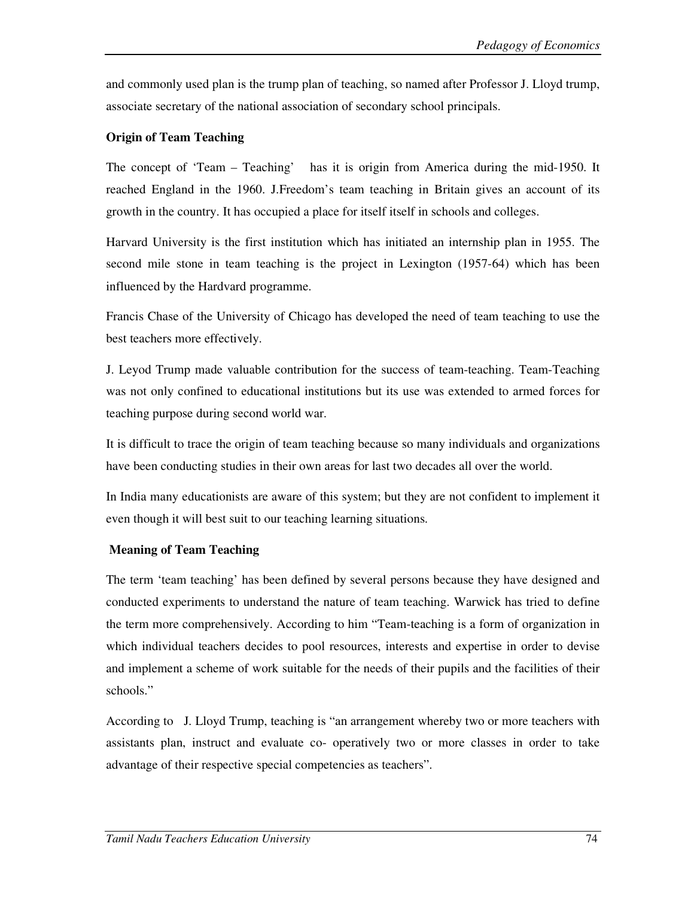and commonly used plan is the trump plan of teaching, so named after Professor J. Lloyd trump, associate secretary of the national association of secondary school principals.

**Origin of Team Teaching**

The concept of 'Team – Teaching' has it is origin from America during the mid-1950. It reached England in the 1960. J.Freedom's team teaching in Britain gives an account of its growth in the country. It has occupied a place for itself itself in schools and colleges.

Harvard University is the first institution which has initiated an internship plan in 1955. The second mile stone in team teaching is the project in Lexington (1957-64) which has been influenced by the Hardvard programme.

Francis Chase of the University of Chicago has developed the need of team teaching to use the best teachers more effectively.

J. Leyod Trump made valuable contribution for the success of team-teaching. Team-Teaching was not only confined to educational institutions but its use was extended to armed forces for teaching purpose during second world war.

It is difficult to trace the origin of team teaching because so many individuals and organizations have been conducting studies in their own areas for last two decades all over the world.

In India many educationists are aware of this system; but they are not confident to implement it even though it will best suit to our teaching learning situations.

**Meaning of Team Teaching**

The term 'team teaching' has been defined by several persons because they have designed and conducted experiments to understand the nature of team teaching. Warwick has tried to define the term more comprehensively. According to him "Team-teaching is a form of organization in which individual teachers decides to pool resources, interests and expertise in order to devise and implement a scheme of work suitable for the needs of their pupils and the facilities of their schools."

According to J. Lloyd Trump, teaching is "an arrangement whereby two or more teachers with assistants plan, instruct and evaluate co- operatively two or more classes in order to take advantage of their respective special competencies as teachers".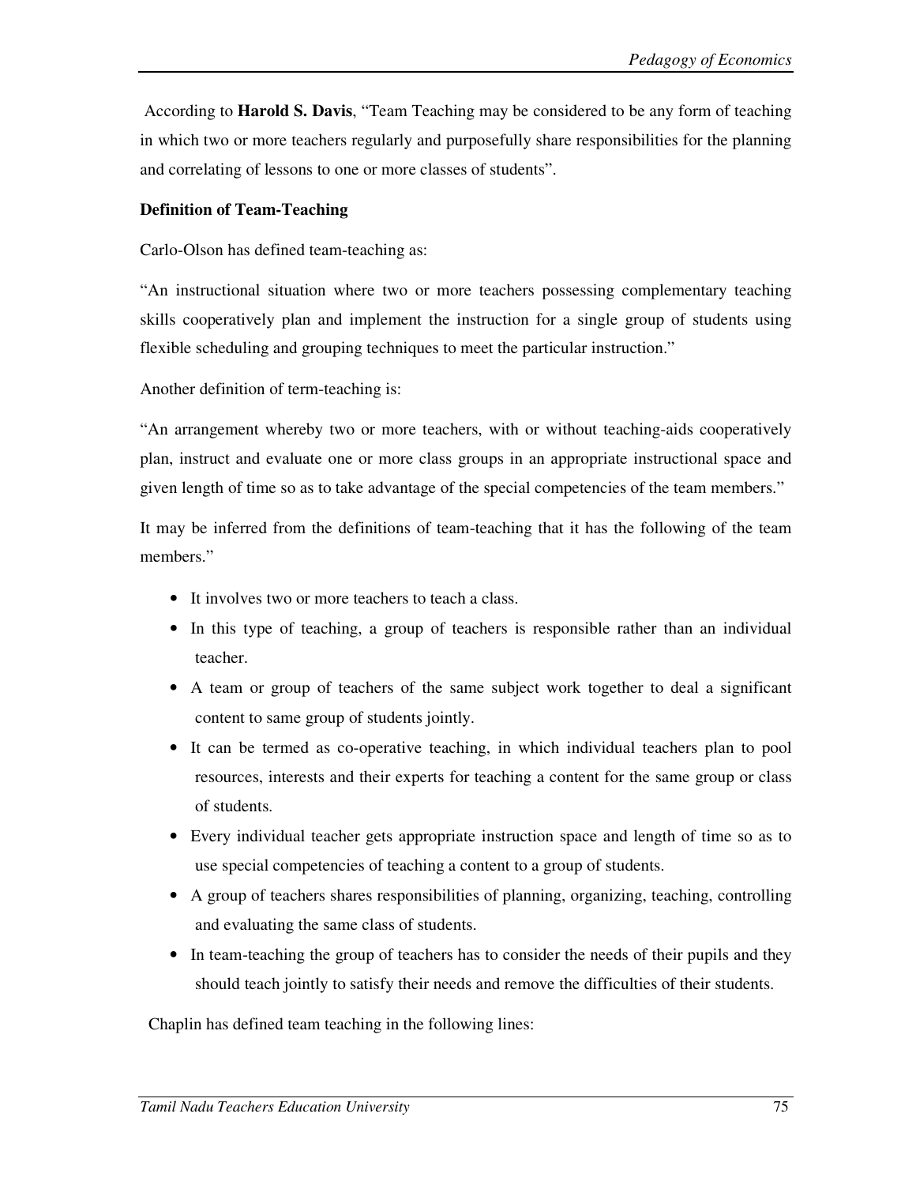According to **Harold S. Davis**, "Team Teaching may be considered to be any form of teaching in which two or more teachers regularly and purposefully share responsibilities for the planning and correlating of lessons to one or more classes of students".

**Definition of Team-Teaching**

Carlo-Olson has defined team-teaching as:

"An instructional situation where two or more teachers possessing complementary teaching skills cooperatively plan and implement the instruction for a single group of students using flexible scheduling and grouping techniques to meet the particular instruction."

Another definition of term-teaching is:

"An arrangement whereby two or more teachers, with or without teaching-aids cooperatively plan, instruct and evaluate one or more class groups in an appropriate instructional space and given length of time so as to take advantage of the special competencies of the team members."

It may be inferred from the definitions of team-teaching that it has the following of the team members."

- It involves two or more teachers to teach a class.
- In this type of teaching, a group of teachers is responsible rather than an individual teacher.
- A team or group of teachers of the same subject work together to deal a significant content to same group of students jointly.
- It can be termed as co-operative teaching, in which individual teachers plan to pool resources, interests and their experts for teaching a content for the same group or class of students.
- Every individual teacher gets appropriate instruction space and length of time so as to use special competencies of teaching a content to a group of students.
- A group of teachers shares responsibilities of planning, organizing, teaching, controlling and evaluating the same class of students.
- In team-teaching the group of teachers has to consider the needs of their pupils and they should teach jointly to satisfy their needs and remove the difficulties of their students.

Chaplin has defined team teaching in the following lines: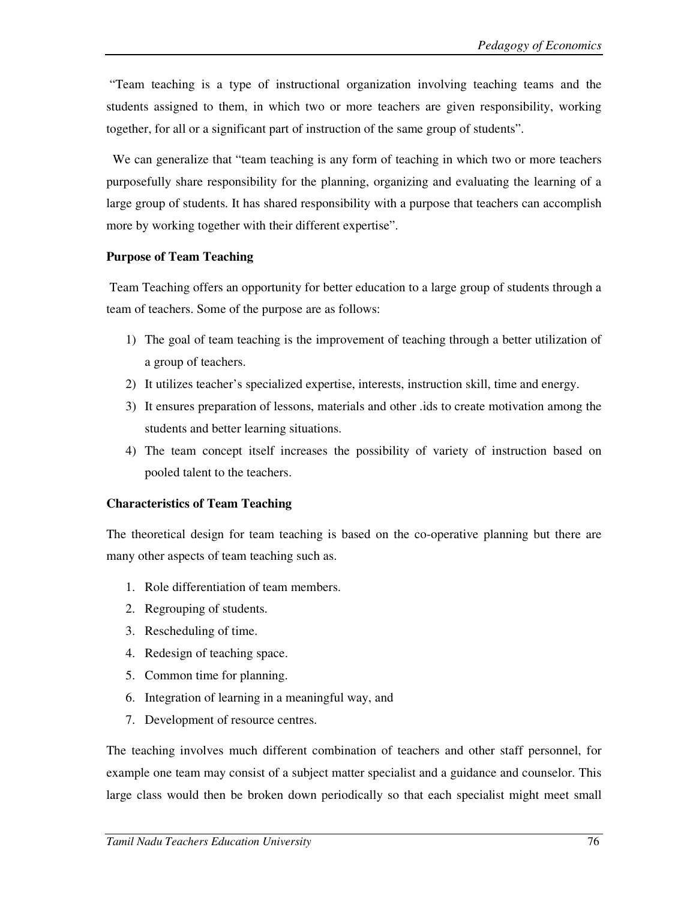"Team teaching is a type of instructional organization involving teaching teams and the students assigned to them, in which two or more teachers are given responsibility, working together, for all or a significant part of instruction of the same group of students".

We can generalize that "team teaching is any form of teaching in which two or more teachers purposefully share responsibility for the planning, organizing and evaluating the learning of a large group of students. It has shared responsibility with a purpose that teachers can accomplish more by working together with their different expertise".

**Purpose of Team Teaching**

Team Teaching offers an opportunity for better education to a large group of students through a team of teachers. Some of the purpose are as follows:

1) The goal of team teaching is the improvement of teaching through a better utilization of a group of teachers.
2) It utilizes teacher's specialized expertise, interests, instruction skill, time and energy.
3) It ensures preparation of lessons, materials and other .ids to create motivation among the students and better learning situations.
4) The team concept itself increases the possibility of variety of instruction based on pooled talent to the teachers.

**Characteristics of Team Teaching**

The theoretical design for team teaching is based on the co-operative planning but there are many other aspects of team teaching such as.

1. Role differentiation of team members.
2. Regrouping of students.
3. Rescheduling of time.
4. Redesign of teaching space.
5. Common time for planning.
6. Integration of learning in a meaningful way, and
7. Development of resource centres.

The teaching involves much different combination of teachers and other staff personnel, for example one team may consist of a subject matter specialist and a guidance and counselor. This large class would then be broken down periodically so that each specialist might meet small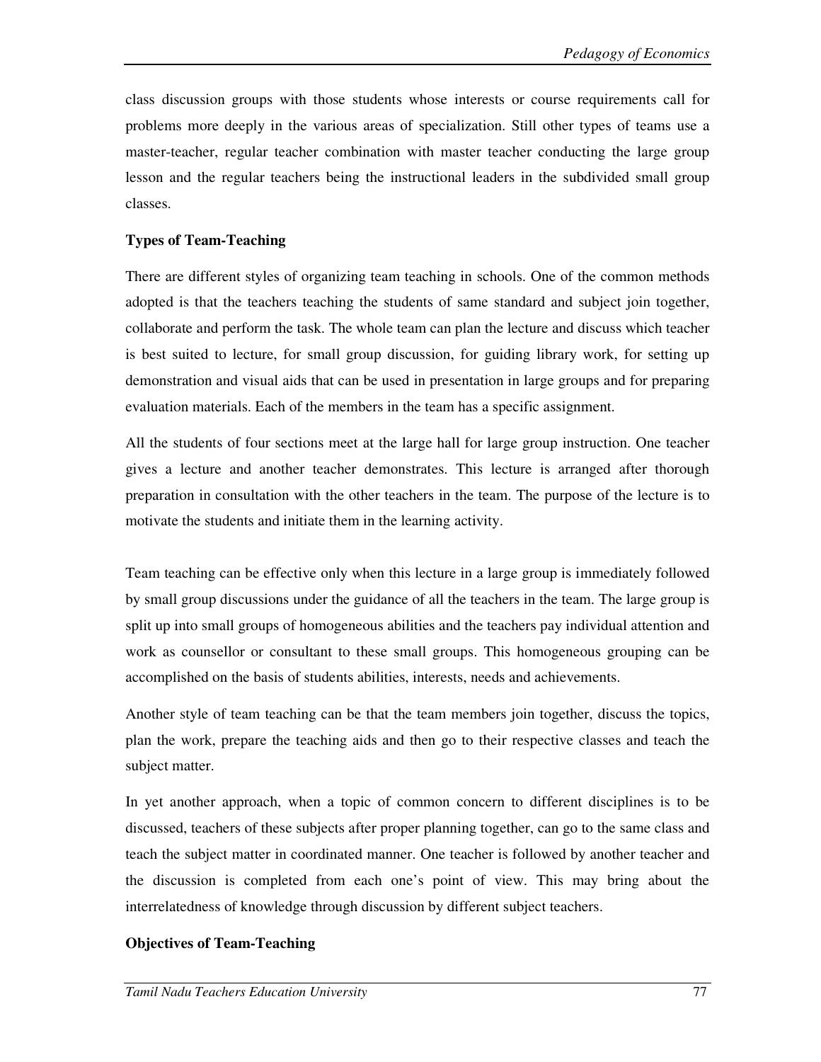class discussion groups with those students whose interests or course requirements call for problems more deeply in the various areas of specialization. Still other types of teams use a master-teacher, regular teacher combination with master teacher conducting the large group lesson and the regular teachers being the instructional leaders in the subdivided small group classes.

**Types of Team-Teaching**

There are different styles of organizing team teaching in schools. One of the common methods adopted is that the teachers teaching the students of same standard and subject join together, collaborate and perform the task. The whole team can plan the lecture and discuss which teacher is best suited to lecture, for small group discussion, for guiding library work, for setting up demonstration and visual aids that can be used in presentation in large groups and for preparing evaluation materials. Each of the members in the team has a specific assignment.

All the students of four sections meet at the large hall for large group instruction. One teacher gives a lecture and another teacher demonstrates. This lecture is arranged after thorough preparation in consultation with the other teachers in the team. The purpose of the lecture is to motivate the students and initiate them in the learning activity.

Team teaching can be effective only when this lecture in a large group is immediately followed by small group discussions under the guidance of all the teachers in the team. The large group is split up into small groups of homogeneous abilities and the teachers pay individual attention and work as counsellor or consultant to these small groups. This homogeneous grouping can be accomplished on the basis of students abilities, interests, needs and achievements.

Another style of team teaching can be that the team members join together, discuss the topics, plan the work, prepare the teaching aids and then go to their respective classes and teach the subject matter.

In yet another approach, when a topic of common concern to different disciplines is to be discussed, teachers of these subjects after proper planning together, can go to the same class and teach the subject matter in coordinated manner. One teacher is followed by another teacher and the discussion is completed from each one's point of view. This may bring about the interrelatedness of knowledge through discussion by different subject teachers.

**Objectives of Team-Teaching**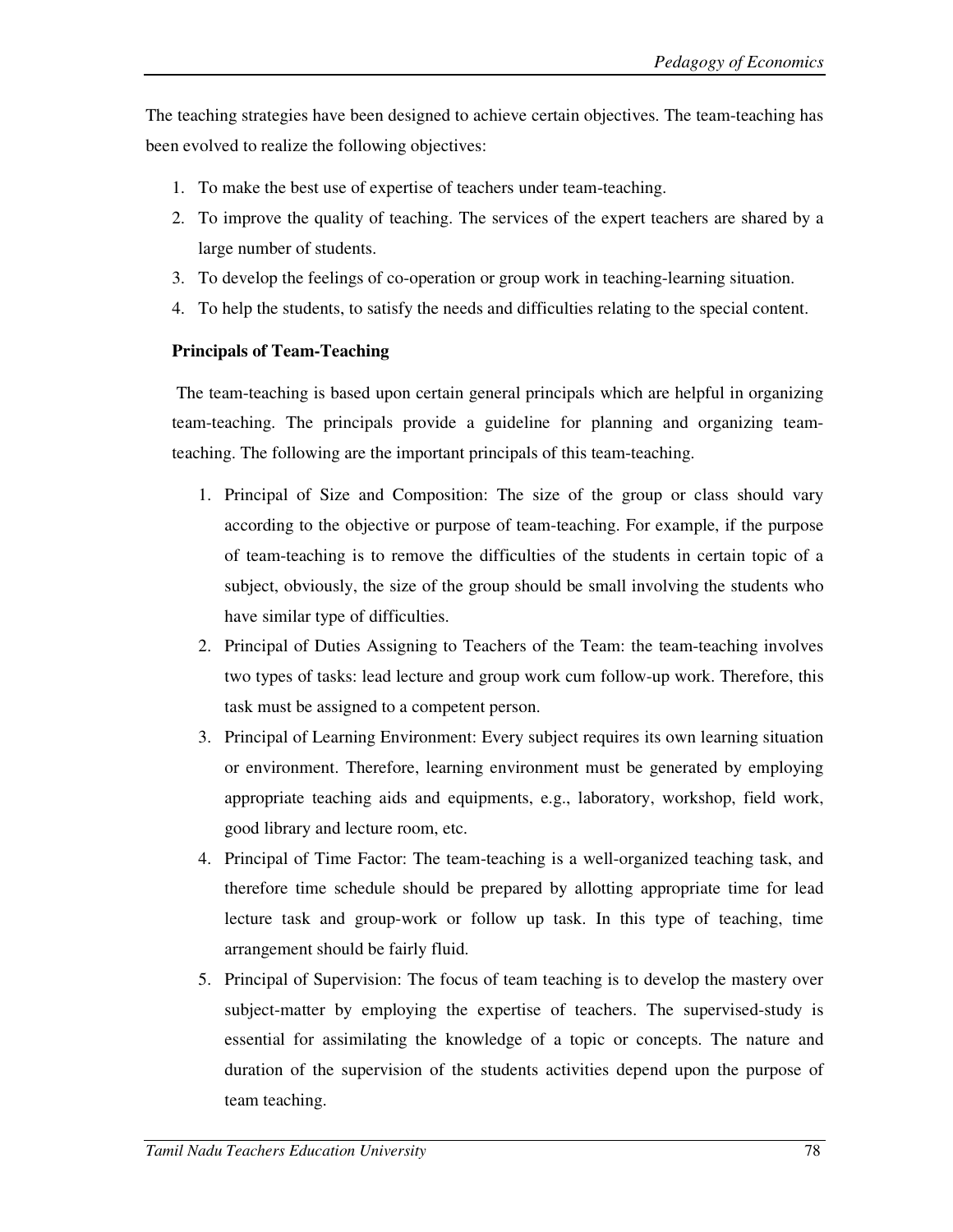The teaching strategies have been designed to achieve certain objectives. The team-teaching has been evolved to realize the following objectives:

1. To make the best use of expertise of teachers under team-teaching.
2. To improve the quality of teaching. The services of the expert teachers are shared by a large number of students.
3. To develop the feelings of co-operation or group work in teaching-learning situation.
4. To help the students, to satisfy the needs and difficulties relating to the special content.

**Principals of Team-Teaching**

The team-teaching is based upon certain general principals which are helpful in organizing team-teaching. The principals provide a guideline for planning and organizing team-teaching. The following are the important principals of this team-teaching.

1. Principal of Size and Composition: The size of the group or class should vary according to the objective or purpose of team-teaching. For example, if the purpose of team-teaching is to remove the difficulties of the students in certain topic of a subject, obviously, the size of the group should be small involving the students who have similar type of difficulties.
2. Principal of Duties Assigning to Teachers of the Team: the team-teaching involves two types of tasks: lead lecture and group work cum follow-up work. Therefore, this task must be assigned to a competent person.
3. Principal of Learning Environment: Every subject requires its own learning situation or environment. Therefore, learning environment must be generated by employing appropriate teaching aids and equipments, e.g., laboratory, workshop, field work, good library and lecture room, etc.
4. Principal of Time Factor: The team-teaching is a well-organized teaching task, and therefore time schedule should be prepared by allotting appropriate time for lead lecture task and group-work or follow up task. In this type of teaching, time arrangement should be fairly fluid.
5. Principal of Supervision: The focus of team teaching is to develop the mastery over subject-matter by employing the expertise of teachers. The supervised-study is essential for assimilating the knowledge of a topic or concepts. The nature and duration of the supervision of the students activities depend upon the purpose of team teaching.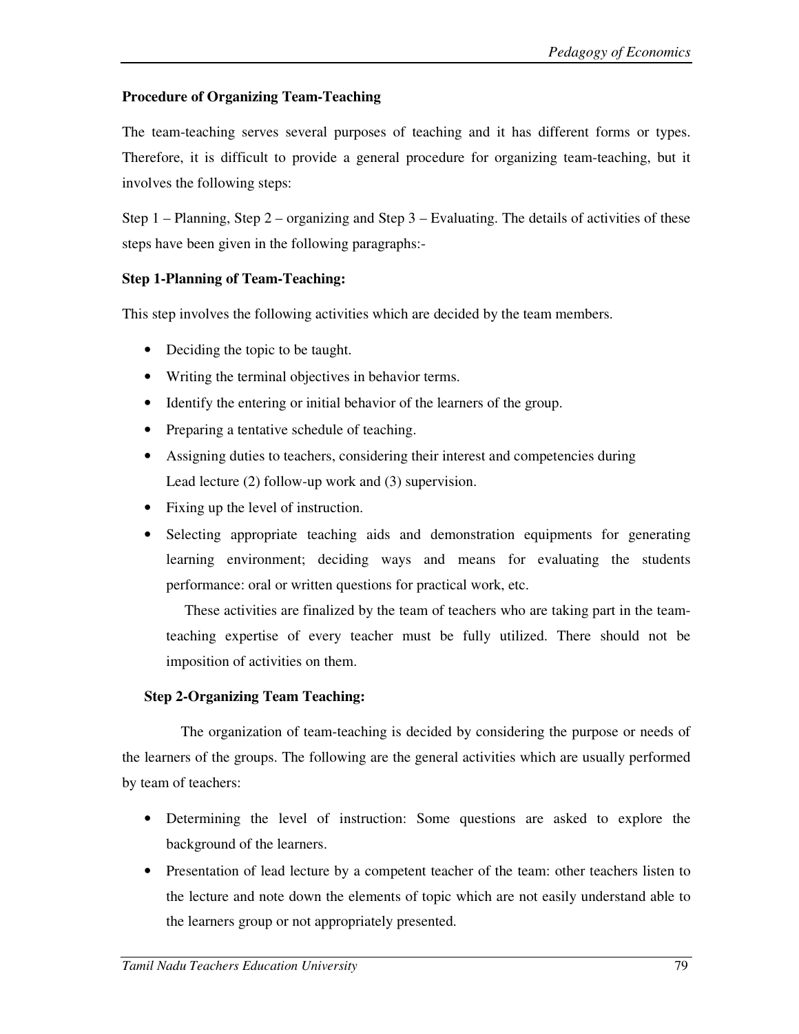**Procedure of Organizing Team-Teaching**

The team-teaching serves several purposes of teaching and it has different forms or types. Therefore, it is difficult to provide a general procedure for organizing team-teaching, but it involves the following steps:

Step 1 – Planning, Step 2 – organizing and Step 3 – Evaluating. The details of activities of these steps have been given in the following paragraphs:-

**Step 1-Planning of Team-Teaching:**

This step involves the following activities which are decided by the team members.

- Deciding the topic to be taught.
- Writing the terminal objectives in behavior terms.
- Identify the entering or initial behavior of the learners of the group.
- Preparing a tentative schedule of teaching.
- Assigning duties to teachers, considering their interest and competencies during Lead lecture (2) follow-up work and (3) supervision.
- Fixing up the level of instruction.
- Selecting appropriate teaching aids and demonstration equipments for generating learning environment; deciding ways and means for evaluating the students performance: oral or written questions for practical work, etc.

  These activities are finalized by the team of teachers who are taking part in the team-teaching expertise of every teacher must be fully utilized. There should not be imposition of activities on them.

**Step 2-Organizing Team Teaching:**

The organization of team-teaching is decided by considering the purpose or needs of the learners of the groups. The following are the general activities which are usually performed by team of teachers:

- Determining the level of instruction: Some questions are asked to explore the background of the learners.
- Presentation of lead lecture by a competent teacher of the team: other teachers listen to the lecture and note down the elements of topic which are not easily understand able to the learners group or not appropriately presented.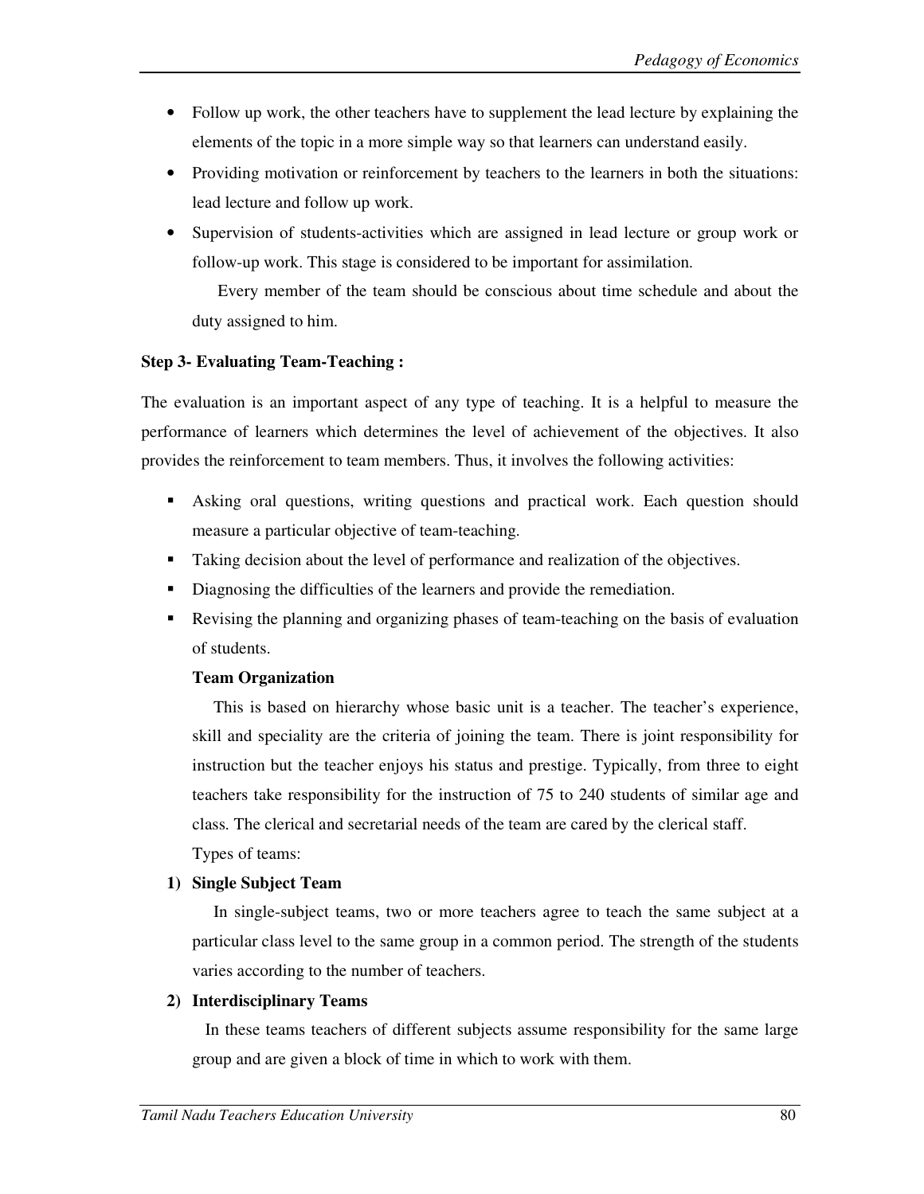- Follow up work, the other teachers have to supplement the lead lecture by explaining the elements of the topic in a more simple way so that learners can understand easily.
- Providing motivation or reinforcement by teachers to the learners in both the situations: lead lecture and follow up work.
- Supervision of students-activities which are assigned in lead lecture or group work or follow-up work. This stage is considered to be important for assimilation.

  Every member of the team should be conscious about time schedule and about the duty assigned to him.

**Step 3- Evaluating Team-Teaching :**

The evaluation is an important aspect of any type of teaching. It is a helpful to measure the performance of learners which determines the level of achievement of the objectives. It also provides the reinforcement to team members. Thus, it involves the following activities:

- Asking oral questions, writing questions and practical work. Each question should measure a particular objective of team-teaching.
- Taking decision about the level of performance and realization of the objectives.
- Diagnosing the difficulties of the learners and provide the remediation.
- Revising the planning and organizing phases of team-teaching on the basis of evaluation of students.

**Team Organization**

This is based on hierarchy whose basic unit is a teacher. The teacher's experience, skill and speciality are the criteria of joining the team. There is joint responsibility for instruction but the teacher enjoys his status and prestige. Typically, from three to eight teachers take responsibility for the instruction of 75 to 240 students of similar age and class. The clerical and secretarial needs of the team are cared by the clerical staff.

Types of teams:

1) **Single Subject Team**

   In single-subject teams, two or more teachers agree to teach the same subject at a particular class level to the same group in a common period. The strength of the students varies according to the number of teachers.

2) **Interdisciplinary Teams**

   In these teams teachers of different subjects assume responsibility for the same large group and are given a block of time in which to work with them.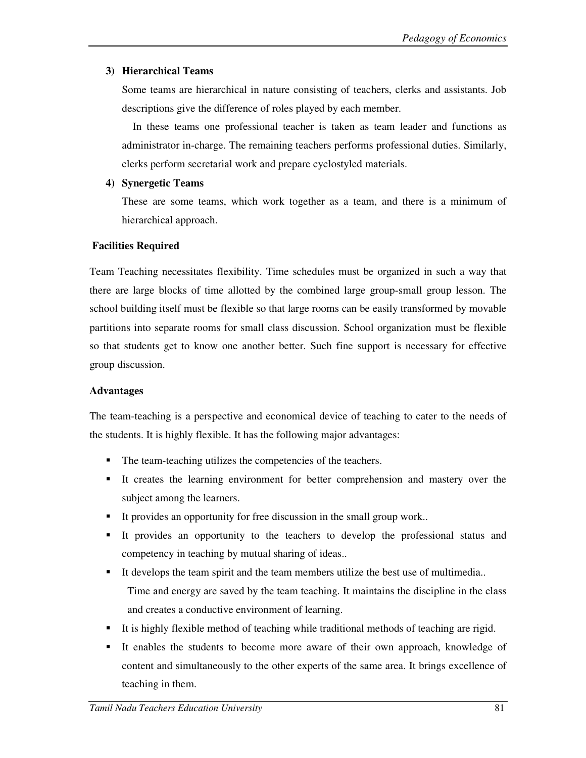3) **Hierarchical Teams**

   Some teams are hierarchical in nature consisting of teachers, clerks and assistants. Job descriptions give the difference of roles played by each member.

   In these teams one professional teacher is taken as team leader and functions as administrator in-charge. The remaining teachers performs professional duties. Similarly, clerks perform secretarial work and prepare cyclostyled materials.

4) **Synergetic Teams**

   These are some teams, which work together as a team, and there is a minimum of hierarchical approach.

**Facilities Required**

Team Teaching necessitates flexibility. Time schedules must be organized in such a way that there are large blocks of time allotted by the combined large group-small group lesson. The school building itself must be flexible so that large rooms can be easily transformed by movable partitions into separate rooms for small class discussion. School organization must be flexible so that students get to know one another better. Such fine support is necessary for effective group discussion.

**Advantages**

The team-teaching is a perspective and economical device of teaching to cater to the needs of the students. It is highly flexible. It has the following major advantages:

- The team-teaching utilizes the competencies of the teachers.
- It creates the learning environment for better comprehension and mastery over the subject among the learners.
- It provides an opportunity for free discussion in the small group work..
- It provides an opportunity to the teachers to develop the professional status and competency in teaching by mutual sharing of ideas..
- It develops the team spirit and the team members utilize the best use of multimedia..

  Time and energy are saved by the team teaching. It maintains the discipline in the class and creates a conductive environment of learning.
- It is highly flexible method of teaching while traditional methods of teaching are rigid.
- It enables the students to become more aware of their own approach, knowledge of content and simultaneously to the other experts of the same area. It brings excellence of teaching in them.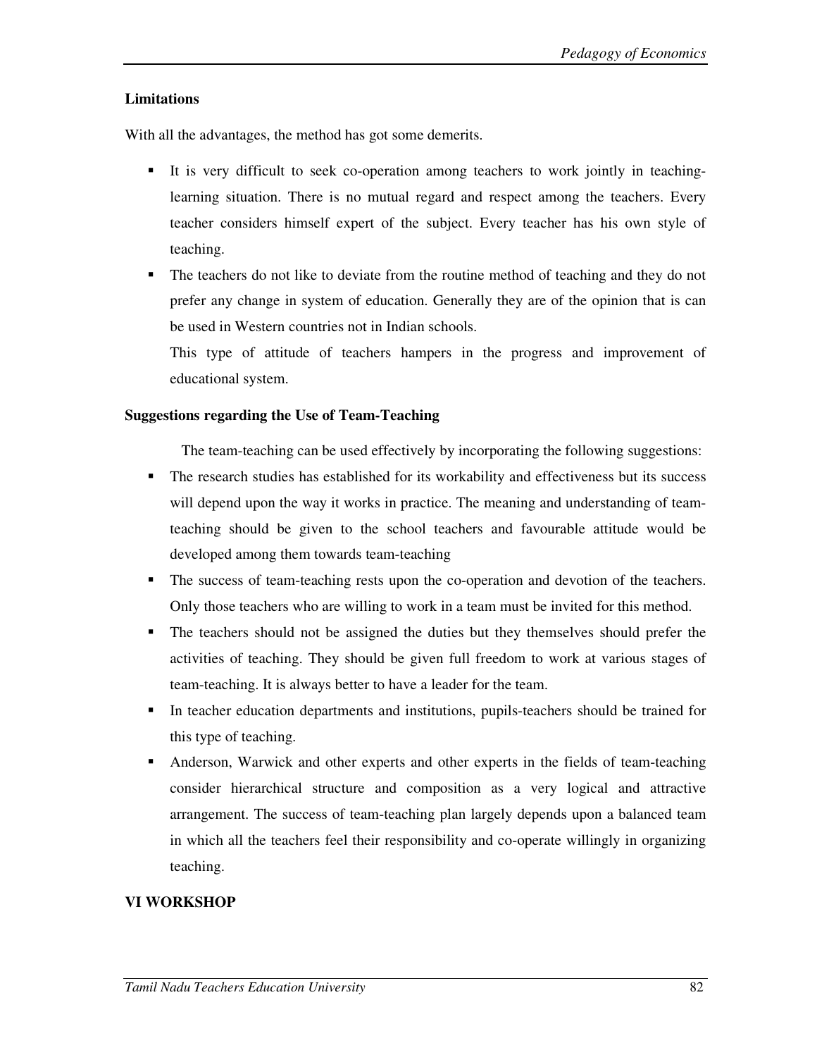**Limitations**

With all the advantages, the method has got some demerits.

- It is very difficult to seek co-operation among teachers to work jointly in teaching-learning situation. There is no mutual regard and respect among the teachers. Every teacher considers himself expert of the subject. Every teacher has his own style of teaching.
- The teachers do not like to deviate from the routine method of teaching and they do not prefer any change in system of education. Generally they are of the opinion that is can be used in Western countries not in Indian schools.

  This type of attitude of teachers hampers in the progress and improvement of educational system.

**Suggestions regarding the Use of Team-Teaching**

The team-teaching can be used effectively by incorporating the following suggestions:

- The research studies has established for its workability and effectiveness but its success will depend upon the way it works in practice. The meaning and understanding of team-teaching should be given to the school teachers and favourable attitude would be developed among them towards team-teaching
- The success of team-teaching rests upon the co-operation and devotion of the teachers. Only those teachers who are willing to work in a team must be invited for this method.
- The teachers should not be assigned the duties but they themselves should prefer the activities of teaching. They should be given full freedom to work at various stages of team-teaching. It is always better to have a leader for the team.
- In teacher education departments and institutions, pupils-teachers should be trained for this type of teaching.
- Anderson, Warwick and other experts and other experts in the fields of team-teaching consider hierarchical structure and composition as a very logical and attractive arrangement. The success of team-teaching plan largely depends upon a balanced team in which all the teachers feel their responsibility and co-operate willingly in organizing teaching.

**VI WORKSHOP**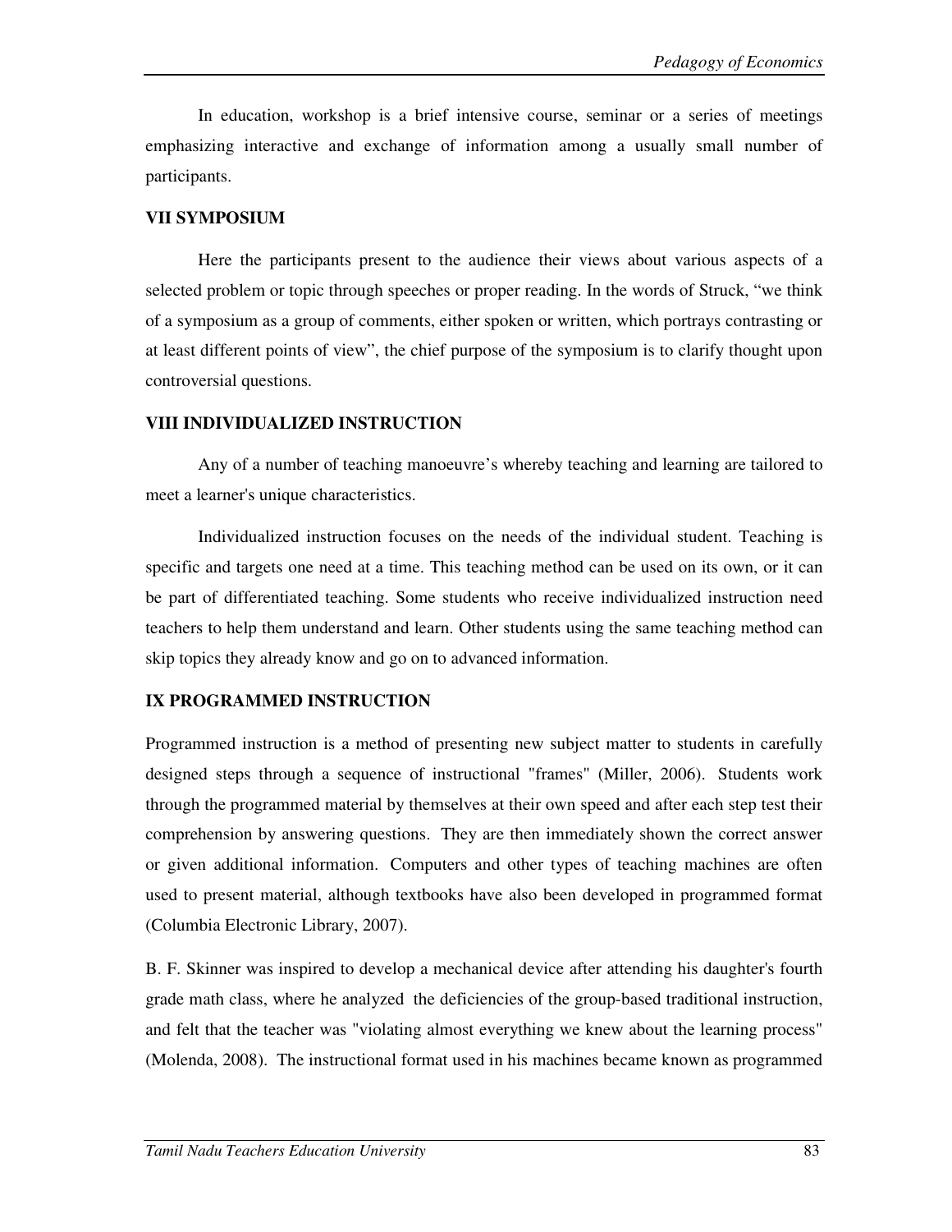In education, workshop is a brief intensive course, seminar or a series of meetings emphasizing interactive and exchange of information among a usually small number of participants.

### VII SYMPOSIUM

Here the participants present to the audience their views about various aspects of a selected problem or topic through speeches or proper reading. In the words of Struck, "we think of a symposium as a group of comments, either spoken or written, which portrays contrasting or at least different points of view", the chief purpose of the symposium is to clarify thought upon controversial questions.

### VIII INDIVIDUALIZED INSTRUCTION

Any of a number of teaching manoeuvre's whereby teaching and learning are tailored to meet a learner's unique characteristics.

Individualized instruction focuses on the needs of the individual student. Teaching is specific and targets one need at a time. This teaching method can be used on its own, or it can be part of differentiated teaching. Some students who receive individualized instruction need teachers to help them understand and learn. Other students using the same teaching method can skip topics they already know and go on to advanced information.

### IX PROGRAMMED INSTRUCTION

Programmed instruction is a method of presenting new subject matter to students in carefully designed steps through a sequence of instructional "frames" (Miller, 2006). Students work through the programmed material by themselves at their own speed and after each step test their comprehension by answering questions. They are then immediately shown the correct answer or given additional information. Computers and other types of teaching machines are often used to present material, although textbooks have also been developed in programmed format (Columbia Electronic Library, 2007).

B. F. Skinner was inspired to develop a mechanical device after attending his daughter's fourth grade math class, where he analyzed the deficiencies of the group-based traditional instruction, and felt that the teacher was "violating almost everything we knew about the learning process" (Molenda, 2008). The instructional format used in his machines became known as programmed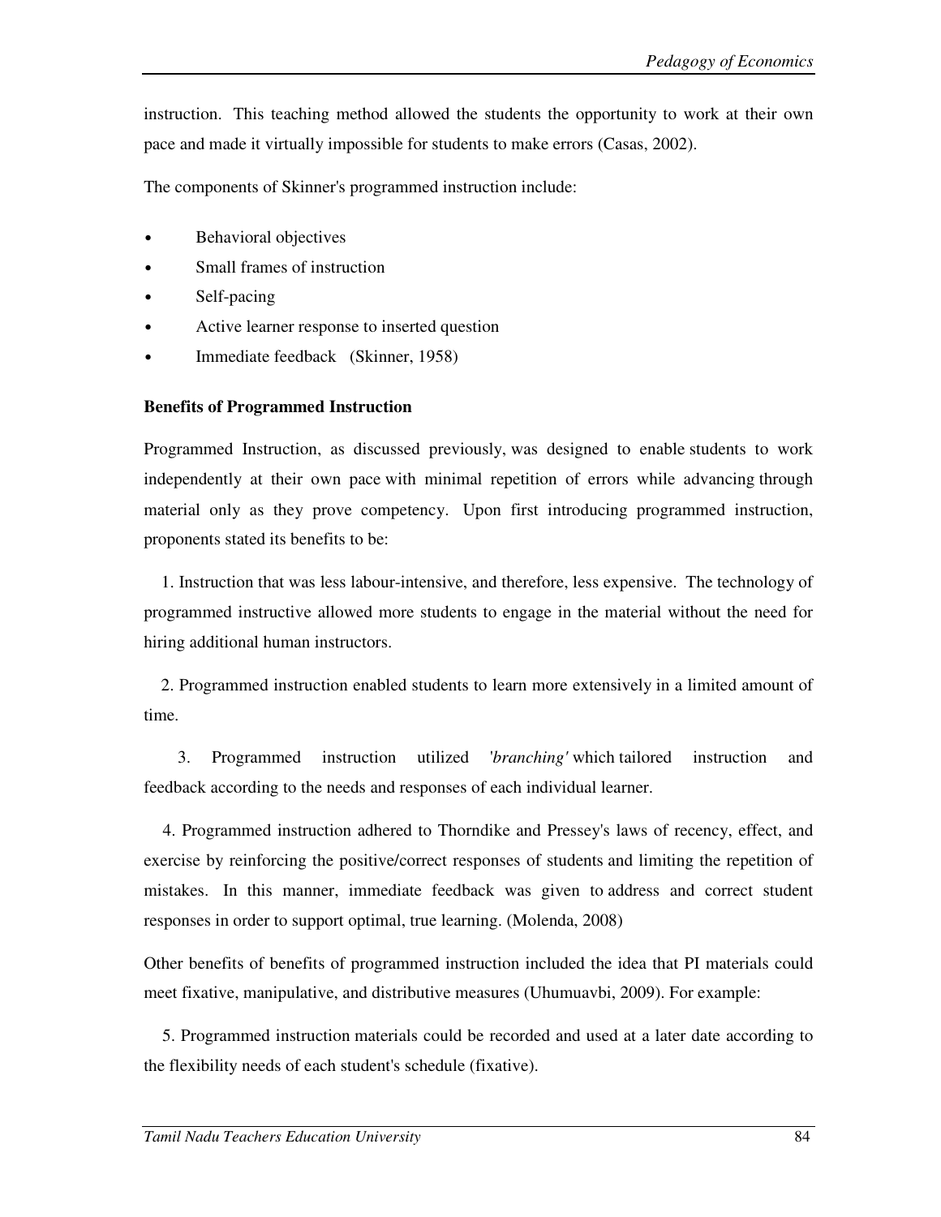instruction. This teaching method allowed the students the opportunity to work at their own pace and made it virtually impossible for students to make errors (Casas, 2002).

The components of Skinner's programmed instruction include:

- Behavioral objectives
- Small frames of instruction
- Self-pacing
- Active learner response to inserted question
- Immediate feedback (Skinner, 1958)

**Benefits of Programmed Instruction**

Programmed Instruction, as discussed previously, was designed to enable students to work independently at their own pace with minimal repetition of errors while advancing through material only as they prove competency. Upon first introducing programmed instruction, proponents stated its benefits to be:

1. Instruction that was less labour-intensive, and therefore, less expensive. The technology of programmed instructive allowed more students to engage in the material without the need for hiring additional human instructors.

2. Programmed instruction enabled students to learn more extensively in a limited amount of time.

3. Programmed instruction utilized *'branching'* which tailored instruction and feedback according to the needs and responses of each individual learner.

4. Programmed instruction adhered to Thorndike and Pressey's laws of recency, effect, and exercise by reinforcing the positive/correct responses of students and limiting the repetition of mistakes. In this manner, immediate feedback was given to address and correct student responses in order to support optimal, true learning. (Molenda, 2008)

Other benefits of benefits of programmed instruction included the idea that PI materials could meet fixative, manipulative, and distributive measures (Uhumuavbi, 2009). For example:

5. Programmed instruction materials could be recorded and used at a later date according to the flexibility needs of each student's schedule (fixative).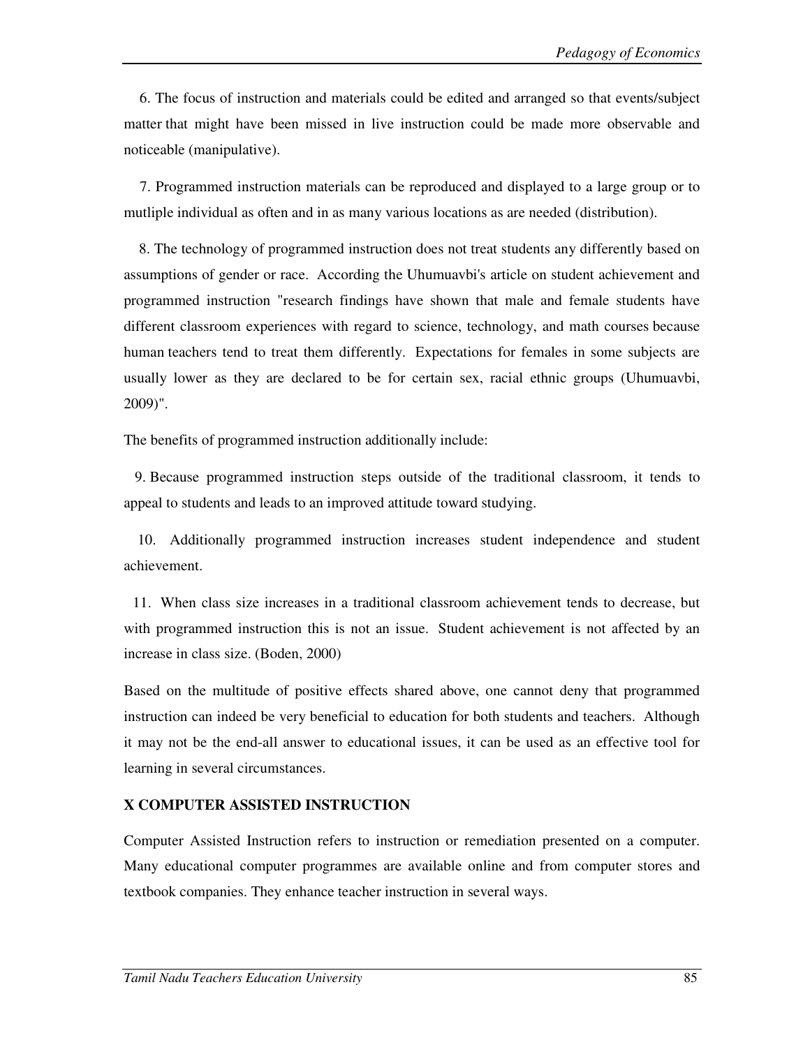6. The focus of instruction and materials could be edited and arranged so that events/subject matter that might have been missed in live instruction could be made more observable and noticeable (manipulative).

7. Programmed instruction materials can be reproduced and displayed to a large group or to mutliple individual as often and in as many various locations as are needed (distribution).

8. The technology of programmed instruction does not treat students any differently based on assumptions of gender or race. According the Uhumuavbi's article on student achievement and programmed instruction "research findings have shown that male and female students have different classroom experiences with regard to science, technology, and math courses because human teachers tend to treat them differently. Expectations for females in some subjects are usually lower as they are declared to be for certain sex, racial ethnic groups (Uhumuavbi, 2009)".

The benefits of programmed instruction additionally include:

9. Because programmed instruction steps outside of the traditional classroom, it tends to appeal to students and leads to an improved attitude toward studying.

10. Additionally programmed instruction increases student independence and student achievement.

11. When class size increases in a traditional classroom achievement tends to decrease, but with programmed instruction this is not an issue. Student achievement is not affected by an increase in class size. (Boden, 2000)

Based on the multitude of positive effects shared above, one cannot deny that programmed instruction can indeed be very beneficial to education for both students and teachers. Although it may not be the end-all answer to educational issues, it can be used as an effective tool for learning in several circumstances.

### X COMPUTER ASSISTED INSTRUCTION

Computer Assisted Instruction refers to instruction or remediation presented on a computer. Many educational computer programmes are available online and from computer stores and textbook companies. They enhance teacher instruction in several ways.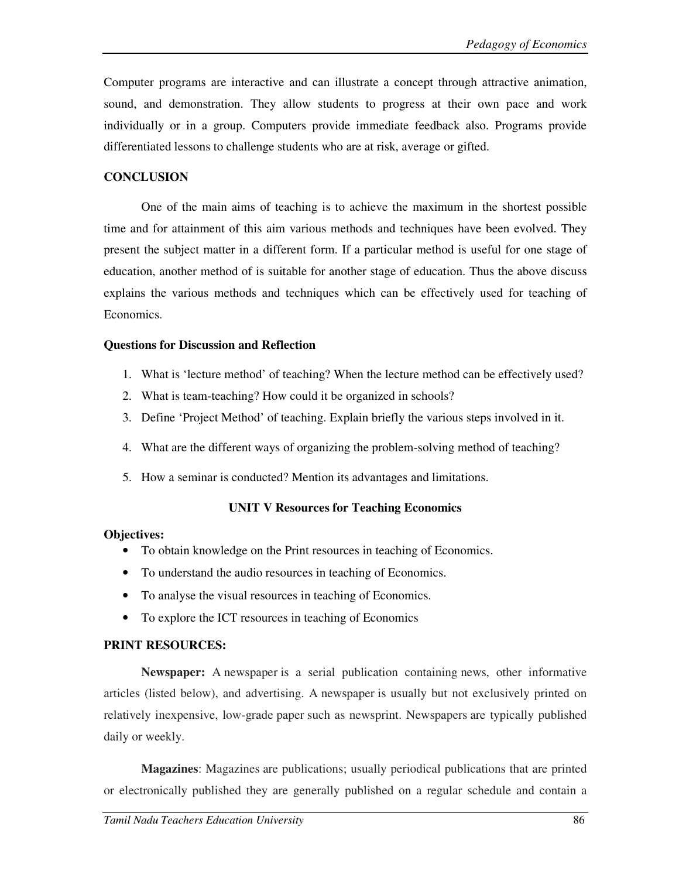Computer programs are interactive and can illustrate a concept through attractive animation, sound, and demonstration. They allow students to progress at their own pace and work individually or in a group. Computers provide immediate feedback also. Programs provide differentiated lessons to challenge students who are at risk, average or gifted.

## CONCLUSION

One of the main aims of teaching is to achieve the maximum in the shortest possible time and for attainment of this aim various methods and techniques have been evolved. They present the subject matter in a different form. If a particular method is useful for one stage of education, another method of is suitable for another stage of education. Thus the above discuss explains the various methods and techniques which can be effectively used for teaching of Economics.

### Questions for Discussion and Reflection

1. What is 'lecture method' of teaching? When the lecture method can be effectively used?
2. What is team-teaching? How could it be organized in schools?
3. Define 'Project Method' of teaching. Explain briefly the various steps involved in it.
4. What are the different ways of organizing the problem-solving method of teaching?
5. How a seminar is conducted? Mention its advantages and limitations.

## UNIT V Resources for Teaching Economics

**Objectives:**

- To obtain knowledge on the Print resources in teaching of Economics.
- To understand the audio resources in teaching of Economics.
- To analyse the visual resources in teaching of Economics.
- To explore the ICT resources in teaching of Economics

### PRINT RESOURCES:

**Newspaper:** A newspaper is a serial publication containing news, other informative articles (listed below), and advertising. A newspaper is usually but not exclusively printed on relatively inexpensive, low-grade paper such as newsprint. Newspapers are typically published daily or weekly.

**Magazines**: Magazines are publications; usually periodical publications that are printed or electronically published they are generally published on a regular schedule and contain a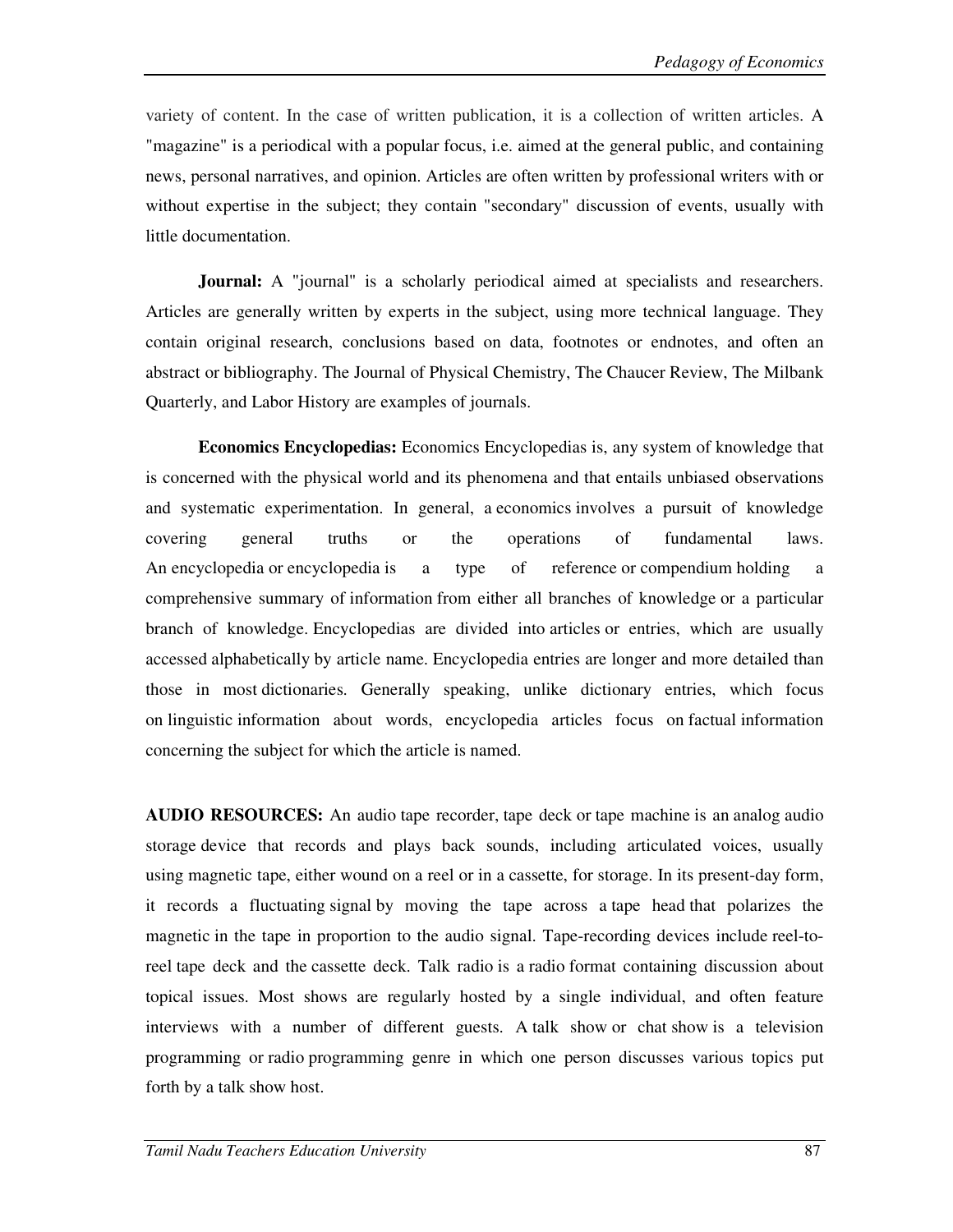variety of content. In the case of written publication, it is a collection of written articles. A "magazine" is a periodical with a popular focus, i.e. aimed at the general public, and containing news, personal narratives, and opinion. Articles are often written by professional writers with or without expertise in the subject; they contain "secondary" discussion of events, usually with little documentation.

**Journal:** A "journal" is a scholarly periodical aimed at specialists and researchers. Articles are generally written by experts in the subject, using more technical language. They contain original research, conclusions based on data, footnotes or endnotes, and often an abstract or bibliography. The Journal of Physical Chemistry, The Chaucer Review, The Milbank Quarterly, and Labor History are examples of journals.

**Economics Encyclopedias:** Economics Encyclopedias is, any system of knowledge that is concerned with the physical world and its phenomena and that entails unbiased observations and systematic experimentation. In general, a economics involves a pursuit of knowledge covering general truths or the operations of fundamental laws. An encyclopedia or encyclopedia is a type of reference or compendium holding a comprehensive summary of information from either all branches of knowledge or a particular branch of knowledge. Encyclopedias are divided into articles or entries, which are usually accessed alphabetically by article name. Encyclopedia entries are longer and more detailed than those in most dictionaries. Generally speaking, unlike dictionary entries, which focus on linguistic information about words, encyclopedia articles focus on factual information concerning the subject for which the article is named.

**AUDIO RESOURCES:** An audio tape recorder, tape deck or tape machine is an analog audio storage device that records and plays back sounds, including articulated voices, usually using magnetic tape, either wound on a reel or in a cassette, for storage. In its present-day form, it records a fluctuating signal by moving the tape across a tape head that polarizes the magnetic in the tape in proportion to the audio signal. Tape-recording devices include reel-to-reel tape deck and the cassette deck. Talk radio is a radio format containing discussion about topical issues. Most shows are regularly hosted by a single individual, and often feature interviews with a number of different guests. A talk show or chat show is a television programming or radio programming genre in which one person discusses various topics put forth by a talk show host.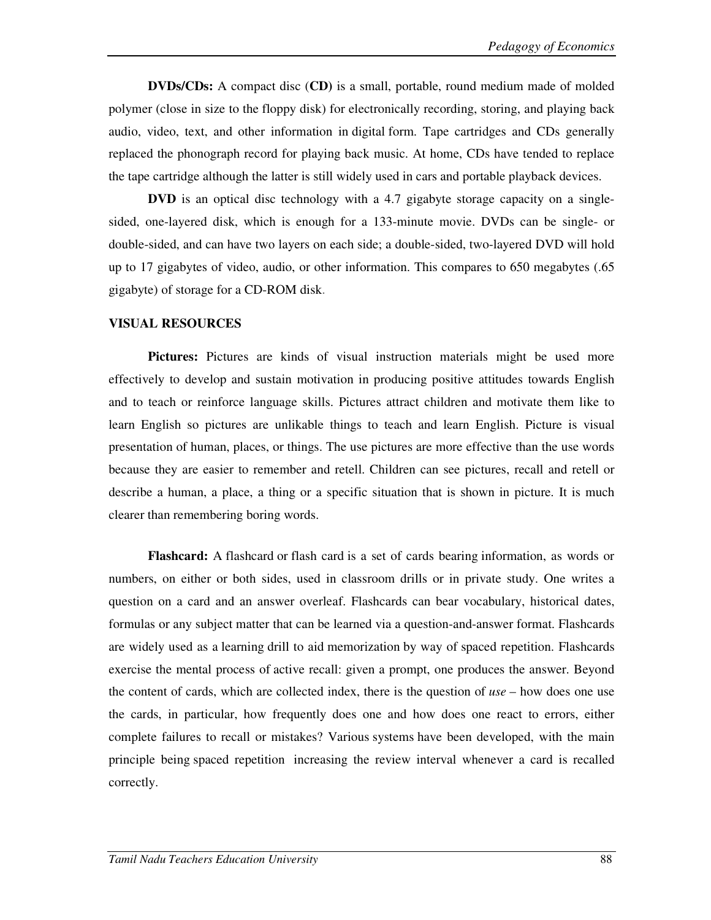**DVDs/CDs:** A compact disc (**CD**) is a small, portable, round medium made of molded polymer (close in size to the floppy disk) for electronically recording, storing, and playing back audio, video, text, and other information in digital form. Tape cartridges and CDs generally replaced the phonograph record for playing back music. At home, CDs have tended to replace the tape cartridge although the latter is still widely used in cars and portable playback devices.

**DVD** is an optical disc technology with a 4.7 gigabyte storage capacity on a single-sided, one-layered disk, which is enough for a 133-minute movie. DVDs can be single- or double-sided, and can have two layers on each side; a double-sided, two-layered DVD will hold up to 17 gigabytes of video, audio, or other information. This compares to 650 megabytes (.65 gigabyte) of storage for a CD-ROM disk.

**VISUAL RESOURCES**

**Pictures:** Pictures are kinds of visual instruction materials might be used more effectively to develop and sustain motivation in producing positive attitudes towards English and to teach or reinforce language skills. Pictures attract children and motivate them like to learn English so pictures are unlikable things to teach and learn English. Picture is visual presentation of human, places, or things. The use pictures are more effective than the use words because they are easier to remember and retell. Children can see pictures, recall and retell or describe a human, a place, a thing or a specific situation that is shown in picture. It is much clearer than remembering boring words.

**Flashcard:** A flashcard or flash card is a set of cards bearing information, as words or numbers, on either or both sides, used in classroom drills or in private study. One writes a question on a card and an answer overleaf. Flashcards can bear vocabulary, historical dates, formulas or any subject matter that can be learned via a question-and-answer format. Flashcards are widely used as a learning drill to aid memorization by way of spaced repetition. Flashcards exercise the mental process of active recall: given a prompt, one produces the answer. Beyond the content of cards, which are collected index, there is the question of *use* – how does one use the cards, in particular, how frequently does one and how does one react to errors, either complete failures to recall or mistakes? Various systems have been developed, with the main principle being spaced repetition increasing the review interval whenever a card is recalled correctly.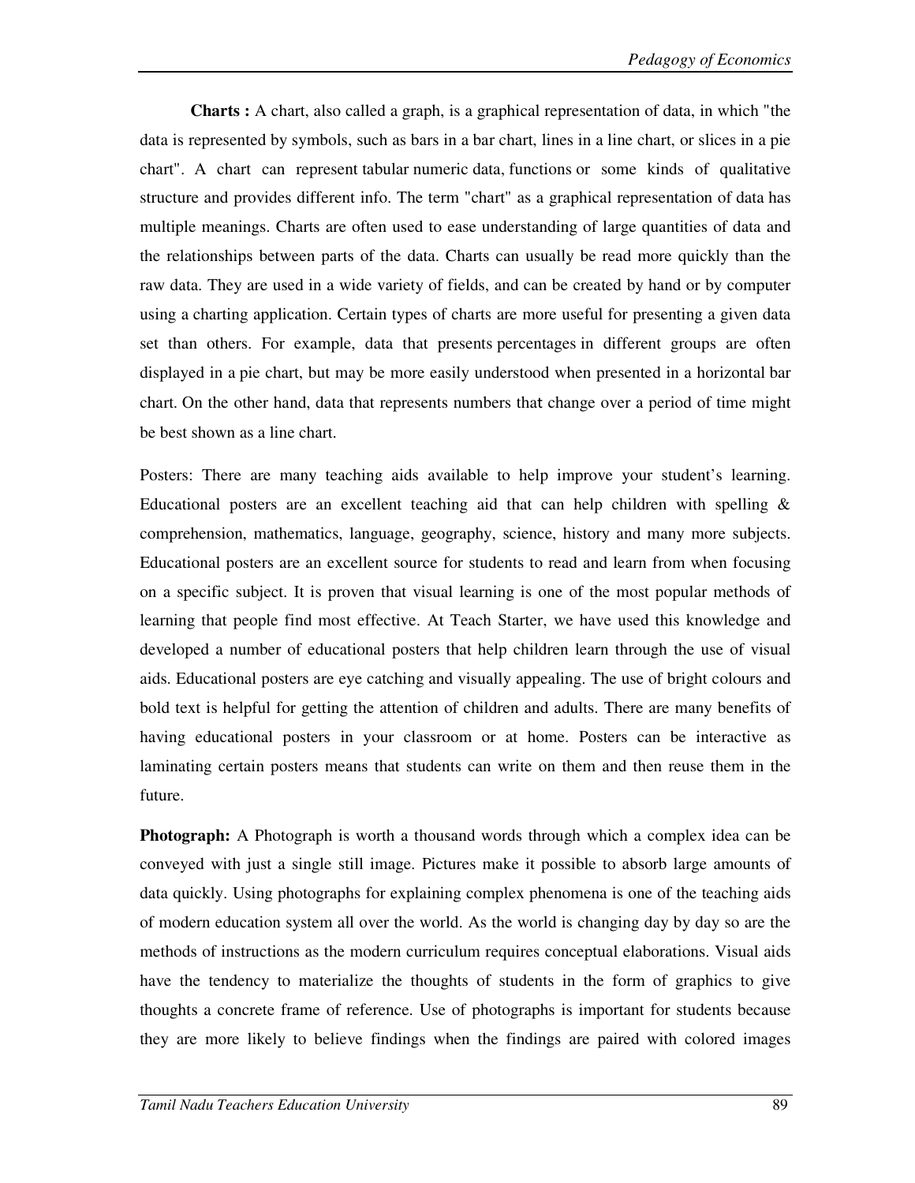**Charts :** A chart, also called a graph, is a graphical representation of data, in which "the data is represented by symbols, such as bars in a bar chart, lines in a line chart, or slices in a pie chart". A chart can represent tabular numeric data, functions or some kinds of qualitative structure and provides different info. The term "chart" as a graphical representation of data has multiple meanings. Charts are often used to ease understanding of large quantities of data and the relationships between parts of the data. Charts can usually be read more quickly than the raw data. They are used in a wide variety of fields, and can be created by hand or by computer using a charting application. Certain types of charts are more useful for presenting a given data set than others. For example, data that presents percentages in different groups are often displayed in a pie chart, but may be more easily understood when presented in a horizontal bar chart. On the other hand, data that represents numbers that change over a period of time might be best shown as a line chart.

Posters: There are many teaching aids available to help improve your student's learning. Educational posters are an excellent teaching aid that can help children with spelling & comprehension, mathematics, language, geography, science, history and many more subjects. Educational posters are an excellent source for students to read and learn from when focusing on a specific subject. It is proven that visual learning is one of the most popular methods of learning that people find most effective. At Teach Starter, we have used this knowledge and developed a number of educational posters that help children learn through the use of visual aids. Educational posters are eye catching and visually appealing. The use of bright colours and bold text is helpful for getting the attention of children and adults. There are many benefits of having educational posters in your classroom or at home. Posters can be interactive as laminating certain posters means that students can write on them and then reuse them in the future.

**Photograph:** A Photograph is worth a thousand words through which a complex idea can be conveyed with just a single still image. Pictures make it possible to absorb large amounts of data quickly. Using photographs for explaining complex phenomena is one of the teaching aids of modern education system all over the world. As the world is changing day by day so are the methods of instructions as the modern curriculum requires conceptual elaborations. Visual aids have the tendency to materialize the thoughts of students in the form of graphics to give thoughts a concrete frame of reference. Use of photographs is important for students because they are more likely to believe findings when the findings are paired with colored images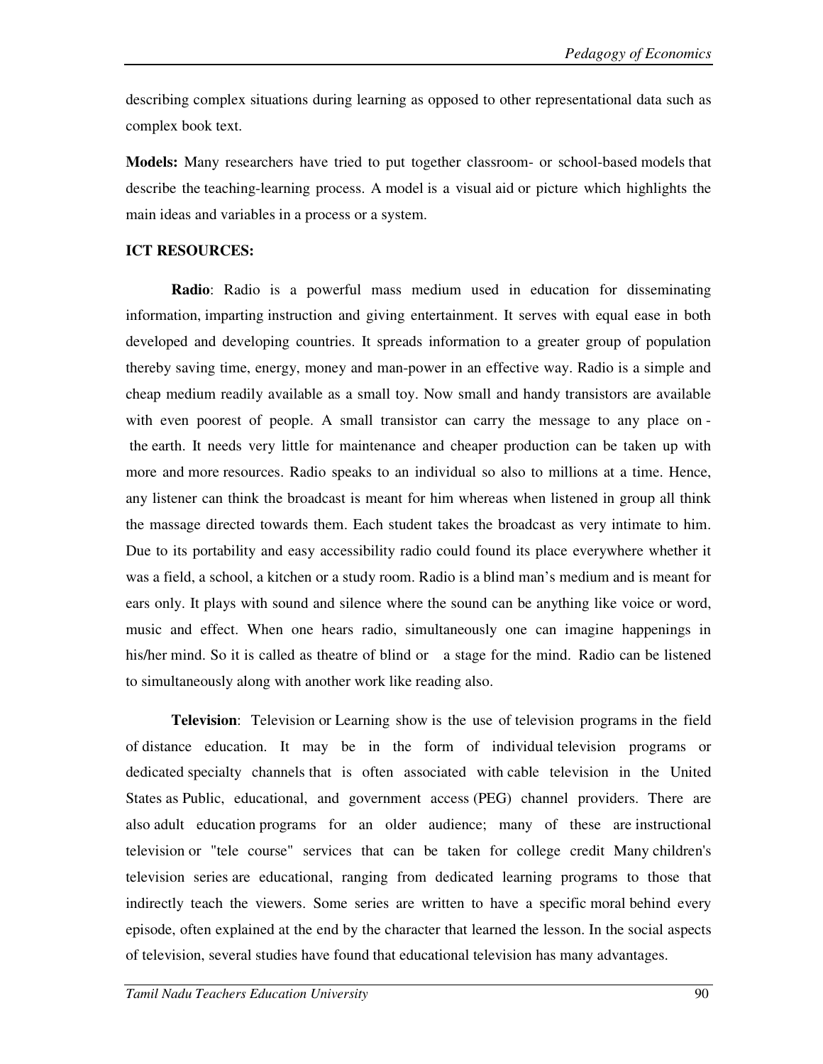describing complex situations during learning as opposed to other representational data such as complex book text.

**Models:** Many researchers have tried to put together classroom- or school-based models that describe the teaching-learning process. A model is a visual aid or picture which highlights the main ideas and variables in a process or a system.

**ICT RESOURCES:**

**Radio**: Radio is a powerful mass medium used in education for disseminating information, imparting instruction and giving entertainment. It serves with equal ease in both developed and developing countries. It spreads information to a greater group of population thereby saving time, energy, money and man-power in an effective way. Radio is a simple and cheap medium readily available as a small toy. Now small and handy transistors are available with even poorest of people. A small transistor can carry the message to any place on - the earth. It needs very little for maintenance and cheaper production can be taken up with more and more resources. Radio speaks to an individual so also to millions at a time. Hence, any listener can think the broadcast is meant for him whereas when listened in group all think the massage directed towards them. Each student takes the broadcast as very intimate to him. Due to its portability and easy accessibility radio could found its place everywhere whether it was a field, a school, a kitchen or a study room. Radio is a blind man's medium and is meant for ears only. It plays with sound and silence where the sound can be anything like voice or word, music and effect. When one hears radio, simultaneously one can imagine happenings in his/her mind. So it is called as theatre of blind or a stage for the mind. Radio can be listened to simultaneously along with another work like reading also.

**Television**: Television or Learning show is the use of television programs in the field of distance education. It may be in the form of individual television programs or dedicated specialty channels that is often associated with cable television in the United States as Public, educational, and government access (PEG) channel providers. There are also adult education programs for an older audience; many of these are instructional television or "tele course" services that can be taken for college credit Many children's television series are educational, ranging from dedicated learning programs to those that indirectly teach the viewers. Some series are written to have a specific moral behind every episode, often explained at the end by the character that learned the lesson. In the social aspects of television, several studies have found that educational television has many advantages.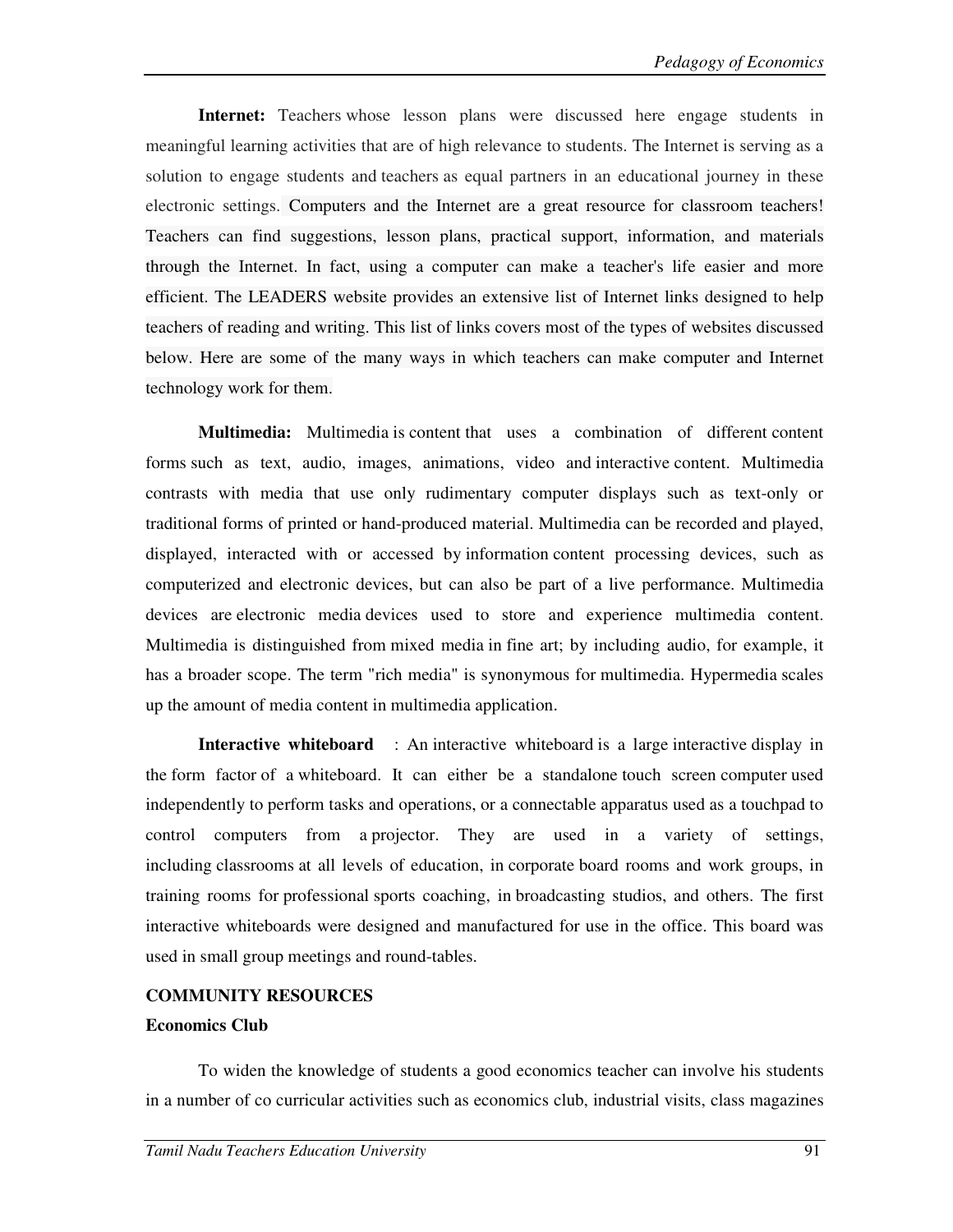**Internet:** Teachers whose lesson plans were discussed here engage students in meaningful learning activities that are of high relevance to students. The Internet is serving as a solution to engage students and teachers as equal partners in an educational journey in these electronic settings. Computers and the Internet are a great resource for classroom teachers! Teachers can find suggestions, lesson plans, practical support, information, and materials through the Internet. In fact, using a computer can make a teacher's life easier and more efficient. The LEADERS website provides an extensive list of Internet links designed to help teachers of reading and writing. This list of links covers most of the types of websites discussed below. Here are some of the many ways in which teachers can make computer and Internet technology work for them.

**Multimedia:** Multimedia is content that uses a combination of different content forms such as text, audio, images, animations, video and interactive content. Multimedia contrasts with media that use only rudimentary computer displays such as text-only or traditional forms of printed or hand-produced material. Multimedia can be recorded and played, displayed, interacted with or accessed by information content processing devices, such as computerized and electronic devices, but can also be part of a live performance. Multimedia devices are electronic media devices used to store and experience multimedia content. Multimedia is distinguished from mixed media in fine art; by including audio, for example, it has a broader scope. The term "rich media" is synonymous for multimedia. Hypermedia scales up the amount of media content in multimedia application.

**Interactive whiteboard** : An interactive whiteboard is a large interactive display in the form factor of a whiteboard. It can either be a standalone touch screen computer used independently to perform tasks and operations, or a connectable apparatus used as a touchpad to control computers from a projector. They are used in a variety of settings, including classrooms at all levels of education, in corporate board rooms and work groups, in training rooms for professional sports coaching, in broadcasting studios, and others. The first interactive whiteboards were designed and manufactured for use in the office. This board was used in small group meetings and round-tables.

## COMMUNITY RESOURCES

### Economics Club

To widen the knowledge of students a good economics teacher can involve his students in a number of co curricular activities such as economics club, industrial visits, class magazines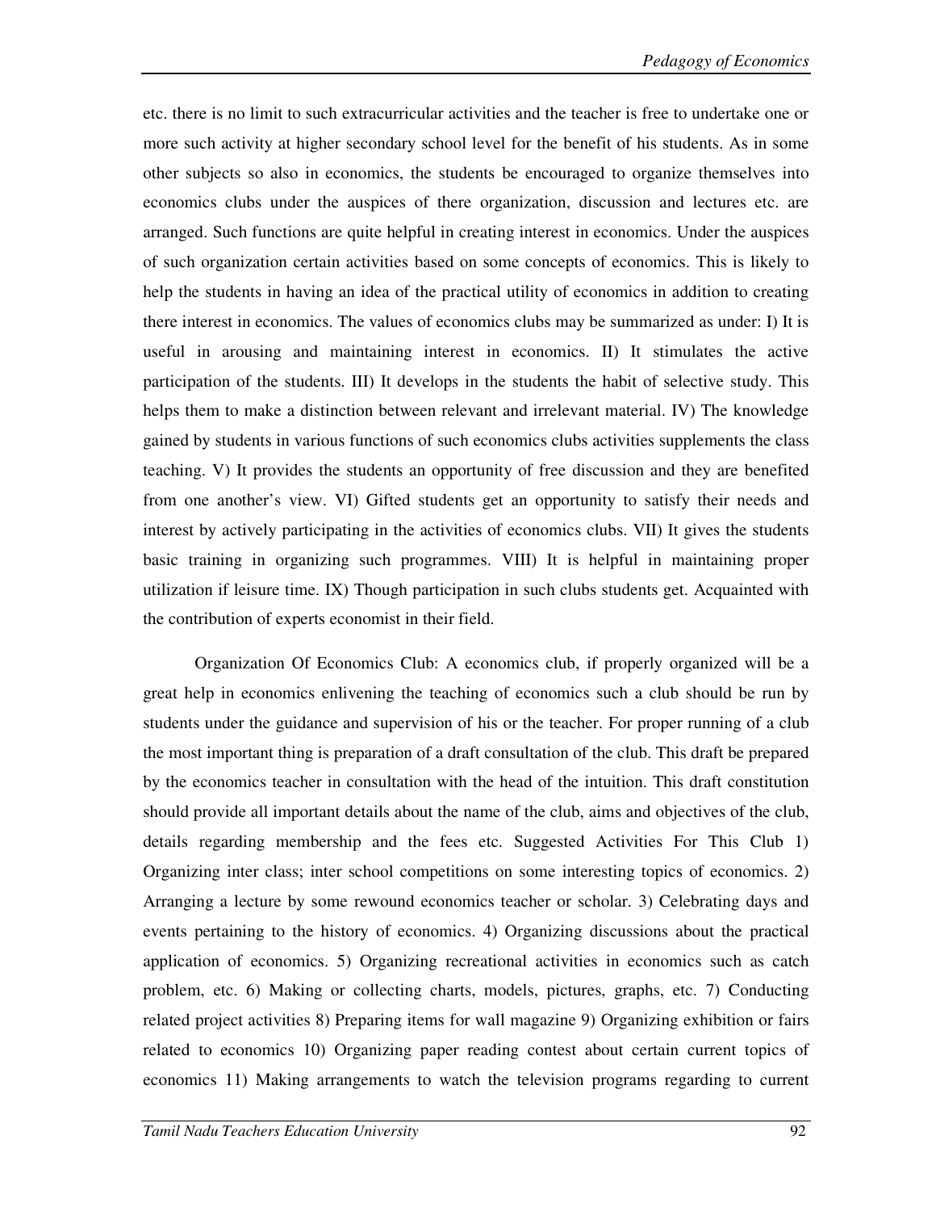etc. there is no limit to such extracurricular activities and the teacher is free to undertake one or more such activity at higher secondary school level for the benefit of his students. As in some other subjects so also in economics, the students be encouraged to organize themselves into economics clubs under the auspices of there organization, discussion and lectures etc. are arranged. Such functions are quite helpful in creating interest in economics. Under the auspices of such organization certain activities based on some concepts of economics. This is likely to help the students in having an idea of the practical utility of economics in addition to creating there interest in economics. The values of economics clubs may be summarized as under: I) It is useful in arousing and maintaining interest in economics. II) It stimulates the active participation of the students. III) It develops in the students the habit of selective study. This helps them to make a distinction between relevant and irrelevant material. IV) The knowledge gained by students in various functions of such economics clubs activities supplements the class teaching. V) It provides the students an opportunity of free discussion and they are benefited from one another's view. VI) Gifted students get an opportunity to satisfy their needs and interest by actively participating in the activities of economics clubs. VII) It gives the students basic training in organizing such programmes. VIII) It is helpful in maintaining proper utilization if leisure time. IX) Though participation in such clubs students get. Acquainted with the contribution of experts economist in their field.

Organization Of Economics Club: A economics club, if properly organized will be a great help in economics enlivening the teaching of economics such a club should be run by students under the guidance and supervision of his or the teacher. For proper running of a club the most important thing is preparation of a draft consultation of the club. This draft be prepared by the economics teacher in consultation with the head of the intuition. This draft constitution should provide all important details about the name of the club, aims and objectives of the club, details regarding membership and the fees etc. Suggested Activities For This Club 1) Organizing inter class; inter school competitions on some interesting topics of economics. 2) Arranging a lecture by some rewound economics teacher or scholar. 3) Celebrating days and events pertaining to the history of economics. 4) Organizing discussions about the practical application of economics. 5) Organizing recreational activities in economics such as catch problem, etc. 6) Making or collecting charts, models, pictures, graphs, etc. 7) Conducting related project activities 8) Preparing items for wall magazine 9) Organizing exhibition or fairs related to economics 10) Organizing paper reading contest about certain current topics of economics 11) Making arrangements to watch the television programs regarding to current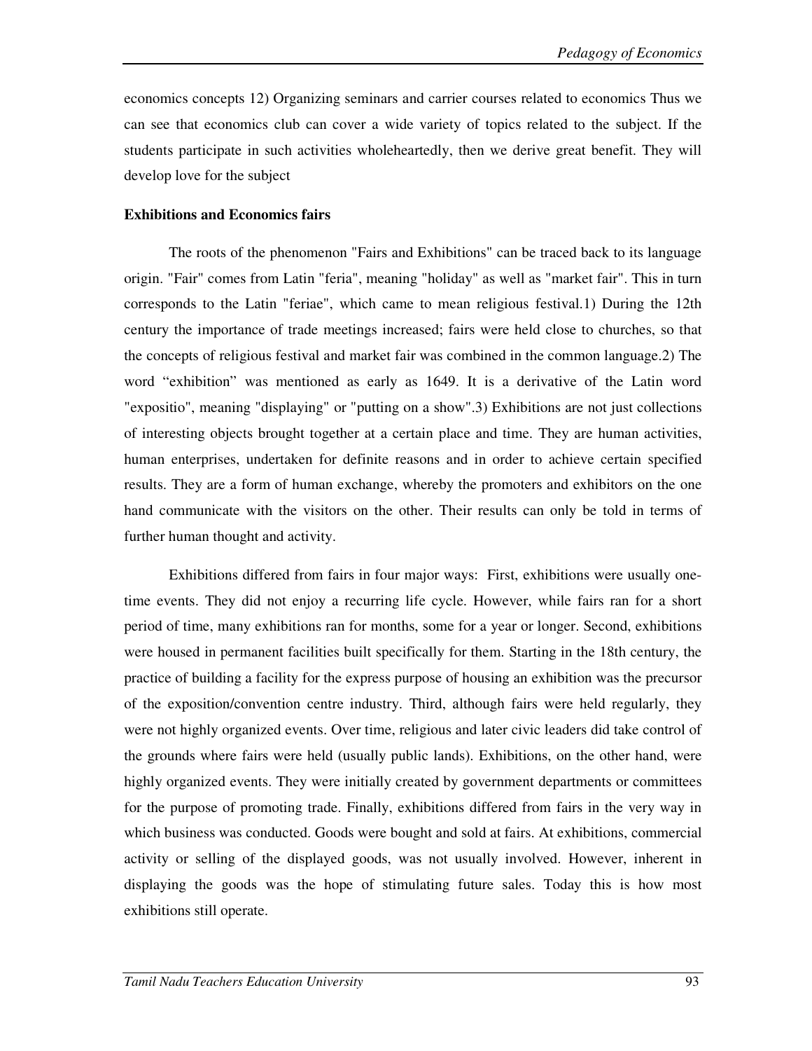economics concepts 12) Organizing seminars and carrier courses related to economics Thus we can see that economics club can cover a wide variety of topics related to the subject. If the students participate in such activities wholeheartedly, then we derive great benefit. They will develop love for the subject

**Exhibitions and Economics fairs**

The roots of the phenomenon "Fairs and Exhibitions" can be traced back to its language origin. "Fair" comes from Latin "feria", meaning "holiday" as well as "market fair". This in turn corresponds to the Latin "feriae", which came to mean religious festival.1) During the 12th century the importance of trade meetings increased; fairs were held close to churches, so that the concepts of religious festival and market fair was combined in the common language.2) The word "exhibition" was mentioned as early as 1649. It is a derivative of the Latin word "expositio", meaning "displaying" or "putting on a show".3) Exhibitions are not just collections of interesting objects brought together at a certain place and time. They are human activities, human enterprises, undertaken for definite reasons and in order to achieve certain specified results. They are a form of human exchange, whereby the promoters and exhibitors on the one hand communicate with the visitors on the other. Their results can only be told in terms of further human thought and activity.

Exhibitions differed from fairs in four major ways: First, exhibitions were usually one-time events. They did not enjoy a recurring life cycle. However, while fairs ran for a short period of time, many exhibitions ran for months, some for a year or longer. Second, exhibitions were housed in permanent facilities built specifically for them. Starting in the 18th century, the practice of building a facility for the express purpose of housing an exhibition was the precursor of the exposition/convention centre industry. Third, although fairs were held regularly, they were not highly organized events. Over time, religious and later civic leaders did take control of the grounds where fairs were held (usually public lands). Exhibitions, on the other hand, were highly organized events. They were initially created by government departments or committees for the purpose of promoting trade. Finally, exhibitions differed from fairs in the very way in which business was conducted. Goods were bought and sold at fairs. At exhibitions, commercial activity or selling of the displayed goods, was not usually involved. However, inherent in displaying the goods was the hope of stimulating future sales. Today this is how most exhibitions still operate.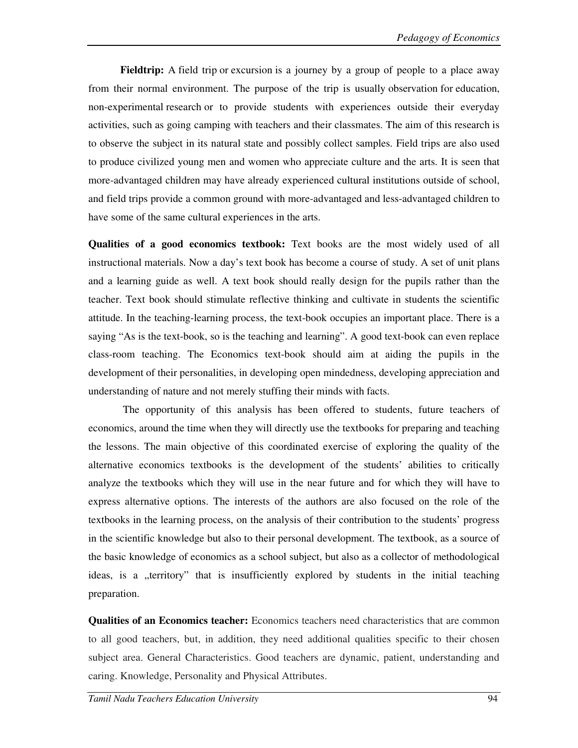**Fieldtrip:** A field trip or excursion is a journey by a group of people to a place away from their normal environment. The purpose of the trip is usually observation for education, non-experimental research or to provide students with experiences outside their everyday activities, such as going camping with teachers and their classmates. The aim of this research is to observe the subject in its natural state and possibly collect samples. Field trips are also used to produce civilized young men and women who appreciate culture and the arts. It is seen that more-advantaged children may have already experienced cultural institutions outside of school, and field trips provide a common ground with more-advantaged and less-advantaged children to have some of the same cultural experiences in the arts.

**Qualities of a good economics textbook:** Text books are the most widely used of all instructional materials. Now a day's text book has become a course of study. A set of unit plans and a learning guide as well. A text book should really design for the pupils rather than the teacher. Text book should stimulate reflective thinking and cultivate in students the scientific attitude. In the teaching-learning process, the text-book occupies an important place. There is a saying "As is the text-book, so is the teaching and learning". A good text-book can even replace class-room teaching. The Economics text-book should aim at aiding the pupils in the development of their personalities, in developing open mindedness, developing appreciation and understanding of nature and not merely stuffing their minds with facts.

The opportunity of this analysis has been offered to students, future teachers of economics, around the time when they will directly use the textbooks for preparing and teaching the lessons. The main objective of this coordinated exercise of exploring the quality of the alternative economics textbooks is the development of the students' abilities to critically analyze the textbooks which they will use in the near future and for which they will have to express alternative options. The interests of the authors are also focused on the role of the textbooks in the learning process, on the analysis of their contribution to the students' progress in the scientific knowledge but also to their personal development. The textbook, as a source of the basic knowledge of economics as a school subject, but also as a collector of methodological ideas, is a „territory" that is insufficiently explored by students in the initial teaching preparation.

**Qualities of an Economics teacher:** Economics teachers need characteristics that are common to all good teachers, but, in addition, they need additional qualities specific to their chosen subject area. General Characteristics. Good teachers are dynamic, patient, understanding and caring. Knowledge, Personality and Physical Attributes.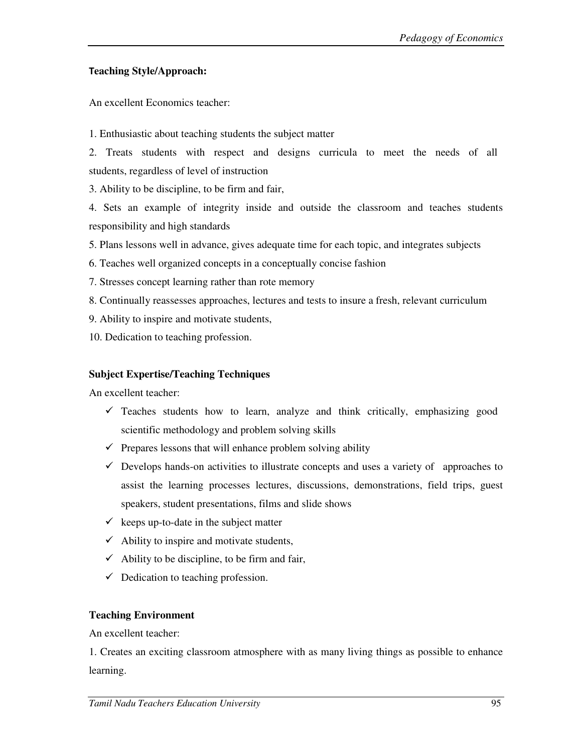**Teaching Style/Approach:**

An excellent Economics teacher:

1. Enthusiastic about teaching students the subject matter
2. Treats students with respect and designs curricula to meet the needs of all students, regardless of level of instruction
3. Ability to be discipline, to be firm and fair,
4. Sets an example of integrity inside and outside the classroom and teaches students responsibility and high standards
5. Plans lessons well in advance, gives adequate time for each topic, and integrates subjects
6. Teaches well organized concepts in a conceptually concise fashion
7. Stresses concept learning rather than rote memory
8. Continually reassesses approaches, lectures and tests to insure a fresh, relevant curriculum
9. Ability to inspire and motivate students,
10. Dedication to teaching profession.

**Subject Expertise/Teaching Techniques**

An excellent teacher:

- ✓ Teaches students how to learn, analyze and think critically, emphasizing good scientific methodology and problem solving skills
- ✓ Prepares lessons that will enhance problem solving ability
- ✓ Develops hands-on activities to illustrate concepts and uses a variety of approaches to assist the learning processes lectures, discussions, demonstrations, field trips, guest speakers, student presentations, films and slide shows
- ✓ keeps up-to-date in the subject matter
- ✓ Ability to inspire and motivate students,
- ✓ Ability to be discipline, to be firm and fair,
- ✓ Dedication to teaching profession.

**Teaching Environment**

An excellent teacher:

1. Creates an exciting classroom atmosphere with as many living things as possible to enhance learning.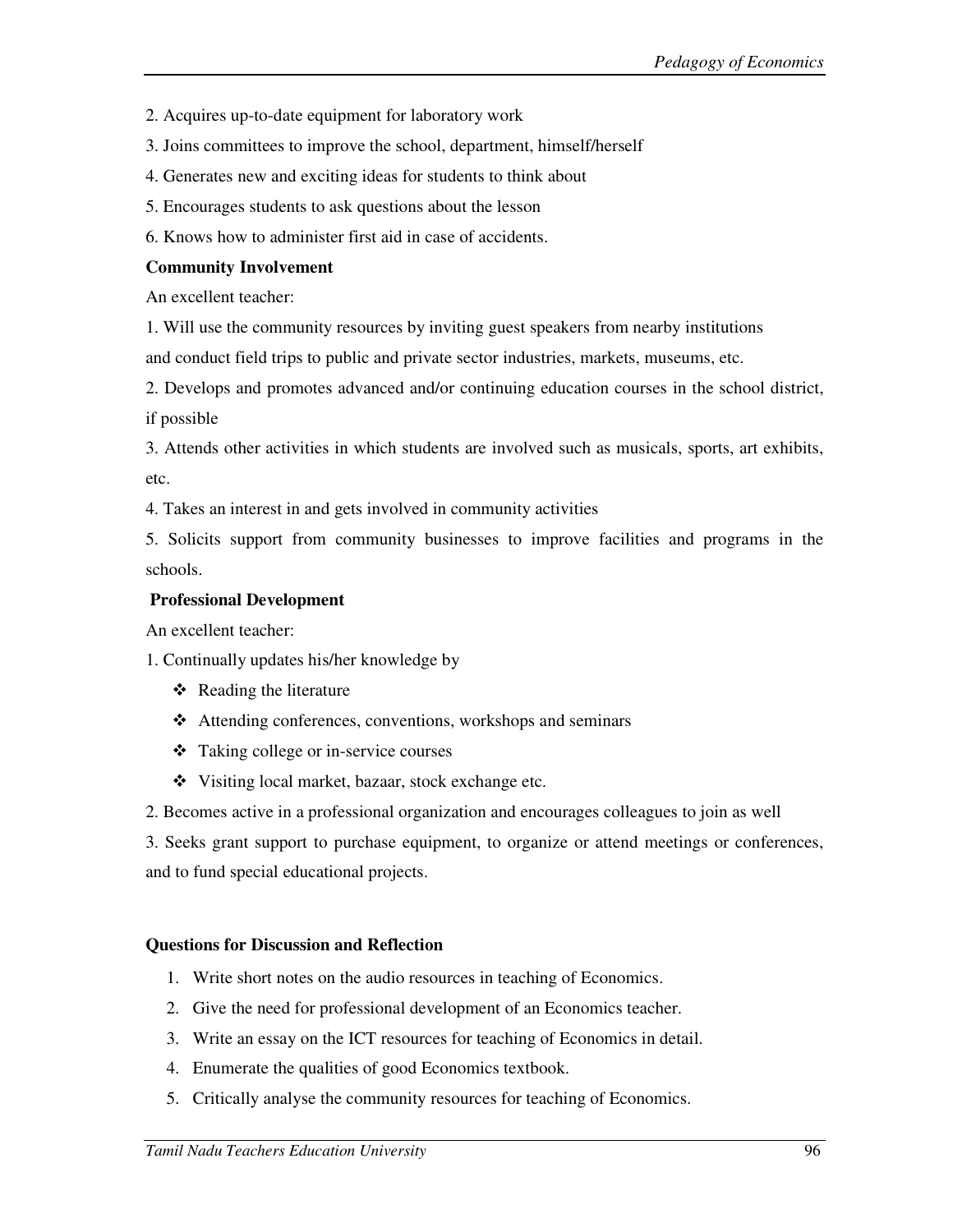2. Acquires up-to-date equipment for laboratory work

3. Joins committees to improve the school, department, himself/herself

4. Generates new and exciting ideas for students to think about

5. Encourages students to ask questions about the lesson

6. Knows how to administer first aid in case of accidents.

**Community Involvement**

An excellent teacher:

1. Will use the community resources by inviting guest speakers from nearby institutions and conduct field trips to public and private sector industries, markets, museums, etc.

2. Develops and promotes advanced and/or continuing education courses in the school district, if possible

3. Attends other activities in which students are involved such as musicals, sports, art exhibits, etc.

4. Takes an interest in and gets involved in community activities

5. Solicits support from community businesses to improve facilities and programs in the schools.

**Professional Development**

An excellent teacher:

1. Continually updates his/her knowledge by
   - Reading the literature
   - Attending conferences, conventions, workshops and seminars
   - Taking college or in-service courses
   - Visiting local market, bazaar, stock exchange etc.

2. Becomes active in a professional organization and encourages colleagues to join as well

3. Seeks grant support to purchase equipment, to organize or attend meetings or conferences, and to fund special educational projects.

**Questions for Discussion and Reflection**

1. Write short notes on the audio resources in teaching of Economics.
2. Give the need for professional development of an Economics teacher.
3. Write an essay on the ICT resources for teaching of Economics in detail.
4. Enumerate the qualities of good Economics textbook.
5. Critically analyse the community resources for teaching of Economics.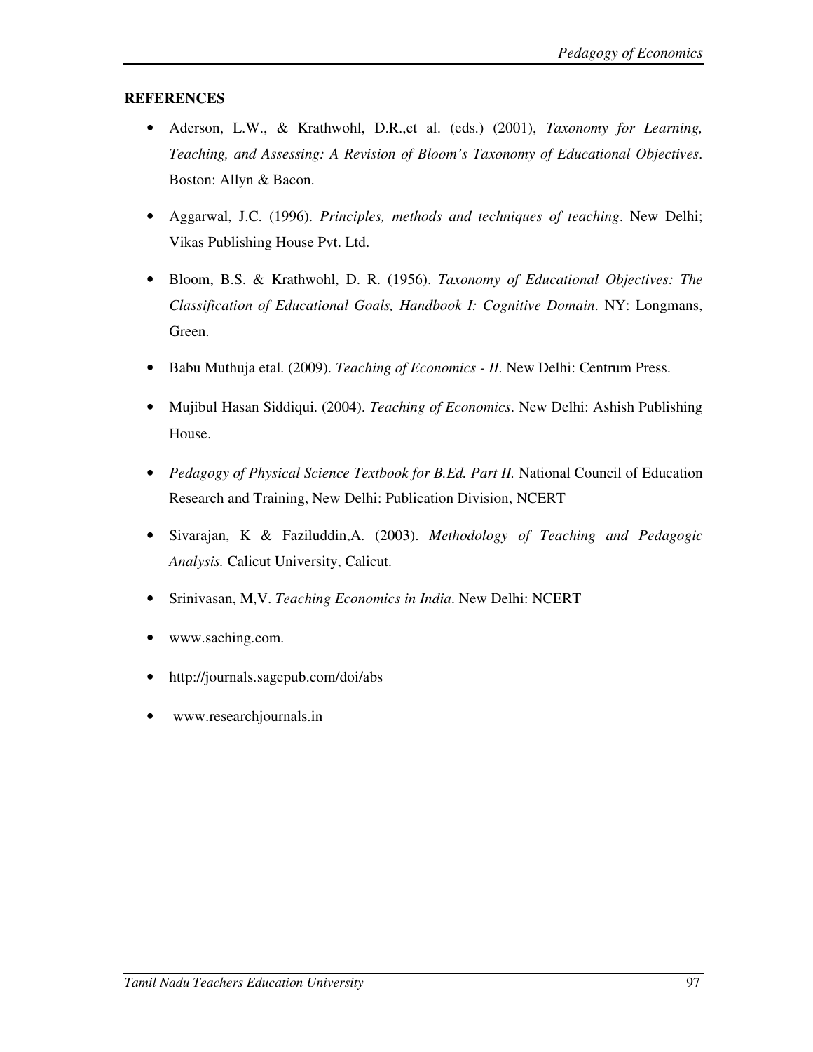**REFERENCES**

- Aderson, L.W., & Krathwohl, D.R.,et al. (eds.) (2001), *Taxonomy for Learning, Teaching, and Assessing: A Revision of Bloom's Taxonomy of Educational Objectives*. Boston: Allyn & Bacon.
- Aggarwal, J.C. (1996). *Principles, methods and techniques of teaching*. New Delhi; Vikas Publishing House Pvt. Ltd.
- Bloom, B.S. & Krathwohl, D. R. (1956). *Taxonomy of Educational Objectives: The Classification of Educational Goals, Handbook I: Cognitive Domain*. NY: Longmans, Green.
- Babu Muthuja etal. (2009). *Teaching of Economics - II*. New Delhi: Centrum Press.
- Mujibul Hasan Siddiqui. (2004). *Teaching of Economics*. New Delhi: Ashish Publishing House.
- *Pedagogy of Physical Science Textbook for B.Ed. Part II.* National Council of Education Research and Training, New Delhi: Publication Division, NCERT
- Sivarajan, K & Faziluddin,A. (2003). *Methodology of Teaching and Pedagogic Analysis.* Calicut University, Calicut.
- Srinivasan, M,V. *Teaching Economics in India*. New Delhi: NCERT
- www.saching.com.
- http://journals.sagepub.com/doi/abs
- www.researchjournals.in